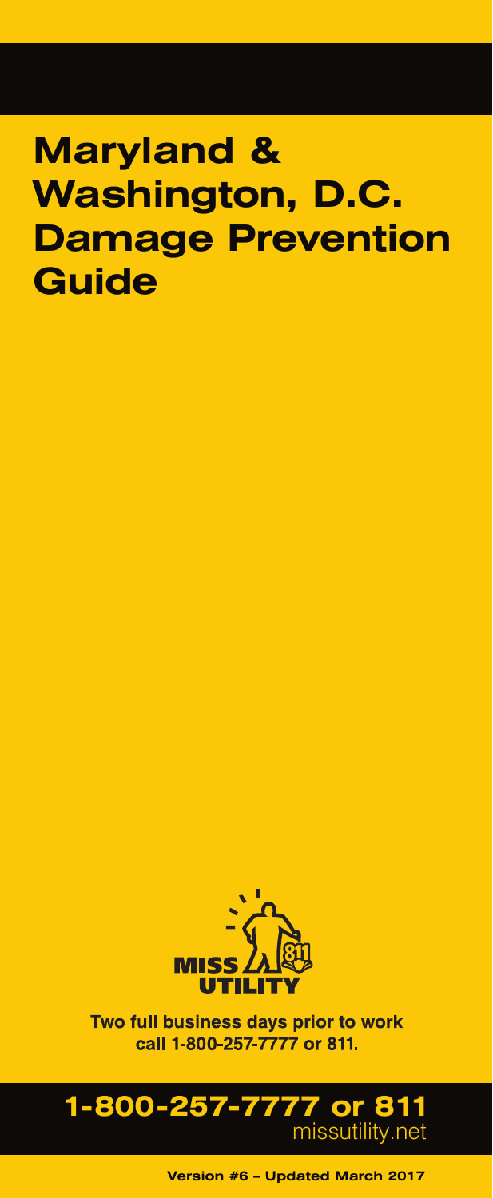# Maryland & Washington, D.C. Damage Prevention Guide

MISS UTILITY 811

**Two full business days prior to work call 1-800-257-7777 or 811.**

**1-800-257-7777 or 811**
missutility.net

**Version #6 – Updated March 2017**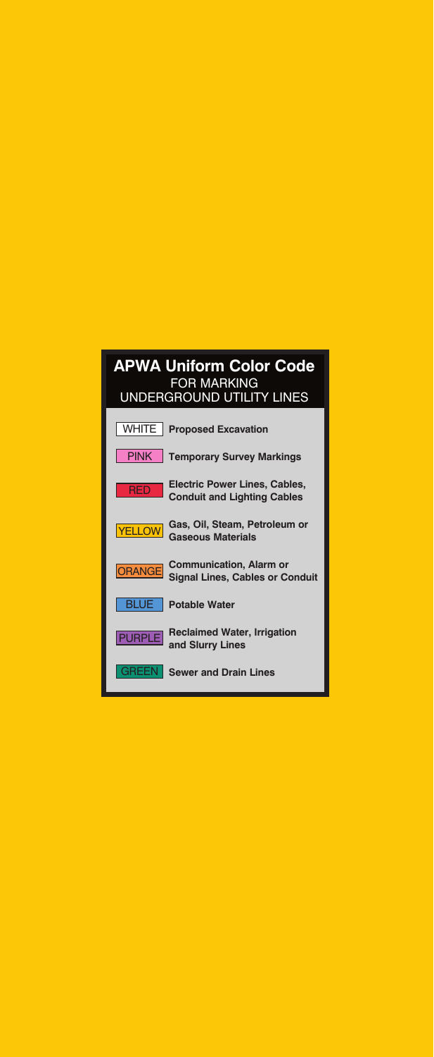## APWA Uniform Color Code

FOR MARKING UNDERGROUND UTILITY LINES

| Color | Use |
| --- | --- |
| WHITE | **Proposed Excavation** |
| PINK | **Temporary Survey Markings** |
| RED | **Electric Power Lines, Cables, Conduit and Lighting Cables** |
| YELLOW | **Gas, Oil, Steam, Petroleum or Gaseous Materials** |
| ORANGE | **Communication, Alarm or Signal Lines, Cables or Conduit** |
| BLUE | **Potable Water** |
| PURPLE | **Reclaimed Water, Irrigation and Slurry Lines** |
| GREEN | **Sewer and Drain Lines** |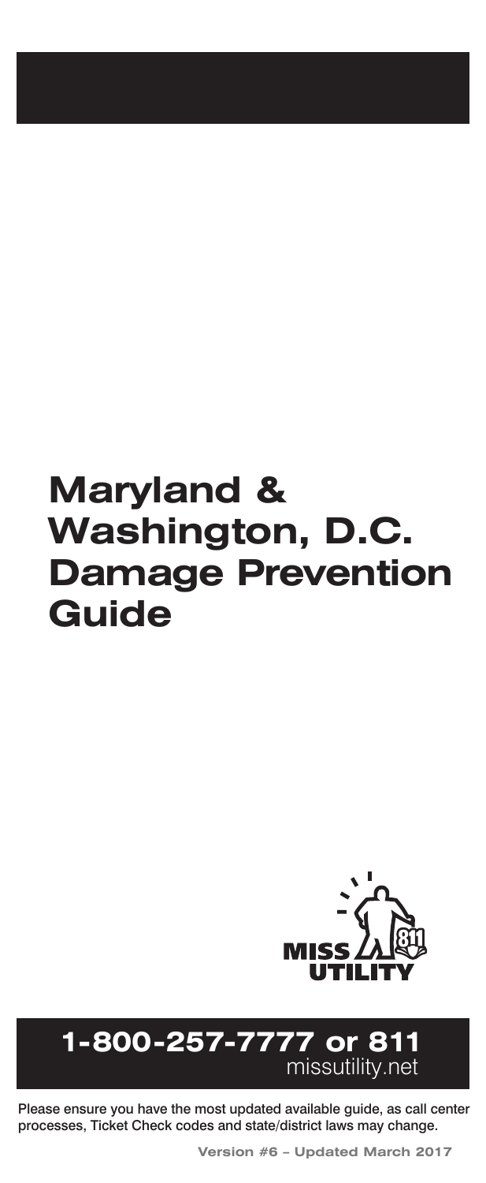# Maryland & Washington, D.C. Damage Prevention Guide

MISS UTILITY

**1-800-257-7777 or 811**
missutility.net

Please ensure you have the most updated available guide, as call center processes, Ticket Check codes and state/district laws may change.

**Version #6 – Updated March 2017**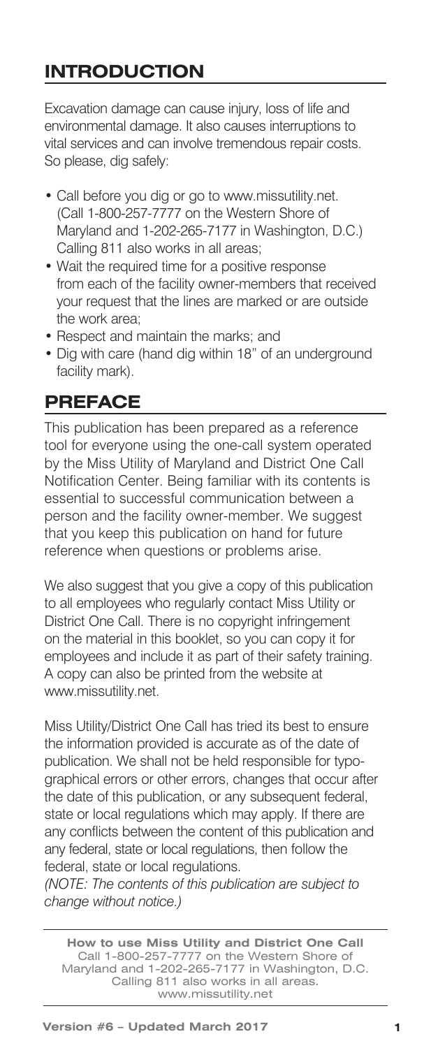## INTRODUCTION

Excavation damage can cause injury, loss of life and environmental damage. It also causes interruptions to vital services and can involve tremendous repair costs. So please, dig safely:

- Call before you dig or go to www.missutility.net. (Call 1-800-257-7777 on the Western Shore of Maryland and 1-202-265-7177 in Washington, D.C.) Calling 811 also works in all areas;
- Wait the required time for a positive response from each of the facility owner-members that received your request that the lines are marked or are outside the work area;
- Respect and maintain the marks; and
- Dig with care (hand dig within 18" of an underground facility mark).

## PREFACE

This publication has been prepared as a reference tool for everyone using the one-call system operated by the Miss Utility of Maryland and District One Call Notification Center. Being familiar with its contents is essential to successful communication between a person and the facility owner-member. We suggest that you keep this publication on hand for future reference when questions or problems arise.

We also suggest that you give a copy of this publication to all employees who regularly contact Miss Utility or District One Call. There is no copyright infringement on the material in this booklet, so you can copy it for employees and include it as part of their safety training. A copy can also be printed from the website at www.missutility.net.

Miss Utility/District One Call has tried its best to ensure the information provided is accurate as of the date of publication. We shall not be held responsible for typographical errors or other errors, changes that occur after the date of this publication, or any subsequent federal, state or local regulations which may apply. If there are any conflicts between the content of this publication and any federal, state or local regulations, then follow the federal, state or local regulations.

*(NOTE: The contents of this publication are subject to change without notice.)*

**How to use Miss Utility and District One Call**
Call 1-800-257-7777 on the Western Shore of Maryland and 1-202-265-7177 in Washington, D.C.
Calling 811 also works in all areas.
www.missutility.net

**Version #6 – Updated March 2017**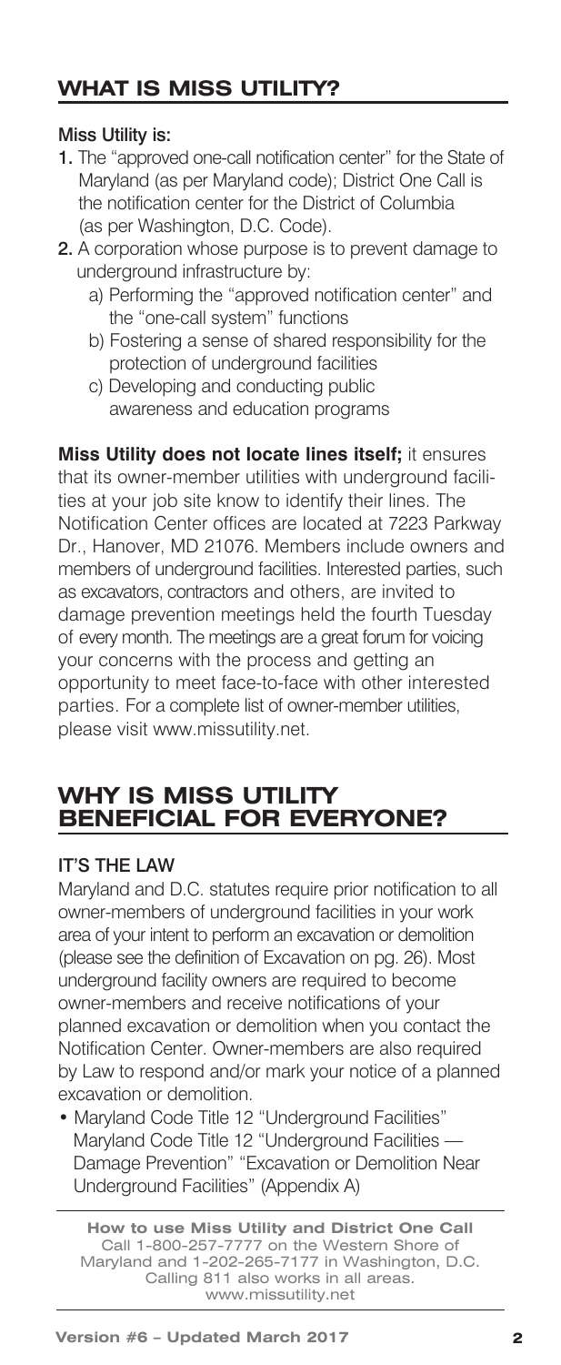## WHAT IS MISS UTILITY?

**Miss Utility is:**

1. The "approved one-call notification center" for the State of Maryland (as per Maryland code); District One Call is the notification center for the District of Columbia (as per Washington, D.C. Code).
2. A corporation whose purpose is to prevent damage to underground infrastructure by:
   a) Performing the "approved notification center" and the "one-call system" functions
   b) Fostering a sense of shared responsibility for the protection of underground facilities
   c) Developing and conducting public awareness and education programs

**Miss Utility does not locate lines itself;** it ensures that its owner-member utilities with underground facilities at your job site know to identify their lines. The Notification Center offices are located at 7223 Parkway Dr., Hanover, MD 21076. Members include owners and members of underground facilities. Interested parties, such as excavators, contractors and others, are invited to damage prevention meetings held the fourth Tuesday of every month. The meetings are a great forum for voicing your concerns with the process and getting an opportunity to meet face-to-face with other interested parties. For a complete list of owner-member utilities, please visit www.missutility.net.

## WHY IS MISS UTILITY BENEFICIAL FOR EVERYONE?

### IT'S THE LAW

Maryland and D.C. statutes require prior notification to all owner-members of underground facilities in your work area of your intent to perform an excavation or demolition (please see the definition of Excavation on pg. 26). Most underground facility owners are required to become owner-members and receive notifications of your planned excavation or demolition when you contact the Notification Center. Owner-members are also required by Law to respond and/or mark your notice of a planned excavation or demolition.

- Maryland Code Title 12 "Underground Facilities" Maryland Code Title 12 "Underground Facilities — Damage Prevention" "Excavation or Demolition Near Underground Facilities" (Appendix A)

**How to use Miss Utility and District One Call**
Call 1-800-257-7777 on the Western Shore of Maryland and 1-202-265-7177 in Washington, D.C.
Calling 811 also works in all areas.
www.missutility.net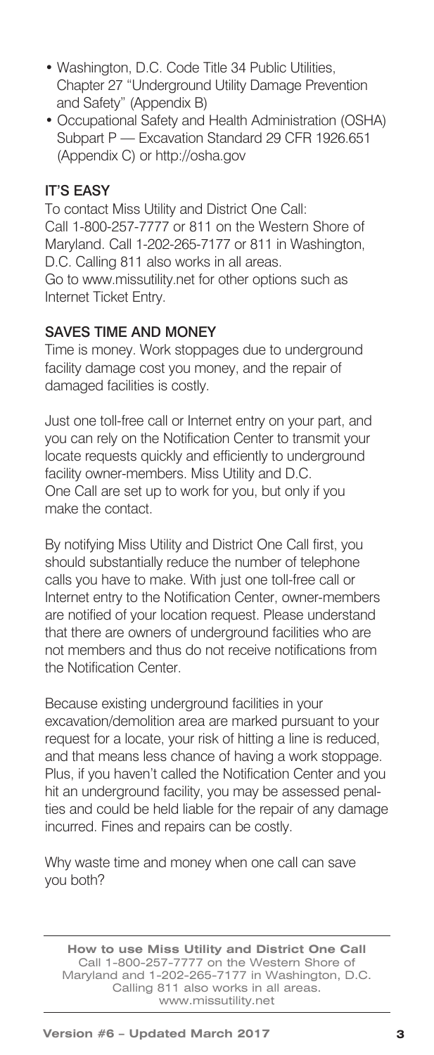- Washington, D.C. Code Title 34 Public Utilities, Chapter 27 "Underground Utility Damage Prevention and Safety" (Appendix B)
- Occupational Safety and Health Administration (OSHA) Subpart P — Excavation Standard 29 CFR 1926.651 (Appendix C) or http://osha.gov

### IT'S EASY

To contact Miss Utility and District One Call:
Call 1-800-257-7777 or 811 on the Western Shore of Maryland. Call 1-202-265-7177 or 811 in Washington, D.C. Calling 811 also works in all areas.
Go to www.missutility.net for other options such as Internet Ticket Entry.

### SAVES TIME AND MONEY

Time is money. Work stoppages due to underground facility damage cost you money, and the repair of damaged facilities is costly.

Just one toll-free call or Internet entry on your part, and you can rely on the Notification Center to transmit your locate requests quickly and efficiently to underground facility owner-members. Miss Utility and D.C. One Call are set up to work for you, but only if you make the contact.

By notifying Miss Utility and District One Call first, you should substantially reduce the number of telephone calls you have to make. With just one toll-free call or Internet entry to the Notification Center, owner-members are notified of your location request. Please understand that there are owners of underground facilities who are not members and thus do not receive notifications from the Notification Center.

Because existing underground facilities in your excavation/demolition area are marked pursuant to your request for a locate, your risk of hitting a line is reduced, and that means less chance of having a work stoppage. Plus, if you haven't called the Notification Center and you hit an underground facility, you may be assessed penalties and could be held liable for the repair of any damage incurred. Fines and repairs can be costly.

Why waste time and money when one call can save you both?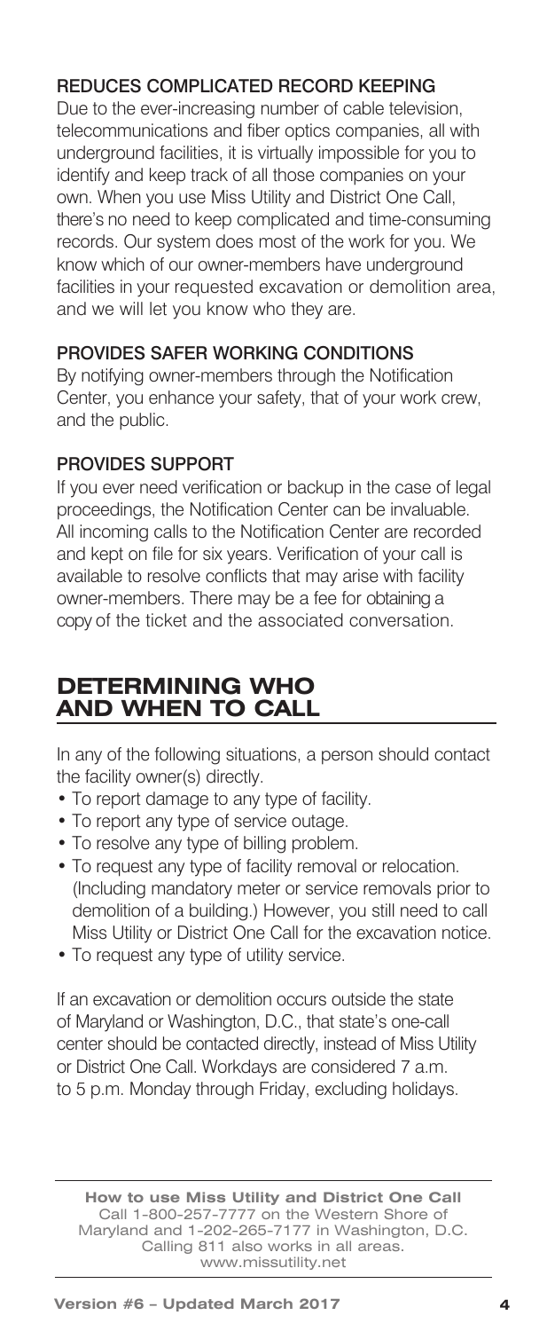### REDUCES COMPLICATED RECORD KEEPING

Due to the ever-increasing number of cable television, telecommunications and fiber optics companies, all with underground facilities, it is virtually impossible for you to identify and keep track of all those companies on your own. When you use Miss Utility and District One Call, there's no need to keep complicated and time-consuming records. Our system does most of the work for you. We know which of our owner-members have underground facilities in your requested excavation or demolition area, and we will let you know who they are.

### PROVIDES SAFER WORKING CONDITIONS

By notifying owner-members through the Notification Center, you enhance your safety, that of your work crew, and the public.

### PROVIDES SUPPORT

If you ever need verification or backup in the case of legal proceedings, the Notification Center can be invaluable. All incoming calls to the Notification Center are recorded and kept on file for six years. Verification of your call is available to resolve conflicts that may arise with facility owner-members. There may be a fee for obtaining a copy of the ticket and the associated conversation.

## DETERMINING WHO AND WHEN TO CALL

In any of the following situations, a person should contact the facility owner(s) directly.

- To report damage to any type of facility.
- To report any type of service outage.
- To resolve any type of billing problem.
- To request any type of facility removal or relocation. (Including mandatory meter or service removals prior to demolition of a building.) However, you still need to call Miss Utility or District One Call for the excavation notice.
- To request any type of utility service.

If an excavation or demolition occurs outside the state of Maryland or Washington, D.C., that state's one-call center should be contacted directly, instead of Miss Utility or District One Call. Workdays are considered 7 a.m. to 5 p.m. Monday through Friday, excluding holidays.

**How to use Miss Utility and District One Call**
Call 1-800-257-7777 on the Western Shore of Maryland and 1-202-265-7177 in Washington, D.C.
Calling 811 also works in all areas.
www.missutility.net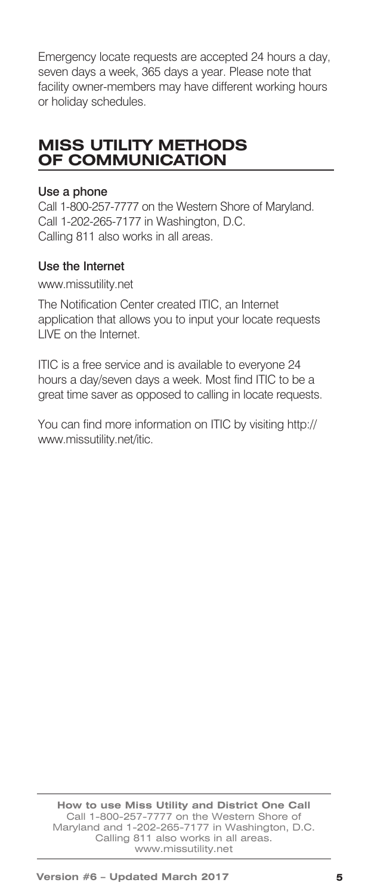Emergency locate requests are accepted 24 hours a day, seven days a week, 365 days a year. Please note that facility owner-members may have different working hours or holiday schedules.

## MISS UTILITY METHODS OF COMMUNICATION

**Use a phone**

Call 1-800-257-7777 on the Western Shore of Maryland.
Call 1-202-265-7177 in Washington, D.C.
Calling 811 also works in all areas.

**Use the Internet**

www.missutility.net

The Notification Center created ITIC, an Internet application that allows you to input your locate requests LIVE on the Internet.

ITIC is a free service and is available to everyone 24 hours a day/seven days a week. Most find ITIC to be a great time saver as opposed to calling in locate requests.

You can find more information on ITIC by visiting http://www.missutility.net/itic.

**How to use Miss Utility and District One Call**
Call 1-800-257-7777 on the Western Shore of Maryland and 1-202-265-7177 in Washington, D.C.
Calling 811 also works in all areas.
www.missutility.net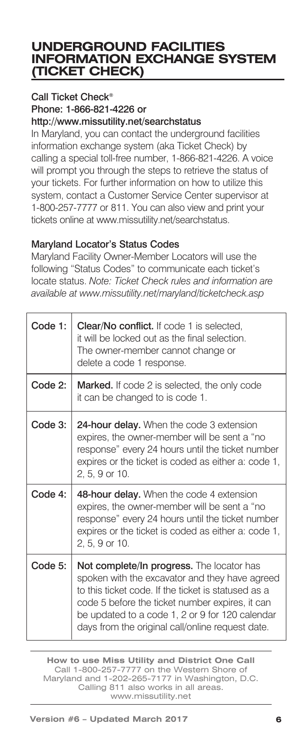## UNDERGROUND FACILITIES INFORMATION EXCHANGE SYSTEM (TICKET CHECK)

**Call Ticket Check®**
**Phone: 1-866-821-4226 or**
**http://www.missutility.net/searchstatus**

In Maryland, you can contact the underground facilities information exchange system (aka Ticket Check) by calling a special toll-free number, 1-866-821-4226. A voice will prompt you through the steps to retrieve the status of your tickets. For further information on how to utilize this system, contact a Customer Service Center supervisor at 1-800-257-7777 or 811. You can also view and print your tickets online at www.missutility.net/searchstatus.

**Maryland Locator's Status Codes**

Maryland Facility Owner-Member Locators will use the following "Status Codes" to communicate each ticket's locate status. *Note: Ticket Check rules and information are available at www.missutility.net/maryland/ticketcheck.asp*

| | |
|---|---|
| Code 1: | **Clear/No conflict.** If code 1 is selected, it will be locked out as the final selection. The owner-member cannot change or delete a code 1 response. |
| Code 2: | **Marked.** If code 2 is selected, the only code it can be changed to is code 1. |
| Code 3: | **24-hour delay.** When the code 3 extension expires, the owner-member will be sent a "no response" every 24 hours until the ticket number expires or the ticket is coded as either a: code 1, 2, 5, 9 or 10. |
| Code 4: | **48-hour delay.** When the code 4 extension expires, the owner-member will be sent a "no response" every 24 hours until the ticket number expires or the ticket is coded as either a: code 1, 2, 5, 9 or 10. |
| Code 5: | **Not complete/In progress.** The locator has spoken with the excavator and they have agreed to this ticket code. If the ticket is statused as a code 5 before the ticket number expires, it can be updated to a code 1, 2 or 9 for 120 calendar days from the original call/online request date. |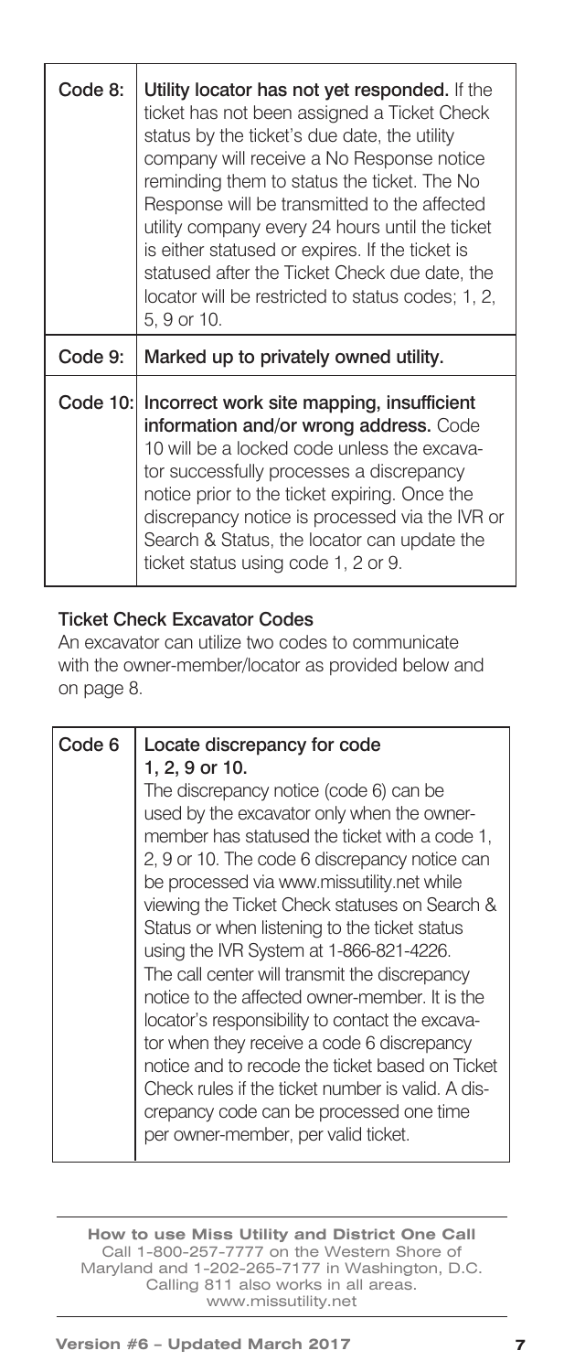| | |
|---|---|
| Code 8: | **Utility locator has not yet responded.** If the ticket has not been assigned a Ticket Check status by the ticket's due date, the utility company will receive a No Response notice reminding them to status the ticket. The No Response will be transmitted to the affected utility company every 24 hours until the ticket is either statused or expires. If the ticket is statused after the Ticket Check due date, the locator will be restricted to status codes; 1, 2, 5, 9 or 10. |
| Code 9: | **Marked up to privately owned utility.** |
| Code 10: | **Incorrect work site mapping, insufficient information and/or wrong address.** Code 10 will be a locked code unless the excavator successfully processes a discrepancy notice prior to the ticket expiring. Once the discrepancy notice is processed via the IVR or Search & Status, the locator can update the ticket status using code 1, 2 or 9. |

### Ticket Check Excavator Codes

An excavator can utilize two codes to communicate with the owner-member/locator as provided below and on page 8.

| | |
|---|---|
| Code 6 | **Locate discrepancy for code 1, 2, 9 or 10.** The discrepancy notice (code 6) can be used by the excavator only when the owner-member has statused the ticket with a code 1, 2, 9 or 10. The code 6 discrepancy notice can be processed via www.missutility.net while viewing the Ticket Check statuses on Search & Status or when listening to the ticket status using the IVR System at 1-866-821-4226. The call center will transmit the discrepancy notice to the affected owner-member. It is the locator's responsibility to contact the excavator when they receive a code 6 discrepancy notice and to recode the ticket based on Ticket Check rules if the ticket number is valid. A discrepancy code can be processed one time per owner-member, per valid ticket. |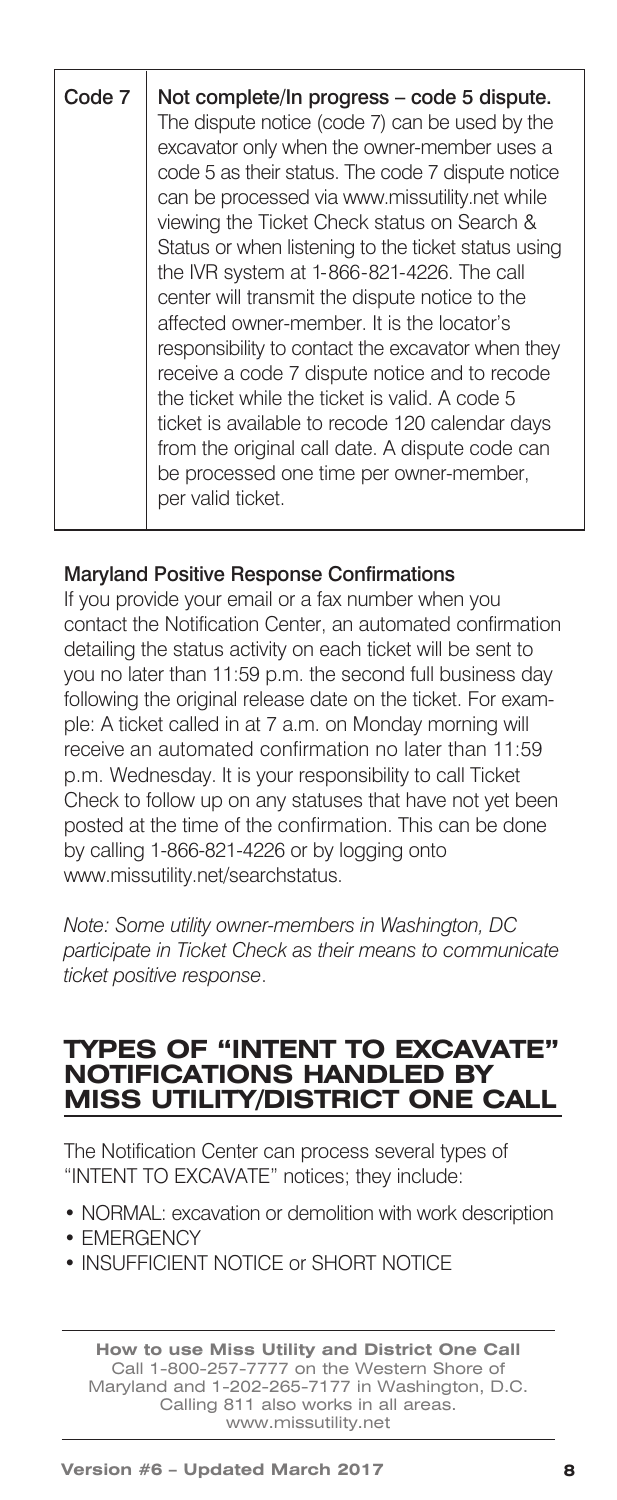| Code 7 | **Not complete/In progress – code 5 dispute.** The dispute notice (code 7) can be used by the excavator only when the owner-member uses a code 5 as their status. The code 7 dispute notice can be processed via www.missutility.net while viewing the Ticket Check status on Search & Status or when listening to the ticket status using the IVR system at 1-866-821-4226. The call center will transmit the dispute notice to the affected owner-member. It is the locator's responsibility to contact the excavator when they receive a code 7 dispute notice and to recode the ticket while the ticket is valid. A code 5 ticket is available to recode 120 calendar days from the original call date. A dispute code can be processed one time per owner-member, per valid ticket. |
|---|---|

### Maryland Positive Response Confirmations

If you provide your email or a fax number when you contact the Notification Center, an automated confirmation detailing the status activity on each ticket will be sent to you no later than 11:59 p.m. the second full business day following the original release date on the ticket. For example: A ticket called in at 7 a.m. on Monday morning will receive an automated confirmation no later than 11:59 p.m. Wednesday. It is your responsibility to call Ticket Check to follow up on any statuses that have not yet been posted at the time of the confirmation. This can be done by calling 1-866-821-4226 or by logging onto www.missutility.net/searchstatus.

*Note: Some utility owner-members in Washington, DC participate in Ticket Check as their means to communicate ticket positive response*.

## TYPES OF "INTENT TO EXCAVATE" NOTIFICATIONS HANDLED BY MISS UTILITY/DISTRICT ONE CALL

The Notification Center can process several types of "INTENT TO EXCAVATE" notices; they include:

- NORMAL: excavation or demolition with work description
- EMERGENCY
- INSUFFICIENT NOTICE or SHORT NOTICE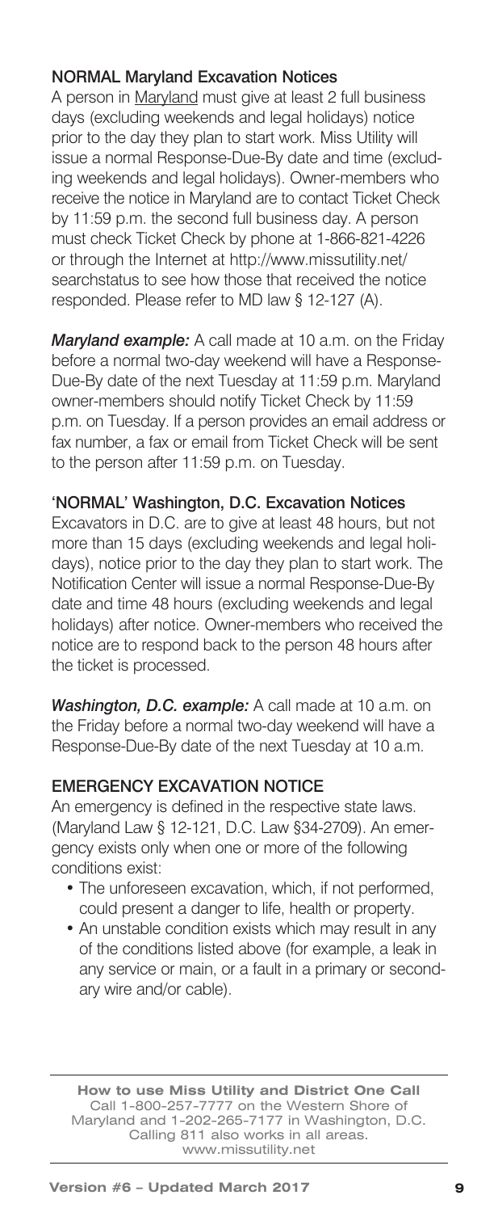## NORMAL Maryland Excavation Notices

A person in Maryland must give at least 2 full business days (excluding weekends and legal holidays) notice prior to the day they plan to start work. Miss Utility will issue a normal Response-Due-By date and time (excluding weekends and legal holidays). Owner-members who receive the notice in Maryland are to contact Ticket Check by 11:59 p.m. the second full business day. A person must check Ticket Check by phone at 1-866-821-4226 or through the Internet at http://www.missutility.net/searchstatus to see how those that received the notice responded. Please refer to MD law § 12-127 (A).

***Maryland example:*** A call made at 10 a.m. on the Friday before a normal two-day weekend will have a Response-Due-By date of the next Tuesday at 11:59 p.m. Maryland owner-members should notify Ticket Check by 11:59 p.m. on Tuesday. If a person provides an email address or fax number, a fax or email from Ticket Check will be sent to the person after 11:59 p.m. on Tuesday.

## 'NORMAL' Washington, D.C. Excavation Notices

Excavators in D.C. are to give at least 48 hours, but not more than 15 days (excluding weekends and legal holidays), notice prior to the day they plan to start work. The Notification Center will issue a normal Response-Due-By date and time 48 hours (excluding weekends and legal holidays) after notice. Owner-members who received the notice are to respond back to the person 48 hours after the ticket is processed.

***Washington, D.C. example:*** A call made at 10 a.m. on the Friday before a normal two-day weekend will have a Response-Due-By date of the next Tuesday at 10 a.m.

## EMERGENCY EXCAVATION NOTICE

An emergency is defined in the respective state laws. (Maryland Law § 12-121, D.C. Law §34-2709). An emergency exists only when one or more of the following conditions exist:

- The unforeseen excavation, which, if not performed, could present a danger to life, health or property.
- An unstable condition exists which may result in any of the conditions listed above (for example, a leak in any service or main, or a fault in a primary or secondary wire and/or cable).

**How to use Miss Utility and District One Call**
Call 1-800-257-7777 on the Western Shore of Maryland and 1-202-265-7177 in Washington, D.C.
Calling 811 also works in all areas.
www.missutility.net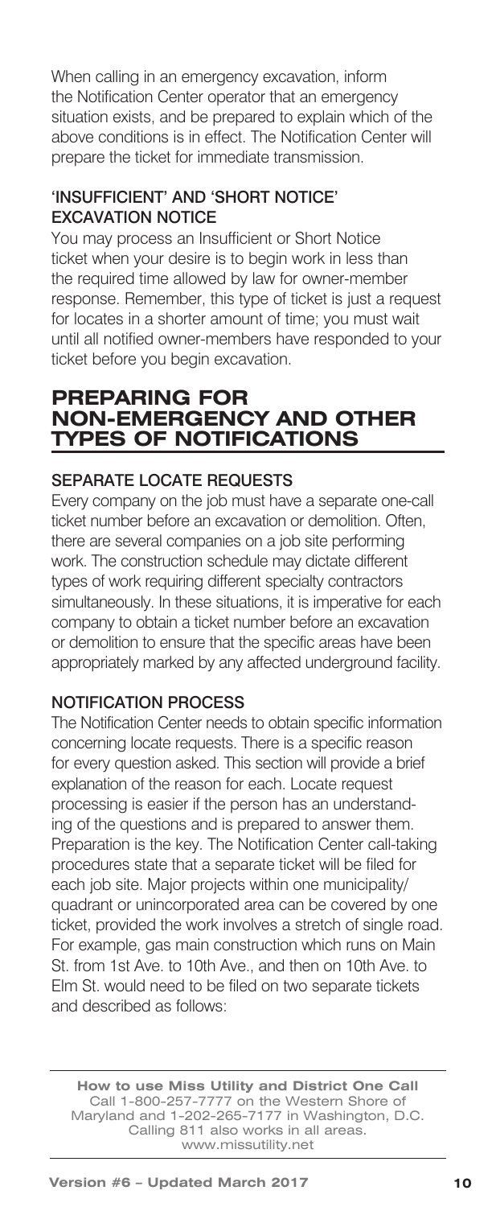When calling in an emergency excavation, inform the Notification Center operator that an emergency situation exists, and be prepared to explain which of the above conditions is in effect. The Notification Center will prepare the ticket for immediate transmission.

### 'INSUFFICIENT' AND 'SHORT NOTICE' EXCAVATION NOTICE

You may process an Insufficient or Short Notice ticket when your desire is to begin work in less than the required time allowed by law for owner-member response. Remember, this type of ticket is just a request for locates in a shorter amount of time; you must wait until all notified owner-members have responded to your ticket before you begin excavation.

## PREPARING FOR NON-EMERGENCY AND OTHER TYPES OF NOTIFICATIONS

### SEPARATE LOCATE REQUESTS

Every company on the job must have a separate one-call ticket number before an excavation or demolition. Often, there are several companies on a job site performing work. The construction schedule may dictate different types of work requiring different specialty contractors simultaneously. In these situations, it is imperative for each company to obtain a ticket number before an excavation or demolition to ensure that the specific areas have been appropriately marked by any affected underground facility.

### NOTIFICATION PROCESS

The Notification Center needs to obtain specific information concerning locate requests. There is a specific reason for every question asked. This section will provide a brief explanation of the reason for each. Locate request processing is easier if the person has an understanding of the questions and is prepared to answer them. Preparation is the key. The Notification Center call-taking procedures state that a separate ticket will be filed for each job site. Major projects within one municipality/quadrant or unincorporated area can be covered by one ticket, provided the work involves a stretch of single road. For example, gas main construction which runs on Main St. from 1st Ave. to 10th Ave., and then on 10th Ave. to Elm St. would need to be filed on two separate tickets and described as follows:

**How to use Miss Utility and District One Call**
Call 1-800-257-7777 on the Western Shore of Maryland and 1-202-265-7177 in Washington, D.C. Calling 811 also works in all areas.
www.missutility.net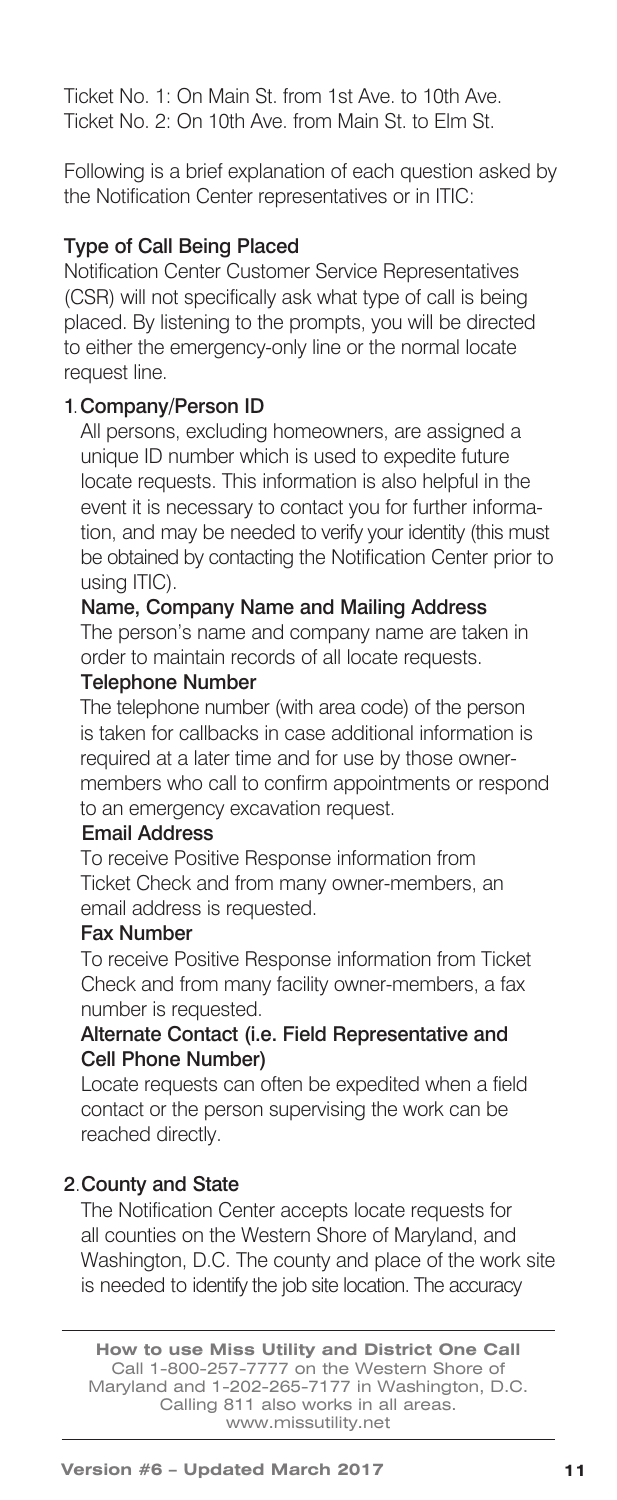Ticket No. 1: On Main St. from 1st Ave. to 10th Ave.
Ticket No. 2: On 10th Ave. from Main St. to Elm St.

Following is a brief explanation of each question asked by the Notification Center representatives or in ITIC:

### Type of Call Being Placed

Notification Center Customer Service Representatives (CSR) will not specifically ask what type of call is being placed. By listening to the prompts, you will be directed to either the emergency-only line or the normal locate request line.

### 1. Company/Person ID

All persons, excluding homeowners, are assigned a unique ID number which is used to expedite future locate requests. This information is also helpful in the event it is necessary to contact you for further information, and may be needed to verify your identity (this must be obtained by contacting the Notification Center prior to using ITIC).

**Name, Company Name and Mailing Address**

The person's name and company name are taken in order to maintain records of all locate requests.

**Telephone Number**

The telephone number (with area code) of the person is taken for callbacks in case additional information is required at a later time and for use by those owner-members who call to confirm appointments or respond to an emergency excavation request.

**Email Address**

To receive Positive Response information from Ticket Check and from many owner-members, an email address is requested.

**Fax Number**

To receive Positive Response information from Ticket Check and from many facility owner-members, a fax number is requested.

**Alternate Contact (i.e. Field Representative and Cell Phone Number)**

Locate requests can often be expedited when a field contact or the person supervising the work can be reached directly.

### 2. County and State

The Notification Center accepts locate requests for all counties on the Western Shore of Maryland, and Washington, D.C. The county and place of the work site is needed to identify the job site location. The accuracy

**How to use Miss Utility and District One Call**
Call 1-800-257-7777 on the Western Shore of Maryland and 1-202-265-7177 in Washington, D.C.
Calling 811 also works in all areas.
www.missutility.net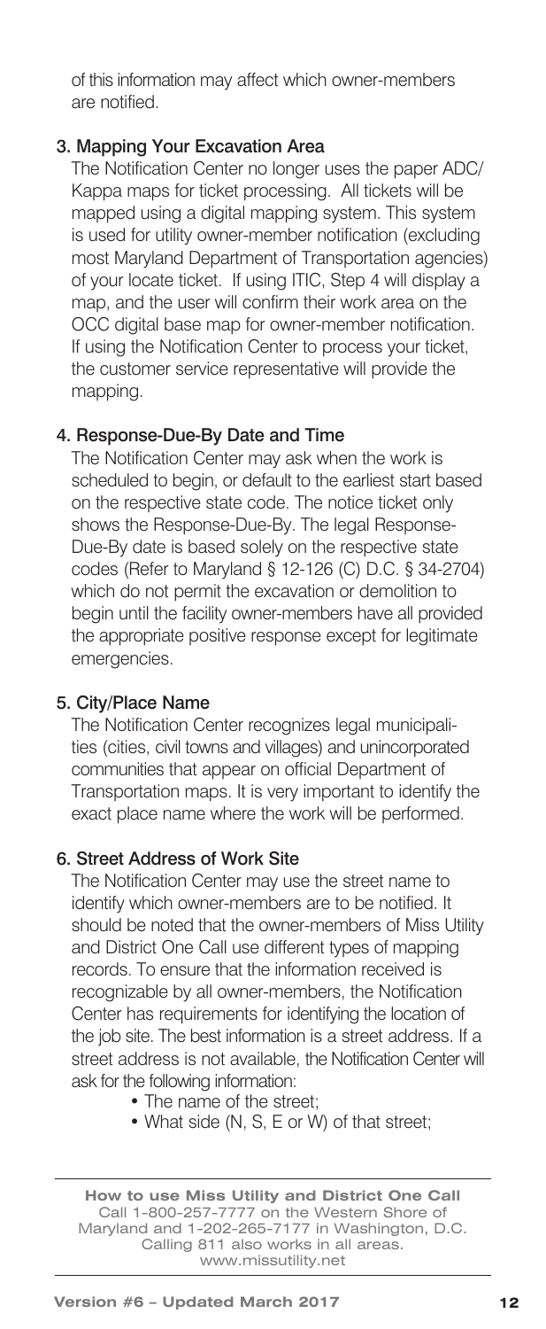of this information may affect which owner-members are notified.

### 3. Mapping Your Excavation Area

The Notification Center no longer uses the paper ADC/ Kappa maps for ticket processing. All tickets will be mapped using a digital mapping system. This system is used for utility owner-member notification (excluding most Maryland Department of Transportation agencies) of your locate ticket. If using ITIC, Step 4 will display a map, and the user will confirm their work area on the OCC digital base map for owner-member notification. If using the Notification Center to process your ticket, the customer service representative will provide the mapping.

### 4. Response-Due-By Date and Time

The Notification Center may ask when the work is scheduled to begin, or default to the earliest start based on the respective state code. The notice ticket only shows the Response-Due-By. The legal Response-Due-By date is based solely on the respective state codes (Refer to Maryland § 12-126 (C) D.C. § 34-2704) which do not permit the excavation or demolition to begin until the facility owner-members have all provided the appropriate positive response except for legitimate emergencies.

### 5. City/Place Name

The Notification Center recognizes legal municipalities (cities, civil towns and villages) and unincorporated communities that appear on official Department of Transportation maps. It is very important to identify the exact place name where the work will be performed.

### 6. Street Address of Work Site

The Notification Center may use the street name to identify which owner-members are to be notified. It should be noted that the owner-members of Miss Utility and District One Call use different types of mapping records. To ensure that the information received is recognizable by all owner-members, the Notification Center has requirements for identifying the location of the job site. The best information is a street address. If a street address is not available, the Notification Center will ask for the following information:

- The name of the street;
- What side (N, S, E or W) of that street;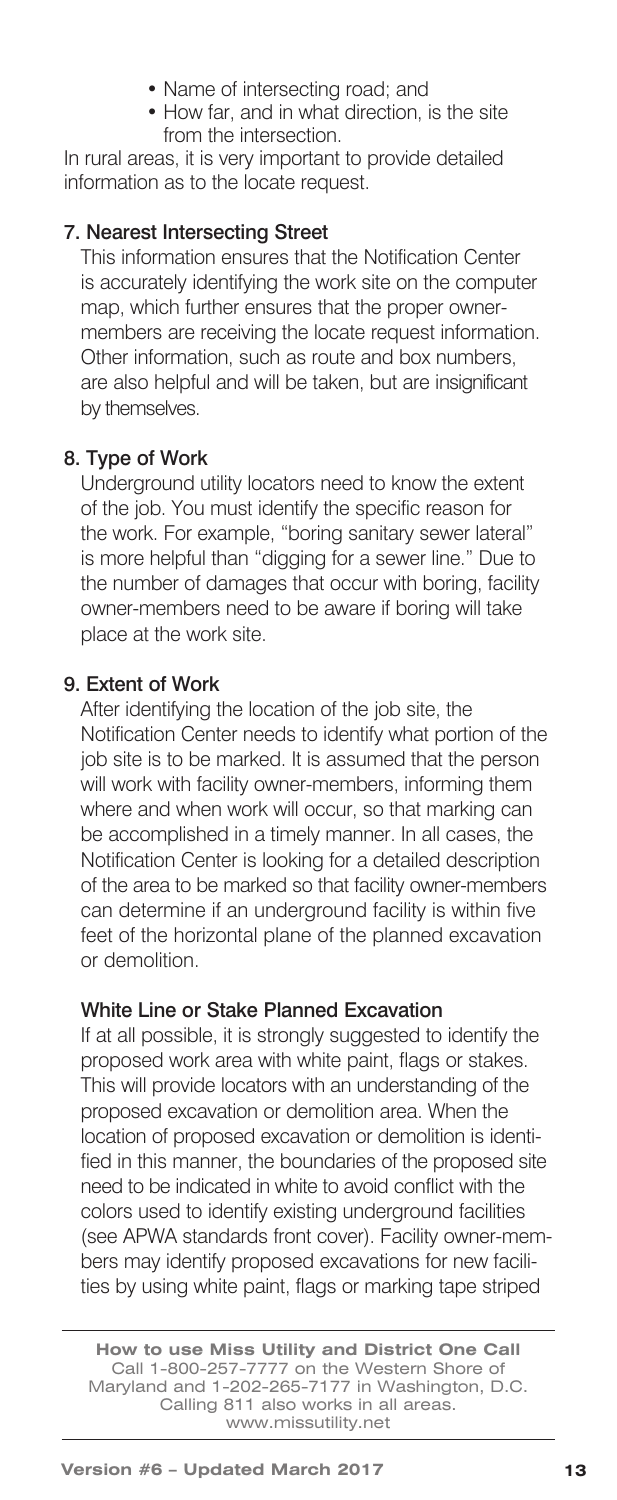- Name of intersecting road; and
- How far, and in what direction, is the site from the intersection.

In rural areas, it is very important to provide detailed information as to the locate request.

**7. Nearest Intersecting Street**

This information ensures that the Notification Center is accurately identifying the work site on the computer map, which further ensures that the proper owner-members are receiving the locate request information. Other information, such as route and box numbers, are also helpful and will be taken, but are insignificant by themselves.

**8. Type of Work**

Underground utility locators need to know the extent of the job. You must identify the specific reason for the work. For example, "boring sanitary sewer lateral" is more helpful than "digging for a sewer line." Due to the number of damages that occur with boring, facility owner-members need to be aware if boring will take place at the work site.

**9. Extent of Work**

After identifying the location of the job site, the Notification Center needs to identify what portion of the job site is to be marked. It is assumed that the person will work with facility owner-members, informing them where and when work will occur, so that marking can be accomplished in a timely manner. In all cases, the Notification Center is looking for a detailed description of the area to be marked so that facility owner-members can determine if an underground facility is within five feet of the horizontal plane of the planned excavation or demolition.

**White Line or Stake Planned Excavation**

If at all possible, it is strongly suggested to identify the proposed work area with white paint, flags or stakes. This will provide locators with an understanding of the proposed excavation or demolition area. When the location of proposed excavation or demolition is identified in this manner, the boundaries of the proposed site need to be indicated in white to avoid conflict with the colors used to identify existing underground facilities (see APWA standards front cover). Facility owner-members may identify proposed excavations for new facilities by using white paint, flags or marking tape striped

**How to use Miss Utility and District One Call**
Call 1-800-257-7777 on the Western Shore of Maryland and 1-202-265-7177 in Washington, D.C.
Calling 811 also works in all areas.
www.missutility.net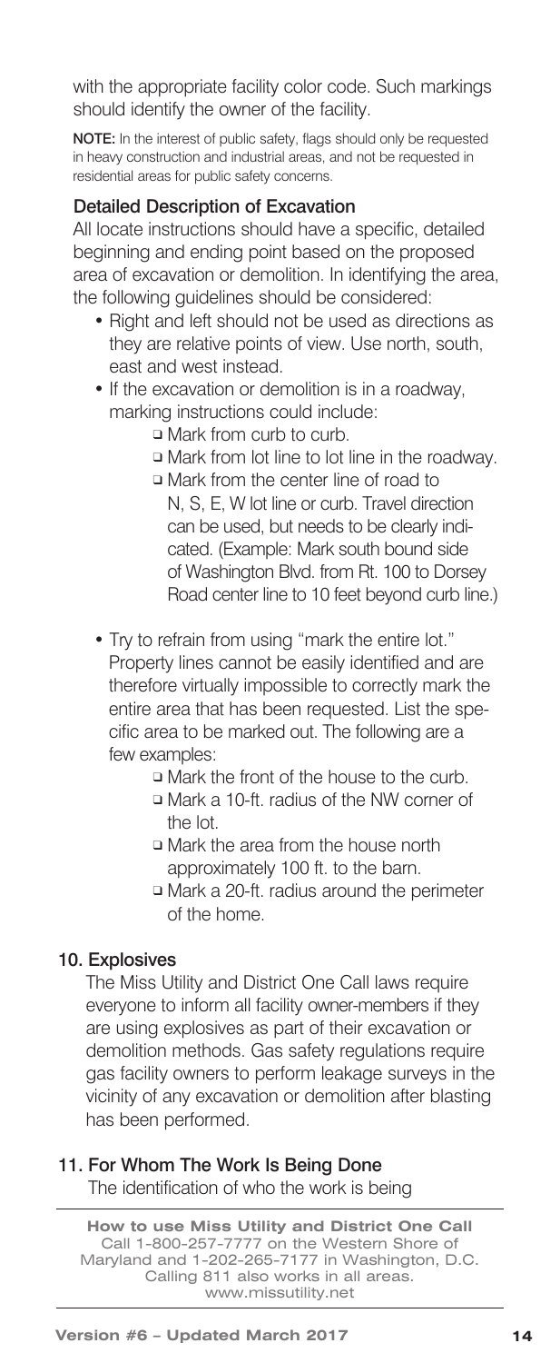with the appropriate facility color code. Such markings should identify the owner of the facility.

**NOTE:** In the interest of public safety, flags should only be requested in heavy construction and industrial areas, and not be requested in residential areas for public safety concerns.

### Detailed Description of Excavation

All locate instructions should have a specific, detailed beginning and ending point based on the proposed area of excavation or demolition. In identifying the area, the following guidelines should be considered:

- Right and left should not be used as directions as they are relative points of view. Use north, south, east and west instead.
- If the excavation or demolition is in a roadway, marking instructions could include:
  - ❑ Mark from curb to curb.
  - ❑ Mark from lot line to lot line in the roadway.
  - ❑ Mark from the center line of road to N, S, E, W lot line or curb. Travel direction can be used, but needs to be clearly indicated. (Example: Mark south bound side of Washington Blvd. from Rt. 100 to Dorsey Road center line to 10 feet beyond curb line.)
- Try to refrain from using "mark the entire lot." Property lines cannot be easily identified and are therefore virtually impossible to correctly mark the entire area that has been requested. List the specific area to be marked out. The following are a few examples:
  - ❑ Mark the front of the house to the curb.
  - ❑ Mark a 10-ft. radius of the NW corner of the lot.
  - ❑ Mark the area from the house north approximately 100 ft. to the barn.
  - ❑ Mark a 20-ft. radius around the perimeter of the home.

### 10. Explosives

The Miss Utility and District One Call laws require everyone to inform all facility owner-members if they are using explosives as part of their excavation or demolition methods. Gas safety regulations require gas facility owners to perform leakage surveys in the vicinity of any excavation or demolition after blasting has been performed.

### 11. For Whom The Work Is Being Done

The identification of who the work is being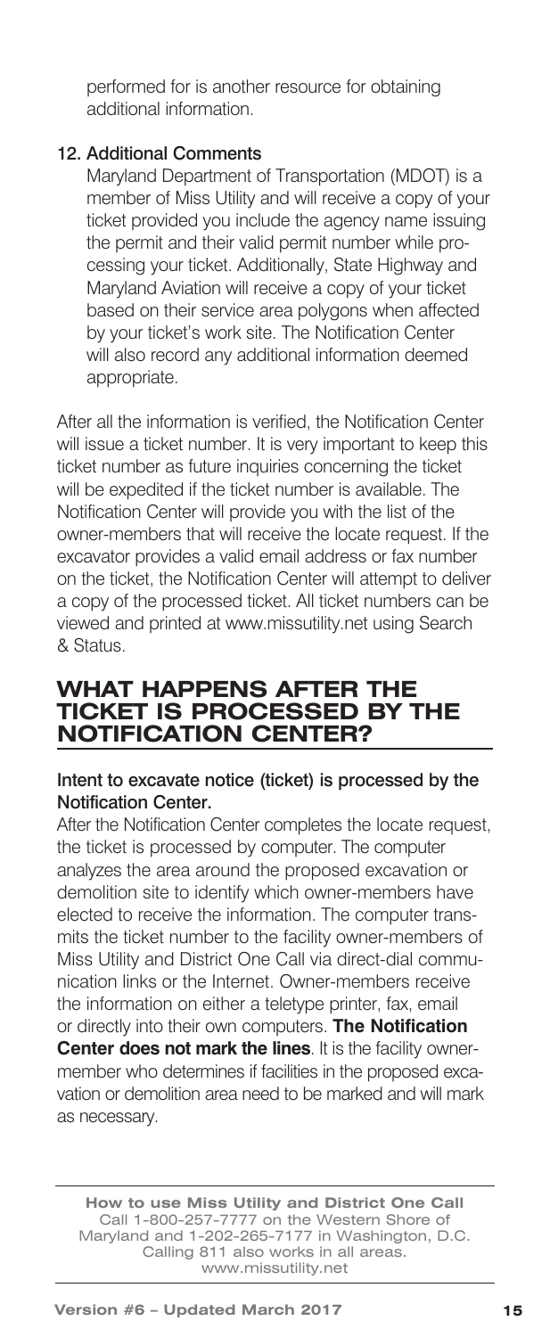performed for is another resource for obtaining additional information.

12. **Additional Comments**

    Maryland Department of Transportation (MDOT) is a member of Miss Utility and will receive a copy of your ticket provided you include the agency name issuing the permit and their valid permit number while processing your ticket. Additionally, State Highway and Maryland Aviation will receive a copy of your ticket based on their service area polygons when affected by your ticket's work site. The Notification Center will also record any additional information deemed appropriate.

After all the information is verified, the Notification Center will issue a ticket number. It is very important to keep this ticket number as future inquiries concerning the ticket will be expedited if the ticket number is available. The Notification Center will provide you with the list of the owner-members that will receive the locate request. If the excavator provides a valid email address or fax number on the ticket, the Notification Center will attempt to deliver a copy of the processed ticket. All ticket numbers can be viewed and printed at www.missutility.net using Search & Status.

## WHAT HAPPENS AFTER THE TICKET IS PROCESSED BY THE NOTIFICATION CENTER?

**Intent to excavate notice (ticket) is processed by the Notification Center.**

After the Notification Center completes the locate request, the ticket is processed by computer. The computer analyzes the area around the proposed excavation or demolition site to identify which owner-members have elected to receive the information. The computer transmits the ticket number to the facility owner-members of Miss Utility and District One Call via direct-dial communication links or the Internet. Owner-members receive the information on either a teletype printer, fax, email or directly into their own computers. **The Notification Center does not mark the lines**. It is the facility owner-member who determines if facilities in the proposed excavation or demolition area need to be marked and will mark as necessary.

**How to use Miss Utility and District One Call**
Call 1-800-257-7777 on the Western Shore of Maryland and 1-202-265-7177 in Washington, D.C.
Calling 811 also works in all areas.
www.missutility.net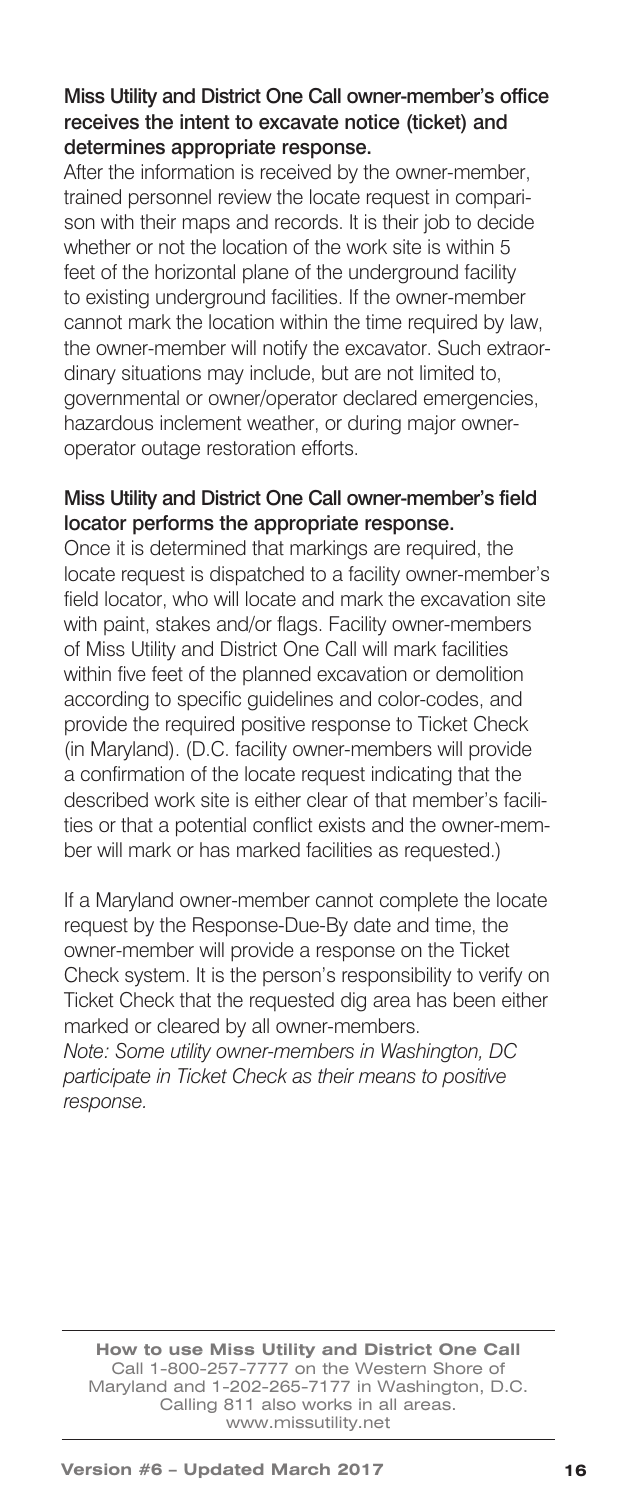**Miss Utility and District One Call owner-member's office receives the intent to excavate notice (ticket) and determines appropriate response.**

After the information is received by the owner-member, trained personnel review the locate request in comparison with their maps and records. It is their job to decide whether or not the location of the work site is within 5 feet of the horizontal plane of the underground facility to existing underground facilities. If the owner-member cannot mark the location within the time required by law, the owner-member will notify the excavator. Such extraordinary situations may include, but are not limited to, governmental or owner/operator declared emergencies, hazardous inclement weather, or during major owner-operator outage restoration efforts.

**Miss Utility and District One Call owner-member's field locator performs the appropriate response.**

Once it is determined that markings are required, the locate request is dispatched to a facility owner-member's field locator, who will locate and mark the excavation site with paint, stakes and/or flags. Facility owner-members of Miss Utility and District One Call will mark facilities within five feet of the planned excavation or demolition according to specific guidelines and color-codes, and provide the required positive response to Ticket Check (in Maryland). (D.C. facility owner-members will provide a confirmation of the locate request indicating that the described work site is either clear of that member's facilities or that a potential conflict exists and the owner-member will mark or has marked facilities as requested.)

If a Maryland owner-member cannot complete the locate request by the Response-Due-By date and time, the owner-member will provide a response on the Ticket Check system. It is the person's responsibility to verify on Ticket Check that the requested dig area has been either marked or cleared by all owner-members.

*Note: Some utility owner-members in Washington, DC participate in Ticket Check as their means to positive response.*

**How to use Miss Utility and District One Call**
Call 1-800-257-7777 on the Western Shore of Maryland and 1-202-265-7177 in Washington, D.C.
Calling 811 also works in all areas.
www.missutility.net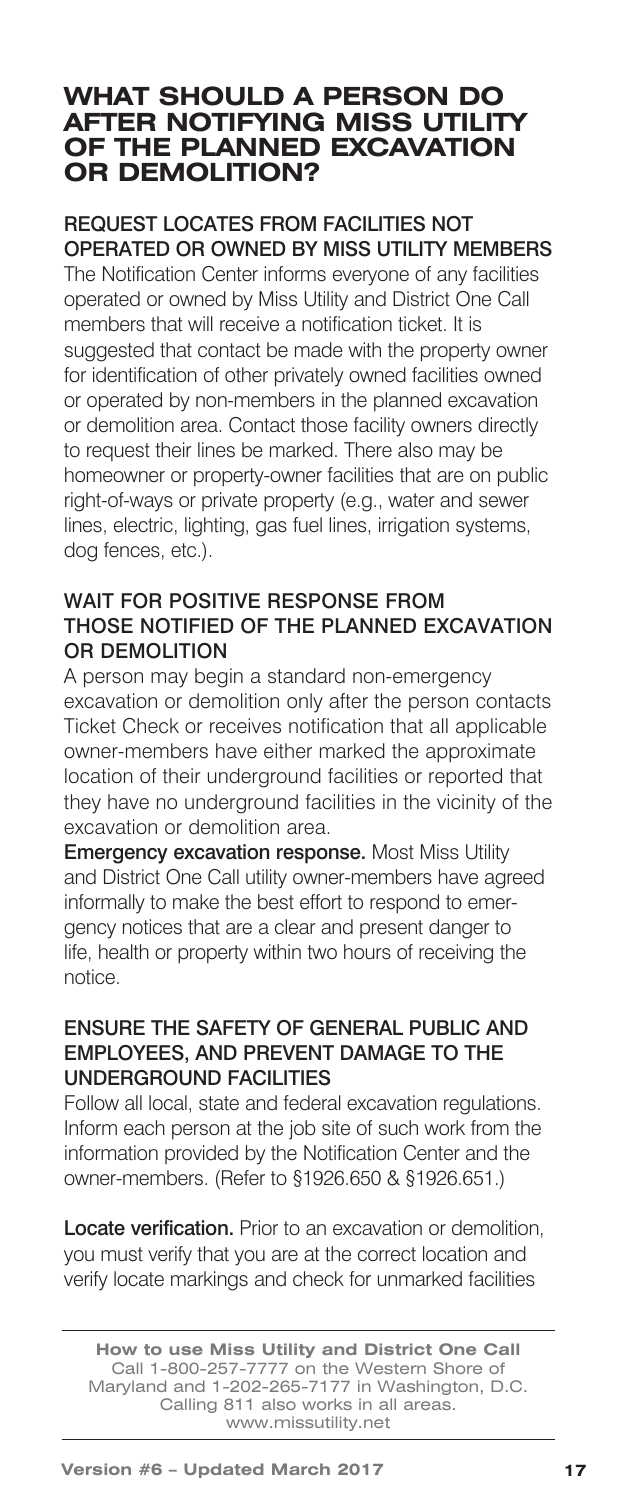# WHAT SHOULD A PERSON DO AFTER NOTIFYING MISS UTILITY OF THE PLANNED EXCAVATION OR DEMOLITION?

## REQUEST LOCATES FROM FACILITIES NOT OPERATED OR OWNED BY MISS UTILITY MEMBERS

The Notification Center informs everyone of any facilities operated or owned by Miss Utility and District One Call members that will receive a notification ticket. It is suggested that contact be made with the property owner for identification of other privately owned facilities owned or operated by non-members in the planned excavation or demolition area. Contact those facility owners directly to request their lines be marked. There also may be homeowner or property-owner facilities that are on public right-of-ways or private property (e.g., water and sewer lines, electric, lighting, gas fuel lines, irrigation systems, dog fences, etc.).

## WAIT FOR POSITIVE RESPONSE FROM THOSE NOTIFIED OF THE PLANNED EXCAVATION OR DEMOLITION

A person may begin a standard non-emergency excavation or demolition only after the person contacts Ticket Check or receives notification that all applicable owner-members have either marked the approximate location of their underground facilities or reported that they have no underground facilities in the vicinity of the excavation or demolition area.

**Emergency excavation response.** Most Miss Utility and District One Call utility owner-members have agreed informally to make the best effort to respond to emergency notices that are a clear and present danger to life, health or property within two hours of receiving the notice.

## ENSURE THE SAFETY OF GENERAL PUBLIC AND EMPLOYEES, AND PREVENT DAMAGE TO THE UNDERGROUND FACILITIES

Follow all local, state and federal excavation regulations. Inform each person at the job site of such work from the information provided by the Notification Center and the owner-members. (Refer to §1926.650 & §1926.651.)

**Locate verification.** Prior to an excavation or demolition, you must verify that you are at the correct location and verify locate markings and check for unmarked facilities

---

**How to use Miss Utility and District One Call**
Call 1-800-257-7777 on the Western Shore of Maryland and 1-202-265-7177 in Washington, D.C.
Calling 811 also works in all areas.
www.missutility.net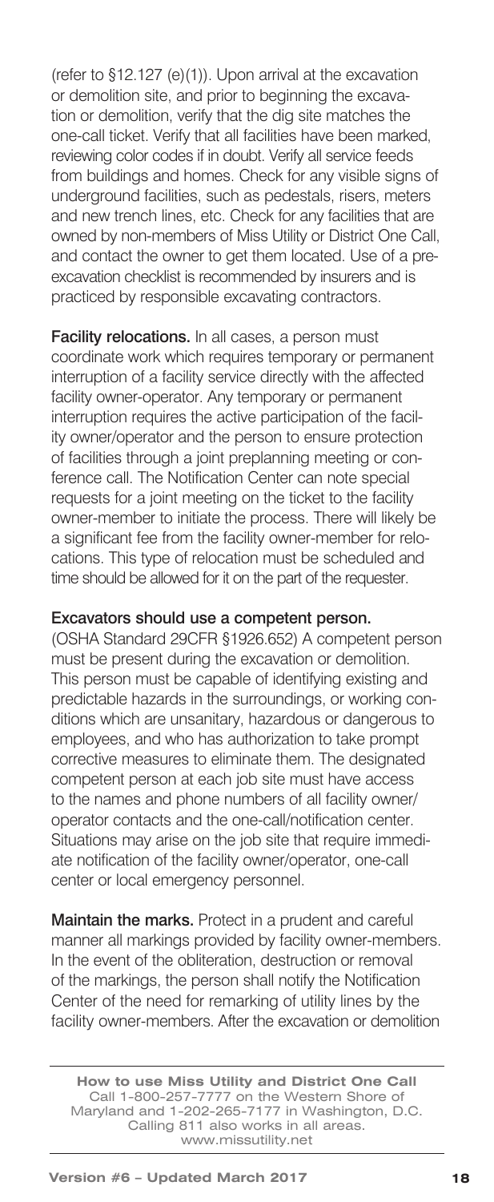(refer to §12.127 (e)(1)). Upon arrival at the excavation or demolition site, and prior to beginning the excavation or demolition, verify that the dig site matches the one-call ticket. Verify that all facilities have been marked, reviewing color codes if in doubt. Verify all service feeds from buildings and homes. Check for any visible signs of underground facilities, such as pedestals, risers, meters and new trench lines, etc. Check for any facilities that are owned by non-members of Miss Utility or District One Call, and contact the owner to get them located. Use of a pre-excavation checklist is recommended by insurers and is practiced by responsible excavating contractors.

**Facility relocations.** In all cases, a person must coordinate work which requires temporary or permanent interruption of a facility service directly with the affected facility owner-operator. Any temporary or permanent interruption requires the active participation of the facility owner/operator and the person to ensure protection of facilities through a joint preplanning meeting or conference call. The Notification Center can note special requests for a joint meeting on the ticket to the facility owner-member to initiate the process. There will likely be a significant fee from the facility owner-member for relocations. This type of relocation must be scheduled and time should be allowed for it on the part of the requester.

**Excavators should use a competent person.**
(OSHA Standard 29CFR §1926.652) A competent person must be present during the excavation or demolition. This person must be capable of identifying existing and predictable hazards in the surroundings, or working conditions which are unsanitary, hazardous or dangerous to employees, and who has authorization to take prompt corrective measures to eliminate them. The designated competent person at each job site must have access to the names and phone numbers of all facility owner/operator contacts and the one-call/notification center. Situations may arise on the job site that require immediate notification of the facility owner/operator, one-call center or local emergency personnel.

**Maintain the marks.** Protect in a prudent and careful manner all markings provided by facility owner-members. In the event of the obliteration, destruction or removal of the markings, the person shall notify the Notification Center of the need for remarking of utility lines by the facility owner-members. After the excavation or demolition

---

**How to use Miss Utility and District One Call**
Call 1-800-257-7777 on the Western Shore of Maryland and 1-202-265-7177 in Washington, D.C.
Calling 811 also works in all areas.
www.missutility.net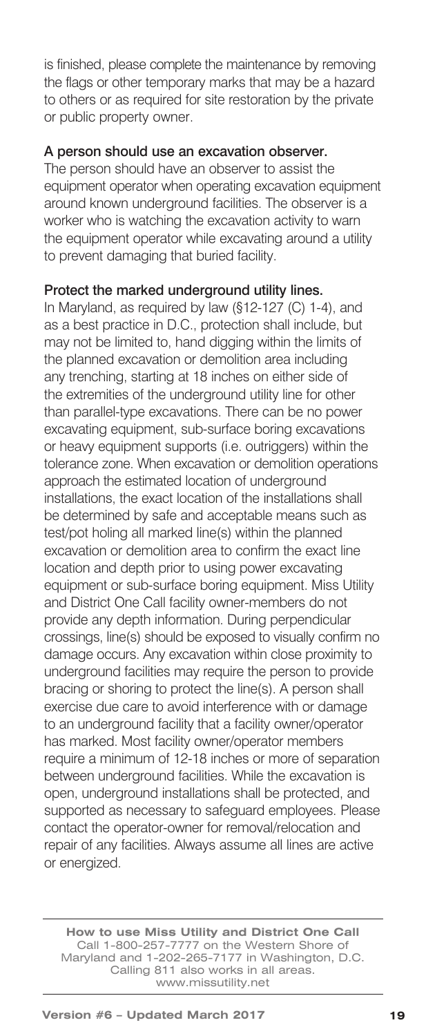is finished, please complete the maintenance by removing the flags or other temporary marks that may be a hazard to others or as required for site restoration by the private or public property owner.

**A person should use an excavation observer.**

The person should have an observer to assist the equipment operator when operating excavation equipment around known underground facilities. The observer is a worker who is watching the excavation activity to warn the equipment operator while excavating around a utility to prevent damaging that buried facility.

**Protect the marked underground utility lines.**

In Maryland, as required by law (§12-127 (C) 1-4), and as a best practice in D.C., protection shall include, but may not be limited to, hand digging within the limits of the planned excavation or demolition area including any trenching, starting at 18 inches on either side of the extremities of the underground utility line for other than parallel-type excavations. There can be no power excavating equipment, sub-surface boring excavations or heavy equipment supports (i.e. outriggers) within the tolerance zone. When excavation or demolition operations approach the estimated location of underground installations, the exact location of the installations shall be determined by safe and acceptable means such as test/pot holing all marked line(s) within the planned excavation or demolition area to confirm the exact line location and depth prior to using power excavating equipment or sub-surface boring equipment. Miss Utility and District One Call facility owner-members do not provide any depth information. During perpendicular crossings, line(s) should be exposed to visually confirm no damage occurs. Any excavation within close proximity to underground facilities may require the person to provide bracing or shoring to protect the line(s). A person shall exercise due care to avoid interference with or damage to an underground facility that a facility owner/operator has marked. Most facility owner/operator members require a minimum of 12-18 inches or more of separation between underground facilities. While the excavation is open, underground installations shall be protected, and supported as necessary to safeguard employees. Please contact the operator-owner for removal/relocation and repair of any facilities. Always assume all lines are active or energized.

**How to use Miss Utility and District One Call**
Call 1-800-257-7777 on the Western Shore of Maryland and 1-202-265-7177 in Washington, D.C. Calling 811 also works in all areas.
www.missutility.net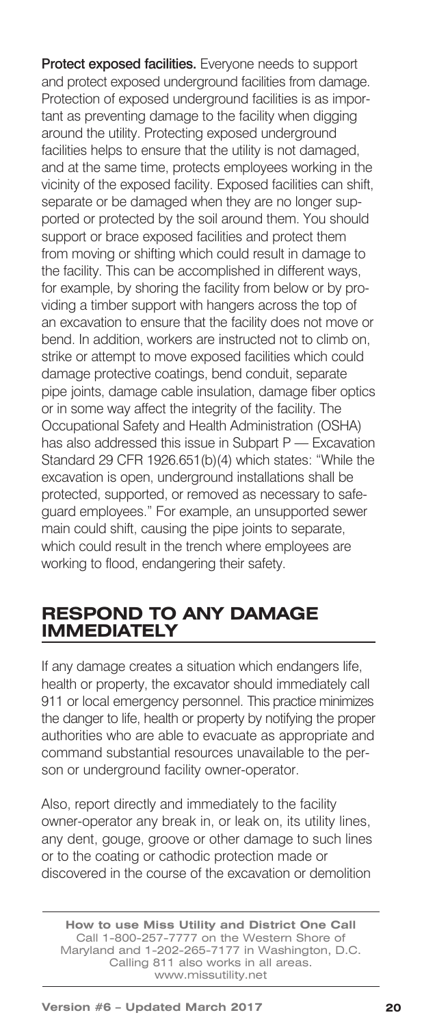**Protect exposed facilities.** Everyone needs to support and protect exposed underground facilities from damage. Protection of exposed underground facilities is as important as preventing damage to the facility when digging around the utility. Protecting exposed underground facilities helps to ensure that the utility is not damaged, and at the same time, protects employees working in the vicinity of the exposed facility. Exposed facilities can shift, separate or be damaged when they are no longer supported or protected by the soil around them. You should support or brace exposed facilities and protect them from moving or shifting which could result in damage to the facility. This can be accomplished in different ways, for example, by shoring the facility from below or by providing a timber support with hangers across the top of an excavation to ensure that the facility does not move or bend. In addition, workers are instructed not to climb on, strike or attempt to move exposed facilities which could damage protective coatings, bend conduit, separate pipe joints, damage cable insulation, damage fiber optics or in some way affect the integrity of the facility. The Occupational Safety and Health Administration (OSHA) has also addressed this issue in Subpart P — Excavation Standard 29 CFR 1926.651(b)(4) which states: "While the excavation is open, underground installations shall be protected, supported, or removed as necessary to safeguard employees." For example, an unsupported sewer main could shift, causing the pipe joints to separate, which could result in the trench where employees are working to flood, endangering their safety.

## RESPOND TO ANY DAMAGE IMMEDIATELY

If any damage creates a situation which endangers life, health or property, the excavator should immediately call 911 or local emergency personnel. This practice minimizes the danger to life, health or property by notifying the proper authorities who are able to evacuate as appropriate and command substantial resources unavailable to the person or underground facility owner-operator.

Also, report directly and immediately to the facility owner-operator any break in, or leak on, its utility lines, any dent, gouge, groove or other damage to such lines or to the coating or cathodic protection made or discovered in the course of the excavation or demolition

**How to use Miss Utility and District One Call**
Call 1-800-257-7777 on the Western Shore of Maryland and 1-202-265-7177 in Washington, D.C.
Calling 811 also works in all areas.
www.missutility.net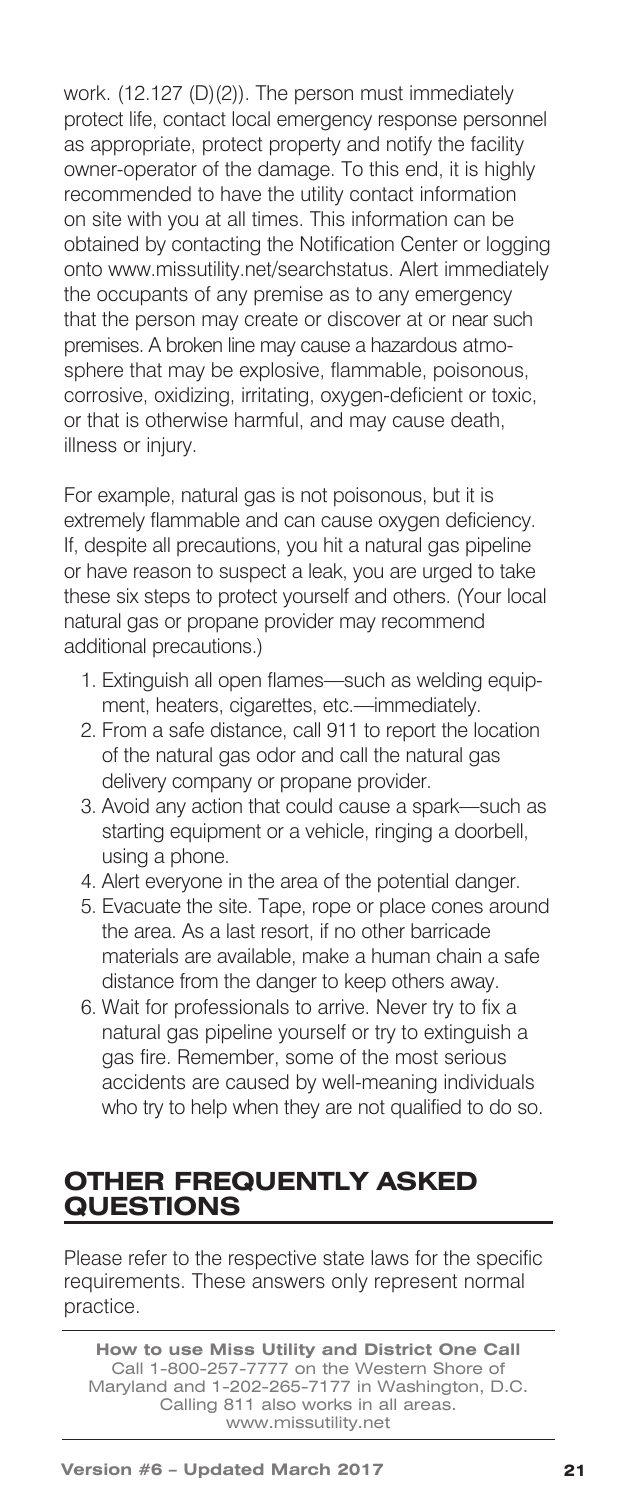work. (12.127 (D)(2)). The person must immediately protect life, contact local emergency response personnel as appropriate, protect property and notify the facility owner-operator of the damage. To this end, it is highly recommended to have the utility contact information on site with you at all times. This information can be obtained by contacting the Notification Center or logging onto www.missutility.net/searchstatus. Alert immediately the occupants of any premise as to any emergency that the person may create or discover at or near such premises. A broken line may cause a hazardous atmosphere that may be explosive, flammable, poisonous, corrosive, oxidizing, irritating, oxygen-deficient or toxic, or that is otherwise harmful, and may cause death, illness or injury.

For example, natural gas is not poisonous, but it is extremely flammable and can cause oxygen deficiency. If, despite all precautions, you hit a natural gas pipeline or have reason to suspect a leak, you are urged to take these six steps to protect yourself and others. (Your local natural gas or propane provider may recommend additional precautions.)

1. Extinguish all open flames—such as welding equipment, heaters, cigarettes, etc.—immediately.
2. From a safe distance, call 911 to report the location of the natural gas odor and call the natural gas delivery company or propane provider.
3. Avoid any action that could cause a spark—such as starting equipment or a vehicle, ringing a doorbell, using a phone.
4. Alert everyone in the area of the potential danger.
5. Evacuate the site. Tape, rope or place cones around the area. As a last resort, if no other barricade materials are available, make a human chain a safe distance from the danger to keep others away.
6. Wait for professionals to arrive. Never try to fix a natural gas pipeline yourself or try to extinguish a gas fire. Remember, some of the most serious accidents are caused by well-meaning individuals who try to help when they are not qualified to do so.

## OTHER FREQUENTLY ASKED QUESTIONS

Please refer to the respective state laws for the specific requirements. These answers only represent normal practice.

**How to use Miss Utility and District One Call**
Call 1-800-257-7777 on the Western Shore of Maryland and 1-202-265-7177 in Washington, D.C. Calling 811 also works in all areas.
www.missutility.net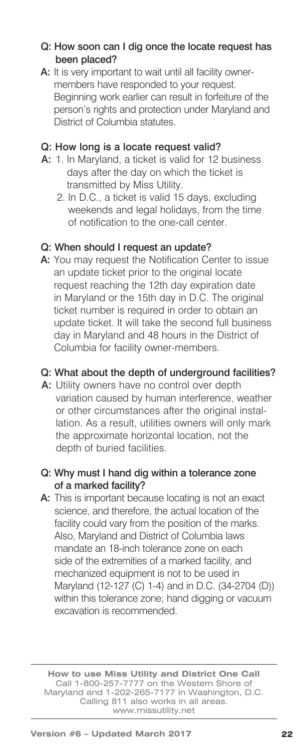**Q: How soon can I dig once the locate request has been placed?**

**A:** It is very important to wait until all facility owner-members have responded to your request. Beginning work earlier can result in forfeiture of the person's rights and protection under Maryland and District of Columbia statutes.

**Q: How long is a locate request valid?**

**A:** 1. In Maryland, a ticket is valid for 12 business days after the day on which the ticket is transmitted by Miss Utility.

2. In D.C., a ticket is valid 15 days, excluding weekends and legal holidays, from the time of notification to the one-call center.

**Q: When should I request an update?**

**A:** You may request the Notification Center to issue an update ticket prior to the original locate request reaching the 12th day expiration date in Maryland or the 15th day in D.C. The original ticket number is required in order to obtain an update ticket. It will take the second full business day in Maryland and 48 hours in the District of Columbia for facility owner-members.

**Q: What about the depth of underground facilities?**

**A:** Utility owners have no control over depth variation caused by human interference, weather or other circumstances after the original installation. As a result, utilities owners will only mark the approximate horizontal location, not the depth of buried facilities.

**Q: Why must I hand dig within a tolerance zone of a marked facility?**

**A:** This is important because locating is not an exact science, and therefore, the actual location of the facility could vary from the position of the marks. Also, Maryland and District of Columbia laws mandate an 18-inch tolerance zone on each side of the extremities of a marked facility, and mechanized equipment is not to be used in Maryland (12-127 (C) 1-4) and in D.C. (34-2704 (D)) within this tolerance zone; hand digging or vacuum excavation is recommended.

---

**How to use Miss Utility and District One Call**
Call 1-800-257-7777 on the Western Shore of Maryland and 1-202-265-7177 in Washington, D.C.
Calling 811 also works in all areas.
www.missutility.net

---

**Version #6 – Updated March 2017**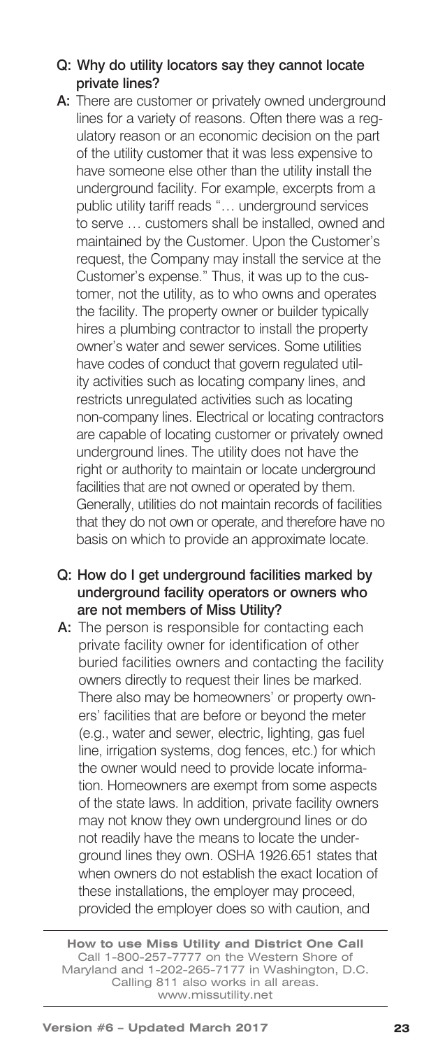**Q: Why do utility locators say they cannot locate private lines?**

**A:** There are customer or privately owned underground lines for a variety of reasons. Often there was a regulatory reason or an economic decision on the part of the utility customer that it was less expensive to have someone else other than the utility install the underground facility. For example, excerpts from a public utility tariff reads "… underground services to serve … customers shall be installed, owned and maintained by the Customer. Upon the Customer's request, the Company may install the service at the Customer's expense." Thus, it was up to the customer, not the utility, as to who owns and operates the facility. The property owner or builder typically hires a plumbing contractor to install the property owner's water and sewer services. Some utilities have codes of conduct that govern regulated utility activities such as locating company lines, and restricts unregulated activities such as locating non-company lines. Electrical or locating contractors are capable of locating customer or privately owned underground lines. The utility does not have the right or authority to maintain or locate underground facilities that are not owned or operated by them. Generally, utilities do not maintain records of facilities that they do not own or operate, and therefore have no basis on which to provide an approximate locate.

**Q: How do I get underground facilities marked by underground facility operators or owners who are not members of Miss Utility?**

**A:** The person is responsible for contacting each private facility owner for identification of other buried facilities owners and contacting the facility owners directly to request their lines be marked. There also may be homeowners' or property owners' facilities that are before or beyond the meter (e.g., water and sewer, electric, lighting, gas fuel line, irrigation systems, dog fences, etc.) for which the owner would need to provide locate information. Homeowners are exempt from some aspects of the state laws. In addition, private facility owners may not know they own underground lines or do not readily have the means to locate the underground lines they own. OSHA 1926.651 states that when owners do not establish the exact location of these installations, the employer may proceed, provided the employer does so with caution, and

**How to use Miss Utility and District One Call**
Call 1-800-257-7777 on the Western Shore of Maryland and 1-202-265-7177 in Washington, D.C.
Calling 811 also works in all areas.
www.missutility.net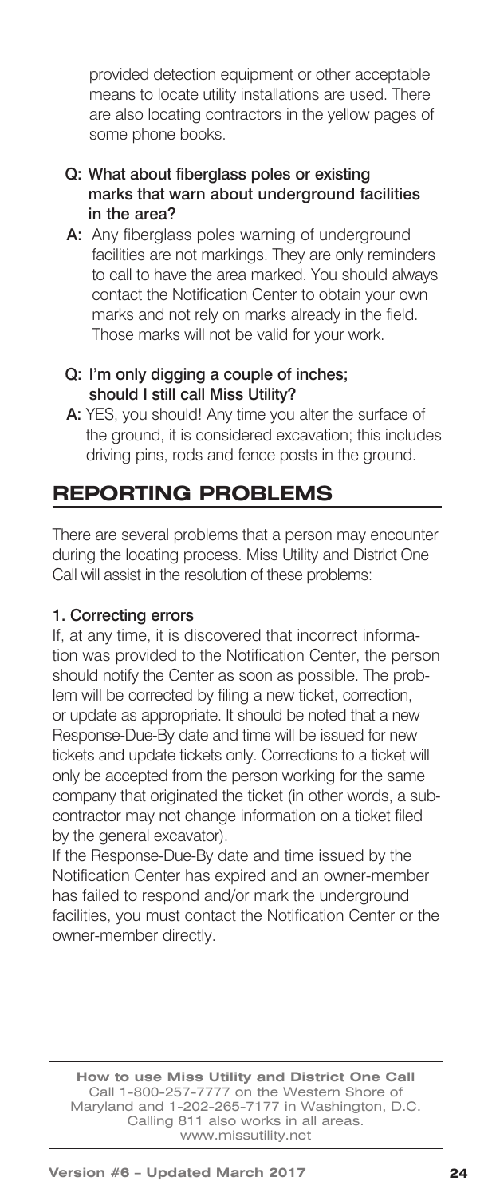provided detection equipment or other acceptable means to locate utility installations are used. There are also locating contractors in the yellow pages of some phone books.

**Q: What about fiberglass poles or existing marks that warn about underground facilities in the area?**

**A:** Any fiberglass poles warning of underground facilities are not markings. They are only reminders to call to have the area marked. You should always contact the Notification Center to obtain your own marks and not rely on marks already in the field. Those marks will not be valid for your work.

**Q: I'm only digging a couple of inches; should I still call Miss Utility?**

**A:** YES, you should! Any time you alter the surface of the ground, it is considered excavation; this includes driving pins, rods and fence posts in the ground.

## REPORTING PROBLEMS

There are several problems that a person may encounter during the locating process. Miss Utility and District One Call will assist in the resolution of these problems:

**1. Correcting errors**

If, at any time, it is discovered that incorrect information was provided to the Notification Center, the person should notify the Center as soon as possible. The problem will be corrected by filing a new ticket, correction, or update as appropriate. It should be noted that a new Response-Due-By date and time will be issued for new tickets and update tickets only. Corrections to a ticket will only be accepted from the person working for the same company that originated the ticket (in other words, a subcontractor may not change information on a ticket filed by the general excavator).

If the Response-Due-By date and time issued by the Notification Center has expired and an owner-member has failed to respond and/or mark the underground facilities, you must contact the Notification Center or the owner-member directly.

**How to use Miss Utility and District One Call**
Call 1-800-257-7777 on the Western Shore of Maryland and 1-202-265-7177 in Washington, D.C.
Calling 811 also works in all areas.
www.missutility.net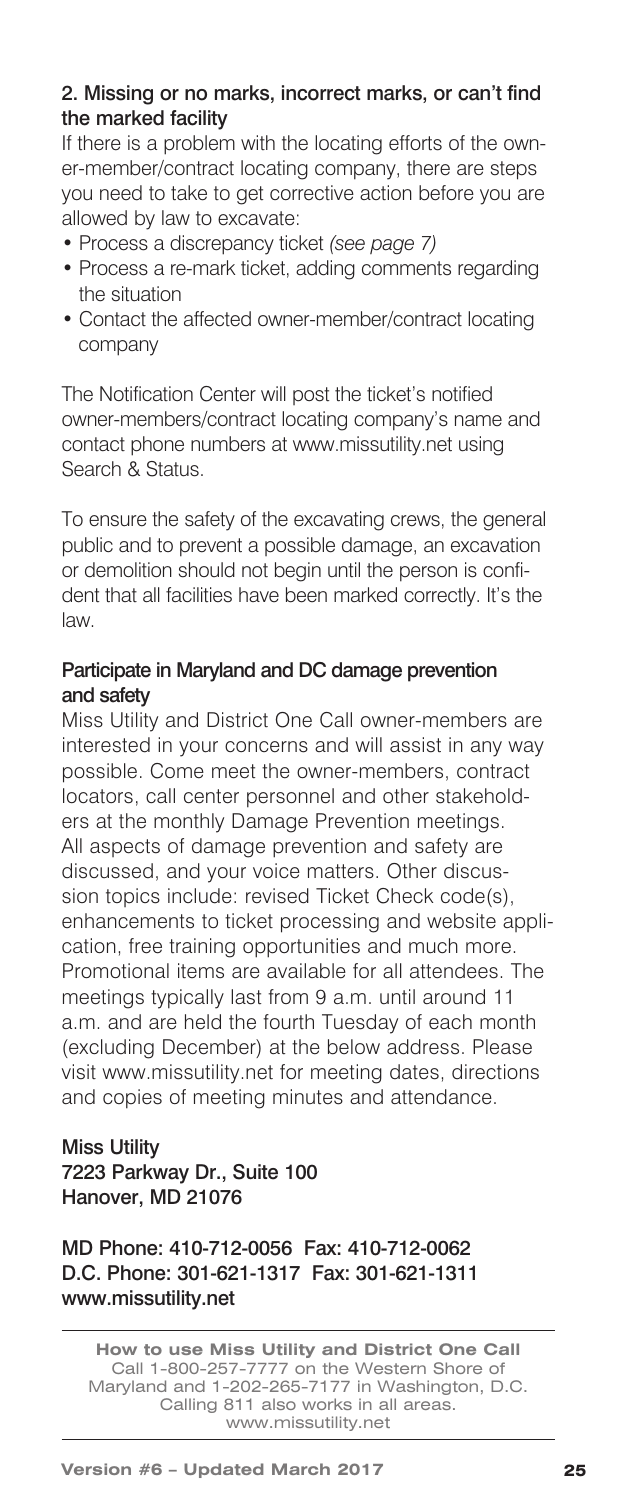### 2. Missing or no marks, incorrect marks, or can't find the marked facility

If there is a problem with the locating efforts of the owner-member/contract locating company, there are steps you need to take to get corrective action before you are allowed by law to excavate:

- Process a discrepancy ticket *(see page 7)*
- Process a re-mark ticket, adding comments regarding the situation
- Contact the affected owner-member/contract locating company

The Notification Center will post the ticket's notified owner-members/contract locating company's name and contact phone numbers at www.missutility.net using Search & Status.

To ensure the safety of the excavating crews, the general public and to prevent a possible damage, an excavation or demolition should not begin until the person is confident that all facilities have been marked correctly. It's the law.

### Participate in Maryland and DC damage prevention and safety

Miss Utility and District One Call owner-members are interested in your concerns and will assist in any way possible. Come meet the owner-members, contract locators, call center personnel and other stakeholders at the monthly Damage Prevention meetings. All aspects of damage prevention and safety are discussed, and your voice matters. Other discussion topics include: revised Ticket Check code(s), enhancements to ticket processing and website application, free training opportunities and much more. Promotional items are available for all attendees. The meetings typically last from 9 a.m. until around 11 a.m. and are held the fourth Tuesday of each month (excluding December) at the below address. Please visit www.missutility.net for meeting dates, directions and copies of meeting minutes and attendance.

**Miss Utility**
**7223 Parkway Dr., Suite 100**
**Hanover, MD 21076**

**MD Phone: 410-712-0056 Fax: 410-712-0062**
**D.C. Phone: 301-621-1317 Fax: 301-621-1311**
**www.missutility.net**

**How to use Miss Utility and District One Call**
Call 1-800-257-7777 on the Western Shore of Maryland and 1-202-265-7177 in Washington, D.C. Calling 811 also works in all areas.
www.missutility.net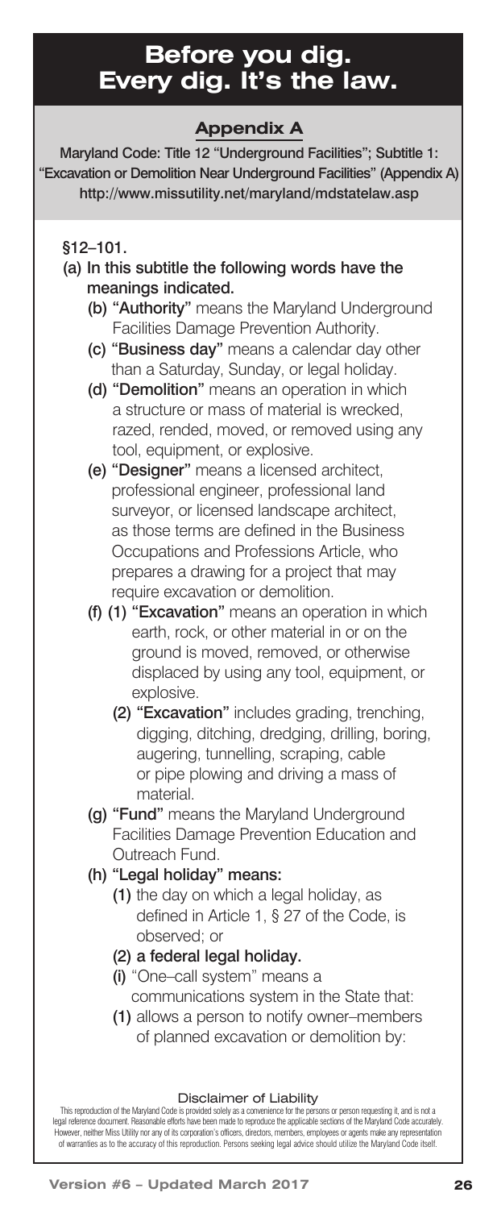# Before you dig. Every dig. It's the law.

## Appendix A

**Maryland Code: Title 12 "Underground Facilities"; Subtitle 1: "Excavation or Demolition Near Underground Facilities" (Appendix A)**
**http://www.missutility.net/maryland/mdstatelaw.asp**

**§12–101.**

**(a) In this subtitle the following words have the meanings indicated.**

- **(b) "Authority"** means the Maryland Underground Facilities Damage Prevention Authority.
- **(c) "Business day"** means a calendar day other than a Saturday, Sunday, or legal holiday.
- **(d) "Demolition"** means an operation in which a structure or mass of material is wrecked, razed, rended, moved, or removed using any tool, equipment, or explosive.
- **(e) "Designer"** means a licensed architect, professional engineer, professional land surveyor, or licensed landscape architect, as those terms are defined in the Business Occupations and Professions Article, who prepares a drawing for a project that may require excavation or demolition.
- **(f) (1) "Excavation"** means an operation in which earth, rock, or other material in or on the ground is moved, removed, or otherwise displaced by using any tool, equipment, or explosive.
  - **(2) "Excavation"** includes grading, trenching, digging, ditching, dredging, drilling, boring, augering, tunnelling, scraping, cable or pipe plowing and driving a mass of material.
- **(g) "Fund"** means the Maryland Underground Facilities Damage Prevention Education and Outreach Fund.
- **(h) "Legal holiday" means:**
  - **(1)** the day on which a legal holiday, as defined in Article 1, § 27 of the Code, is observed; or
  - **(2) a federal legal holiday.**
- **(i)** "One–call system" means a communications system in the State that:
  - **(1)** allows a person to notify owner–members of planned excavation or demolition by:

**Disclaimer of Liability**

This reproduction of the Maryland Code is provided solely as a convenience for the persons or person requesting it, and is not a legal reference document. Reasonable efforts have been made to reproduce the applicable sections of the Maryland Code accurately. However, neither Miss Utility nor any of its corporation's officers, directors, members, employees or agents make any representation of warranties as to the accuracy of this reproduction. Persons seeking legal advice should utilize the Maryland Code itself.

Version #6 – Updated March 2017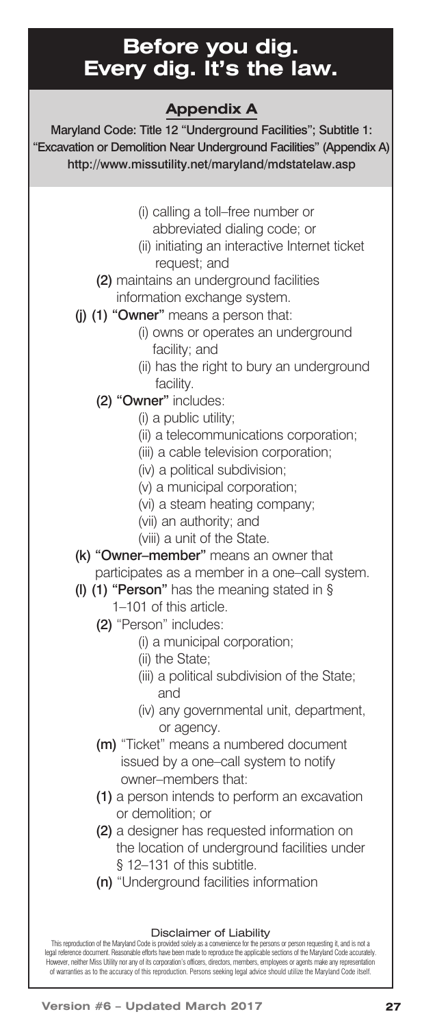# Before you dig. Every dig. It's the law.

## Appendix A

**Maryland Code: Title 12 "Underground Facilities"; Subtitle 1: "Excavation or Demolition Near Underground Facilities" (Appendix A)**
**http://www.missutility.net/maryland/mdstatelaw.asp**

(i) calling a toll–free number or abbreviated dialing code; or

(ii) initiating an interactive Internet ticket request; and

**(2)** maintains an underground facilities information exchange system.

**(j) (1) "Owner"** means a person that:

(i) owns or operates an underground facility; and

(ii) has the right to bury an underground facility.

**(2) "Owner"** includes:

(i) a public utility;

(ii) a telecommunications corporation;

(iii) a cable television corporation;

(iv) a political subdivision;

(v) a municipal corporation;

(vi) a steam heating company;

(vii) an authority; and

(viii) a unit of the State.

**(k) "Owner–member"** means an owner that participates as a member in a one–call system.

**(l) (1) "Person"** has the meaning stated in § 1–101 of this article.

**(2)** "Person" includes:

(i) a municipal corporation;

(ii) the State;

(iii) a political subdivision of the State; and

(iv) any governmental unit, department, or agency.

**(m)** "Ticket" means a numbered document issued by a one–call system to notify owner–members that:

**(1)** a person intends to perform an excavation or demolition; or

**(2)** a designer has requested information on the location of underground facilities under § 12–131 of this subtitle.

**(n)** "Underground facilities information

**Disclaimer of Liability**

This reproduction of the Maryland Code is provided solely as a convenience for the persons or person requesting it, and is not a legal reference document. Reasonable efforts have been made to reproduce the applicable sections of the Maryland Code accurately. However, neither Miss Utility nor any of its corporation's officers, directors, members, employees or agents make any representation of warranties as to the accuracy of this reproduction. Persons seeking legal advice should utilize the Maryland Code itself.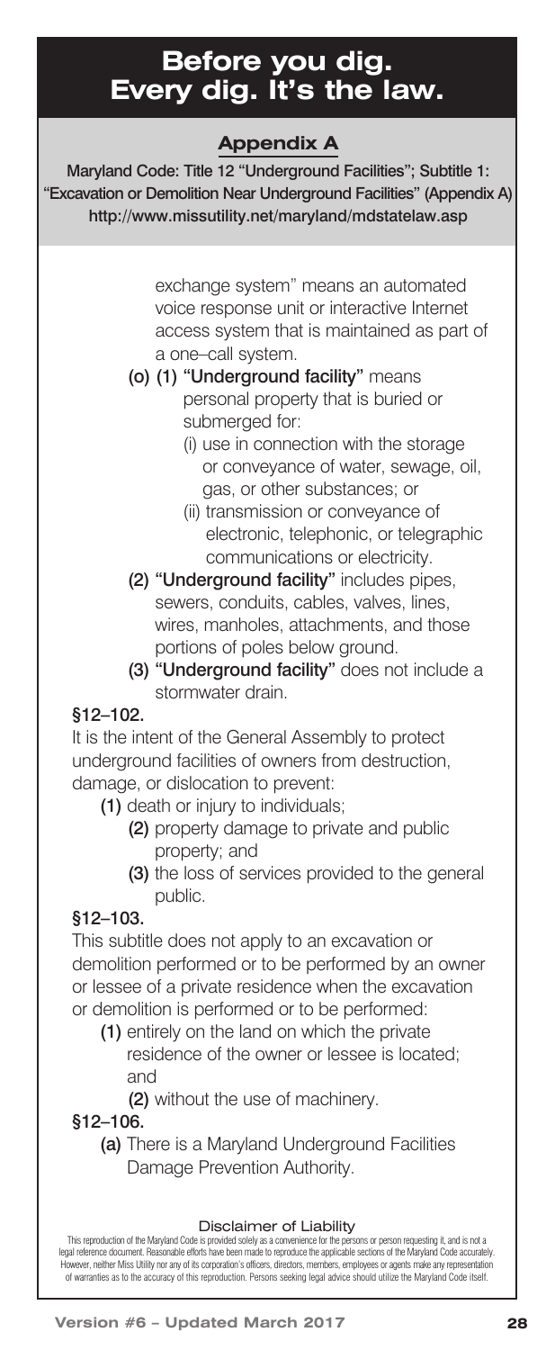# Before you dig. Every dig. It's the law.

## Appendix A

**Maryland Code: Title 12 "Underground Facilities"; Subtitle 1: "Excavation or Demolition Near Underground Facilities" (Appendix A)**
**http://www.missutility.net/maryland/mdstatelaw.asp**

exchange system" means an automated voice response unit or interactive Internet access system that is maintained as part of a one–call system.

**(o)** **(1)** **"Underground facility"** means personal property that is buried or submerged for:

- (i) use in connection with the storage or conveyance of water, sewage, oil, gas, or other substances; or
- (ii) transmission or conveyance of electronic, telephonic, or telegraphic communications or electricity.

**(2)** **"Underground facility"** includes pipes, sewers, conduits, cables, valves, lines, wires, manholes, attachments, and those portions of poles below ground.

**(3)** **"Underground facility"** does not include a stormwater drain.

**§12–102.**

It is the intent of the General Assembly to protect underground facilities of owners from destruction, damage, or dislocation to prevent:

- **(1)** death or injury to individuals;
- **(2)** property damage to private and public property; and
- **(3)** the loss of services provided to the general public.

**§12–103.**

This subtitle does not apply to an excavation or demolition performed or to be performed by an owner or lessee of a private residence when the excavation or demolition is performed or to be performed:

- **(1)** entirely on the land on which the private residence of the owner or lessee is located; and
- **(2)** without the use of machinery.

**§12–106.**

**(a)** There is a Maryland Underground Facilities Damage Prevention Authority.

Disclaimer of Liability

This reproduction of the Maryland Code is provided solely as a convenience for the persons or person requesting it, and is not a legal reference document. Reasonable efforts have been made to reproduce the applicable sections of the Maryland Code accurately. However, neither Miss Utility nor any of its corporation's officers, directors, members, employees or agents make any representation of warranties as to the accuracy of this reproduction. Persons seeking legal advice should utilize the Maryland Code itself.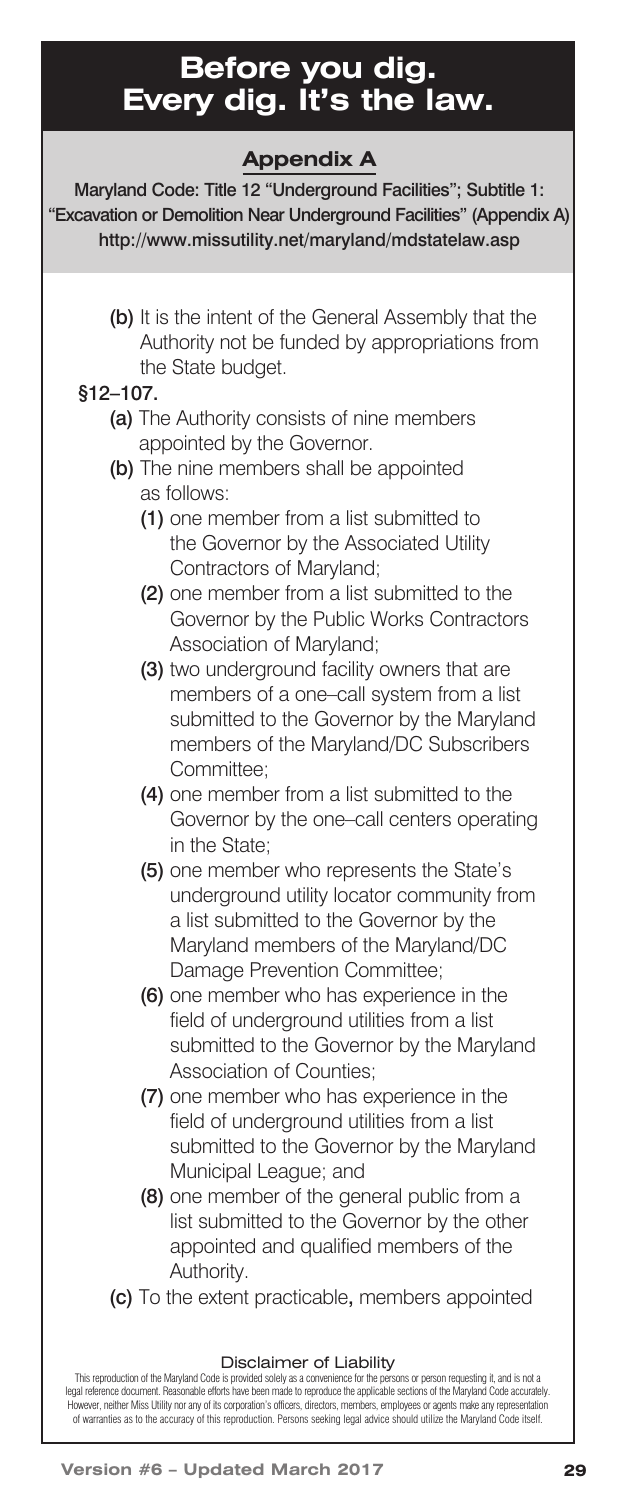# Before you dig. Every dig. It's the law.

## Appendix A

**Maryland Code: Title 12 "Underground Facilities"; Subtitle 1: "Excavation or Demolition Near Underground Facilities" (Appendix A)**
**http://www.missutility.net/maryland/mdstatelaw.asp**

**(b)** It is the intent of the General Assembly that the Authority not be funded by appropriations from the State budget.

**§12–107.**

**(a)** The Authority consists of nine members appointed by the Governor.

**(b)** The nine members shall be appointed as follows:

**(1)** one member from a list submitted to the Governor by the Associated Utility Contractors of Maryland;

**(2)** one member from a list submitted to the Governor by the Public Works Contractors Association of Maryland;

**(3)** two underground facility owners that are members of a one–call system from a list submitted to the Governor by the Maryland members of the Maryland/DC Subscribers Committee;

**(4)** one member from a list submitted to the Governor by the one–call centers operating in the State;

**(5)** one member who represents the State's underground utility locator community from a list submitted to the Governor by the Maryland members of the Maryland/DC Damage Prevention Committee;

**(6)** one member who has experience in the field of underground utilities from a list submitted to the Governor by the Maryland Association of Counties;

**(7)** one member who has experience in the field of underground utilities from a list submitted to the Governor by the Maryland Municipal League; and

**(8)** one member of the general public from a list submitted to the Governor by the other appointed and qualified members of the Authority.

**(c)** To the extent practicable, members appointed

**Disclaimer of Liability**

This reproduction of the Maryland Code is provided solely as a convenience for the persons or person requesting it, and is not a legal reference document. Reasonable efforts have been made to reproduce the applicable sections of the Maryland Code accurately. However, neither Miss Utility nor any of its corporation's officers, directors, members, employees or agents make any representation of warranties as to the accuracy of this reproduction. Persons seeking legal advice should utilize the Maryland Code itself.

Version #6 – Updated March 2017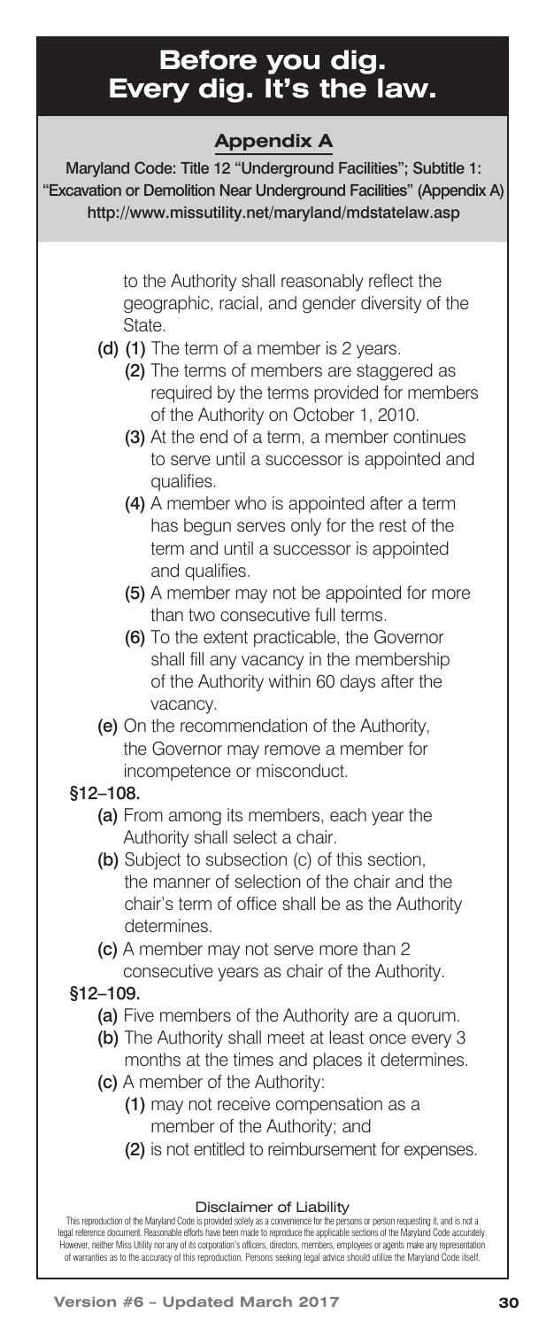to the Authority shall reasonably reflect the geographic, racial, and gender diversity of the State.

**(d) (1)** The term of a member is 2 years.

**(2)** The terms of members are staggered as required by the terms provided for members of the Authority on October 1, 2010.

**(3)** At the end of a term, a member continues to serve until a successor is appointed and qualifies.

**(4)** A member who is appointed after a term has begun serves only for the rest of the term and until a successor is appointed and qualifies.

**(5)** A member may not be appointed for more than two consecutive full terms.

**(6)** To the extent practicable, the Governor shall fill any vacancy in the membership of the Authority within 60 days after the vacancy.

**(e)** On the recommendation of the Authority, the Governor may remove a member for incompetence or misconduct.

**§12–108.**

**(a)** From among its members, each year the Authority shall select a chair.

**(b)** Subject to subsection (c) of this section, the manner of selection of the chair and the chair's term of office shall be as the Authority determines.

**(c)** A member may not serve more than 2 consecutive years as chair of the Authority.

**§12–109.**

**(a)** Five members of the Authority are a quorum.

**(b)** The Authority shall meet at least once every 3 months at the times and places it determines.

**(c)** A member of the Authority:

**(1)** may not receive compensation as a member of the Authority; and

**(2)** is not entitled to reimbursement for expenses.

Disclaimer of Liability

This reproduction of the Maryland Code is provided solely as a convenience for the persons or person requesting it, and is not a legal reference document. Reasonable efforts have been made to reproduce the applicable sections of the Maryland Code accurately. However, neither Miss Utility nor any of its corporation's officers, directors, members, employees or agents make any representation of warranties as to the accuracy of this reproduction. Persons seeking legal advice should utilize the Maryland Code itself.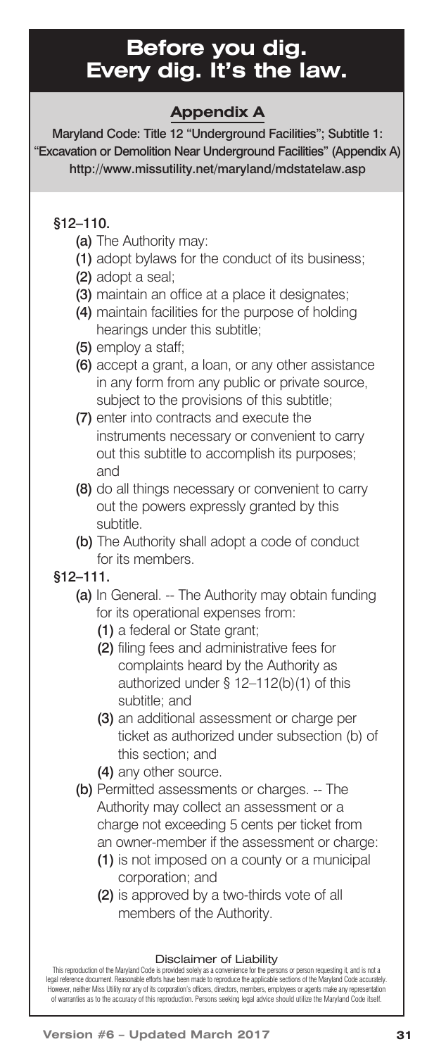# Before you dig. Every dig. It's the law.

## Appendix A

**Maryland Code: Title 12 "Underground Facilities"; Subtitle 1: "Excavation or Demolition Near Underground Facilities" (Appendix A)**
**http://www.missutility.net/maryland/mdstatelaw.asp**

### §12–110.

**(a)** The Authority may:

**(1)** adopt bylaws for the conduct of its business;

**(2)** adopt a seal;

**(3)** maintain an office at a place it designates;

**(4)** maintain facilities for the purpose of holding hearings under this subtitle;

**(5)** employ a staff;

**(6)** accept a grant, a loan, or any other assistance in any form from any public or private source, subject to the provisions of this subtitle;

**(7)** enter into contracts and execute the instruments necessary or convenient to carry out this subtitle to accomplish its purposes; and

**(8)** do all things necessary or convenient to carry out the powers expressly granted by this subtitle.

**(b)** The Authority shall adopt a code of conduct for its members.

### §12–111.

**(a)** In General. -- The Authority may obtain funding for its operational expenses from:

- **(1)** a federal or State grant;
- **(2)** filing fees and administrative fees for complaints heard by the Authority as authorized under § 12–112(b)(1) of this subtitle; and
- **(3)** an additional assessment or charge per ticket as authorized under subsection (b) of this section; and
- **(4)** any other source.

**(b)** Permitted assessments or charges. -- The Authority may collect an assessment or a charge not exceeding 5 cents per ticket from an owner-member if the assessment or charge:

- **(1)** is not imposed on a county or a municipal corporation; and
- **(2)** is approved by a two-thirds vote of all members of the Authority.

#### Disclaimer of Liability

This reproduction of the Maryland Code is provided solely as a convenience for the persons or person requesting it, and is not a legal reference document. Reasonable efforts have been made to reproduce the applicable sections of the Maryland Code accurately. However, neither Miss Utility nor any of its corporation's officers, directors, members, employees or agents make any representation of warranties as to the accuracy of this reproduction. Persons seeking legal advice should utilize the Maryland Code itself.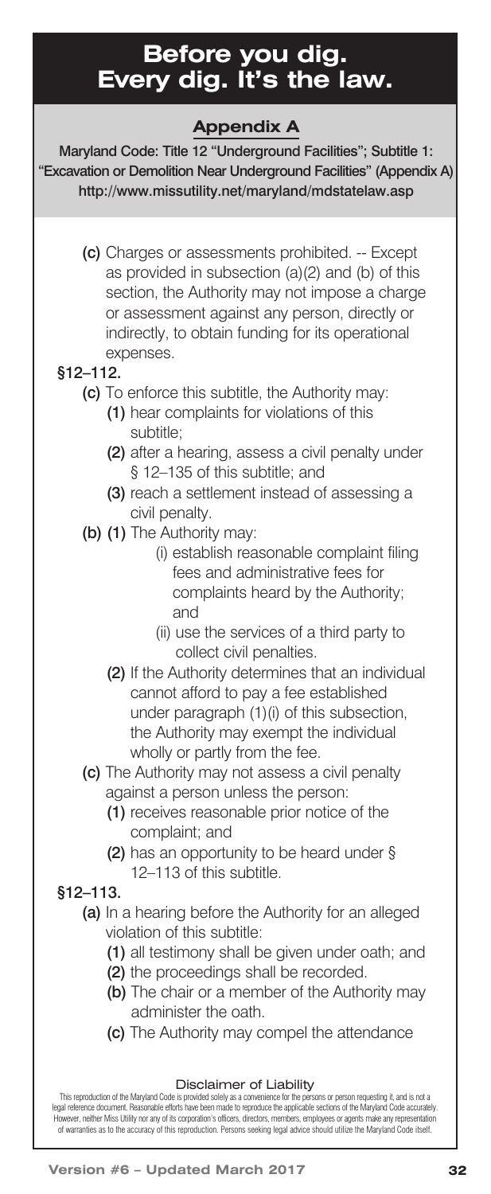# Before you dig. Every dig. It's the law.

## Appendix A

**Maryland Code: Title 12 "Underground Facilities"; Subtitle 1: "Excavation or Demolition Near Underground Facilities" (Appendix A)**
**http://www.missutility.net/maryland/mdstatelaw.asp**

- **(c)** Charges or assessments prohibited. -- Except as provided in subsection (a)(2) and (b) of this section, the Authority may not impose a charge or assessment against any person, directly or indirectly, to obtain funding for its operational expenses.

**§12–112.**

- **(c)** To enforce this subtitle, the Authority may:
  - **(1)** hear complaints for violations of this subtitle;
  - **(2)** after a hearing, assess a civil penalty under § 12–135 of this subtitle; and
  - **(3)** reach a settlement instead of assessing a civil penalty.
- **(b) (1)** The Authority may:
  - (i) establish reasonable complaint filing fees and administrative fees for complaints heard by the Authority; and
  - (ii) use the services of a third party to collect civil penalties.
  - **(2)** If the Authority determines that an individual cannot afford to pay a fee established under paragraph (1)(i) of this subsection, the Authority may exempt the individual wholly or partly from the fee.
- **(c)** The Authority may not assess a civil penalty against a person unless the person:
  - **(1)** receives reasonable prior notice of the complaint; and
  - **(2)** has an opportunity to be heard under § 12–113 of this subtitle.

**§12–113.**

- **(a)** In a hearing before the Authority for an alleged violation of this subtitle:
  - **(1)** all testimony shall be given under oath; and
  - **(2)** the proceedings shall be recorded.
  - **(b)** The chair or a member of the Authority may administer the oath.
  - **(c)** The Authority may compel the attendance

**Disclaimer of Liability**

This reproduction of the Maryland Code is provided solely as a convenience for the persons or person requesting it, and is not a legal reference document. Reasonable efforts have been made to reproduce the applicable sections of the Maryland Code accurately. However, neither Miss Utility nor any of its corporation's officers, directors, members, employees or agents make any representation of warranties as to the accuracy of this reproduction. Persons seeking legal advice should utilize the Maryland Code itself.

Version #6 – Updated March 2017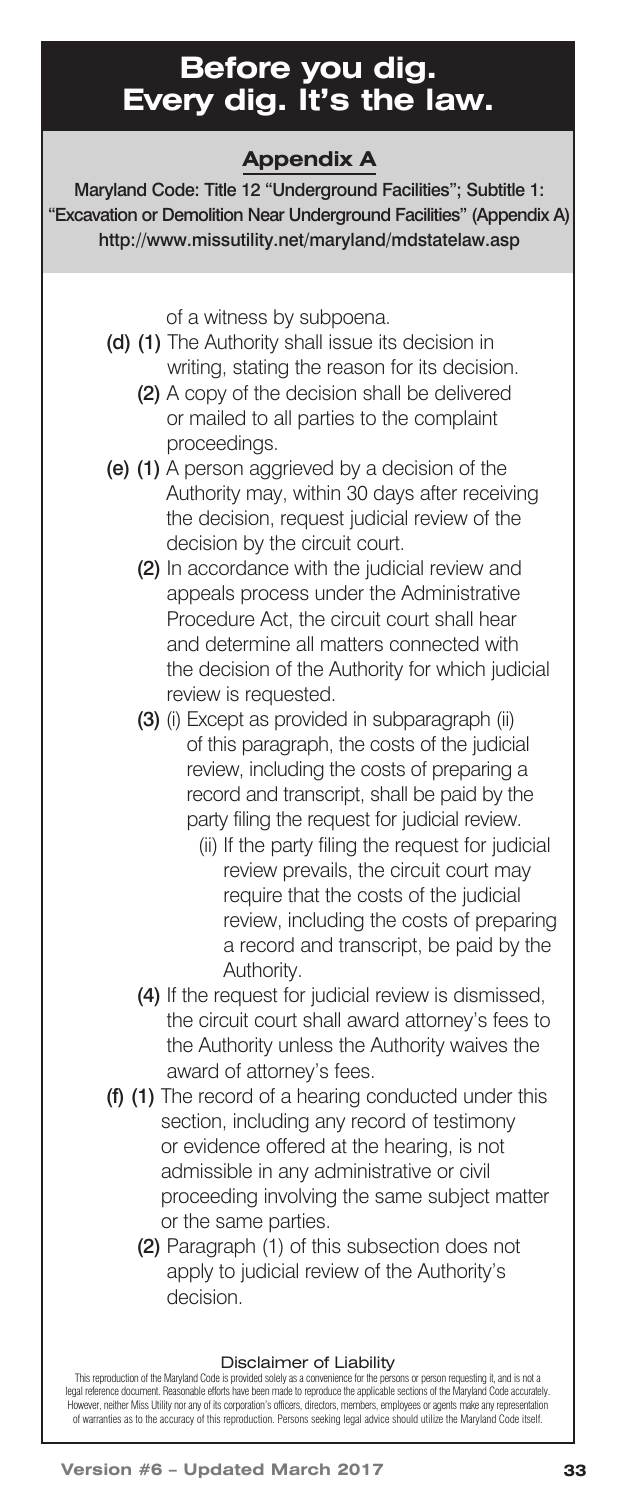of a witness by subpoena.

**(d)** **(1)** The Authority shall issue its decision in writing, stating the reason for its decision.

**(2)** A copy of the decision shall be delivered or mailed to all parties to the complaint proceedings.

**(e)** **(1)** A person aggrieved by a decision of the Authority may, within 30 days after receiving the decision, request judicial review of the decision by the circuit court.

**(2)** In accordance with the judicial review and appeals process under the Administrative Procedure Act, the circuit court shall hear and determine all matters connected with the decision of the Authority for which judicial review is requested.

**(3)** (i) Except as provided in subparagraph (ii) of this paragraph, the costs of the judicial review, including the costs of preparing a record and transcript, shall be paid by the party filing the request for judicial review.

(ii) If the party filing the request for judicial review prevails, the circuit court may require that the costs of the judicial review, including the costs of preparing a record and transcript, be paid by the Authority.

**(4)** If the request for judicial review is dismissed, the circuit court shall award attorney's fees to the Authority unless the Authority waives the award of attorney's fees.

**(f)** **(1)** The record of a hearing conducted under this section, including any record of testimony or evidence offered at the hearing, is not admissible in any administrative or civil proceeding involving the same subject matter or the same parties.

**(2)** Paragraph (1) of this subsection does not apply to judicial review of the Authority's decision.

#### Disclaimer of Liability

This reproduction of the Maryland Code is provided solely as a convenience for the persons or person requesting it, and is not a legal reference document. Reasonable efforts have been made to reproduce the applicable sections of the Maryland Code accurately. However, neither Miss Utility nor any of its corporation's officers, directors, members, employees or agents make any representation of warranties as to the accuracy of this reproduction. Persons seeking legal advice should utilize the Maryland Code itself.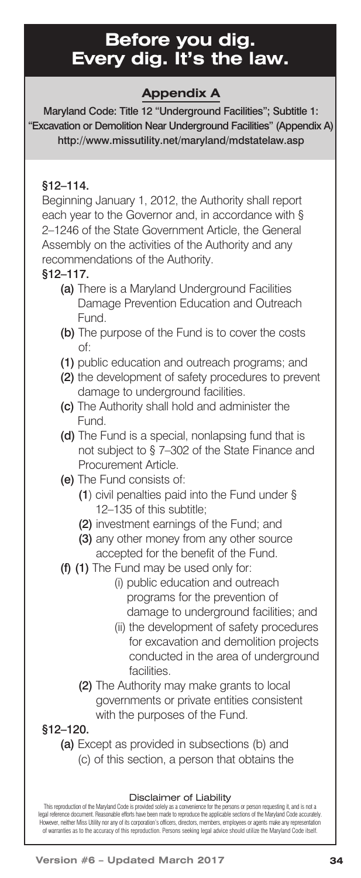# Before you dig. Every dig. It's the law.

## Appendix A

**Maryland Code: Title 12 "Underground Facilities"; Subtitle 1: "Excavation or Demolition Near Underground Facilities" (Appendix A)**
**http://www.missutility.net/maryland/mdstatelaw.asp**

**§12–114.**

Beginning January 1, 2012, the Authority shall report each year to the Governor and, in accordance with § 2–1246 of the State Government Article, the General Assembly on the activities of the Authority and any recommendations of the Authority.

**§12–117.**

- **(a)** There is a Maryland Underground Facilities Damage Prevention Education and Outreach Fund.
- **(b)** The purpose of the Fund is to cover the costs of:
- **(1)** public education and outreach programs; and
- **(2)** the development of safety procedures to prevent damage to underground facilities.
- **(c)** The Authority shall hold and administer the Fund.
- **(d)** The Fund is a special, nonlapsing fund that is not subject to § 7–302 of the State Finance and Procurement Article.
- **(e)** The Fund consists of:
  - **(1)** civil penalties paid into the Fund under § 12–135 of this subtitle;
  - **(2)** investment earnings of the Fund; and
  - **(3)** any other money from any other source accepted for the benefit of the Fund.
- **(f)** **(1)** The Fund may be used only for:
    - (i) public education and outreach programs for the prevention of damage to underground facilities; and
    - (ii) the development of safety procedures for excavation and demolition projects conducted in the area of underground facilities.
  - **(2)** The Authority may make grants to local governments or private entities consistent with the purposes of the Fund.

**§12–120.**

- **(a)** Except as provided in subsections (b) and (c) of this section, a person that obtains the

**Disclaimer of Liability**

This reproduction of the Maryland Code is provided solely as a convenience for the persons or person requesting it, and is not a legal reference document. Reasonable efforts have been made to reproduce the applicable sections of the Maryland Code accurately. However, neither Miss Utility nor any of its corporation's officers, directors, members, employees or agents make any representation of warranties as to the accuracy of this reproduction. Persons seeking legal advice should utilize the Maryland Code itself.

Version #6 – Updated March 2017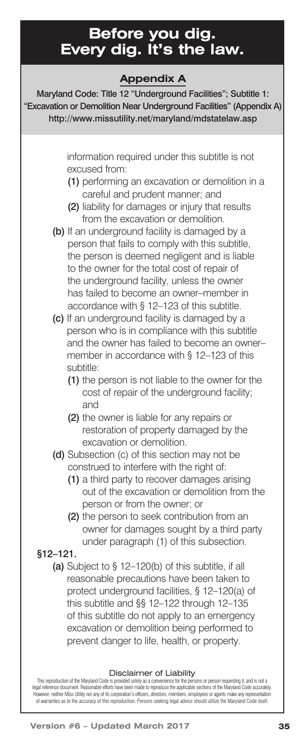# Before you dig. Every dig. It's the law.

## Appendix A

**Maryland Code: Title 12 "Underground Facilities"; Subtitle 1: "Excavation or Demolition Near Underground Facilities" (Appendix A)**
**http://www.missutility.net/maryland/mdstatelaw.asp**

information required under this subtitle is not excused from:

- **(1)** performing an excavation or demolition in a careful and prudent manner; and
- **(2)** liability for damages or injury that results from the excavation or demolition.

**(b)** If an underground facility is damaged by a person that fails to comply with this subtitle, the person is deemed negligent and is liable to the owner for the total cost of repair of the underground facility, unless the owner has failed to become an owner–member in accordance with § 12–123 of this subtitle.

**(c)** If an underground facility is damaged by a person who is in compliance with this subtitle and the owner has failed to become an owner–member in accordance with § 12–123 of this subtitle:

- **(1)** the person is not liable to the owner for the cost of repair of the underground facility; and
- **(2)** the owner is liable for any repairs or restoration of property damaged by the excavation or demolition.

**(d)** Subsection (c) of this section may not be construed to interfere with the right of:

- **(1)** a third party to recover damages arising out of the excavation or demolition from the person or from the owner; or
- **(2)** the person to seek contribution from an owner for damages sought by a third party under paragraph (1) of this subsection.

**§12–121.**

**(a)** Subject to § 12–120(b) of this subtitle, if all reasonable precautions have been taken to protect underground facilities, § 12–120(a) of this subtitle and §§ 12–122 through 12–135 of this subtitle do not apply to an emergency excavation or demolition being performed to prevent danger to life, health, or property.

**Disclaimer of Liability**

This reproduction of the Maryland Code is provided solely as a convenience for the persons or person requesting it, and is not a legal reference document. Reasonable efforts have been made to reproduce the applicable sections of the Maryland Code accurately. However, neither Miss Utility nor any of its corporation's officers, directors, members, employees or agents make any representation of warranties as to the accuracy of this reproduction. Persons seeking legal advice should utilize the Maryland Code itself.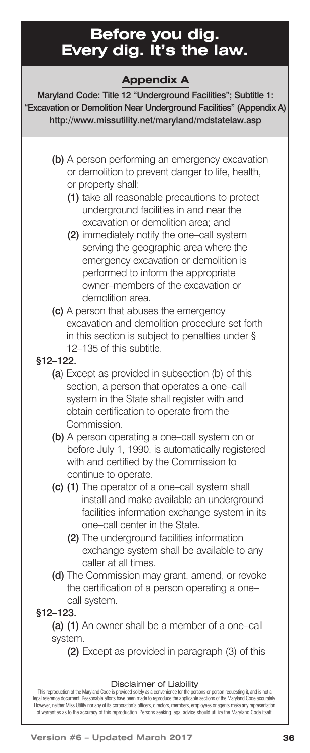# Before you dig. Every dig. It's the law.

## Appendix A

**Maryland Code: Title 12 "Underground Facilities"; Subtitle 1: "Excavation or Demolition Near Underground Facilities" (Appendix A)**
**http://www.missutility.net/maryland/mdstatelaw.asp**

- **(b)** A person performing an emergency excavation or demolition to prevent danger to life, health, or property shall:
  - **(1)** take all reasonable precautions to protect underground facilities in and near the excavation or demolition area; and
  - **(2)** immediately notify the one–call system serving the geographic area where the emergency excavation or demolition is performed to inform the appropriate owner–members of the excavation or demolition area.
- **(c)** A person that abuses the emergency excavation and demolition procedure set forth in this section is subject to penalties under § 12–135 of this subtitle.

**§12–122.**

- **(a)** Except as provided in subsection (b) of this section, a person that operates a one–call system in the State shall register with and obtain certification to operate from the Commission.
- **(b)** A person operating a one–call system on or before July 1, 1990, is automatically registered with and certified by the Commission to continue to operate.
- **(c) (1)** The operator of a one–call system shall install and make available an underground facilities information exchange system in its one–call center in the State.
  - **(2)** The underground facilities information exchange system shall be available to any caller at all times.
- **(d)** The Commission may grant, amend, or revoke the certification of a person operating a one–call system.

**§12–123.**

**(a) (1)** An owner shall be a member of a one–call system.

- **(2)** Except as provided in paragraph (3) of this

**Disclaimer of Liability**

This reproduction of the Maryland Code is provided solely as a convenience for the persons or person requesting it, and is not a legal reference document. Reasonable efforts have been made to reproduce the applicable sections of the Maryland Code accurately. However, neither Miss Utility nor any of its corporation's officers, directors, members, employees or agents make any representation of warranties as to the accuracy of this reproduction. Persons seeking legal advice should utilize the Maryland Code itself.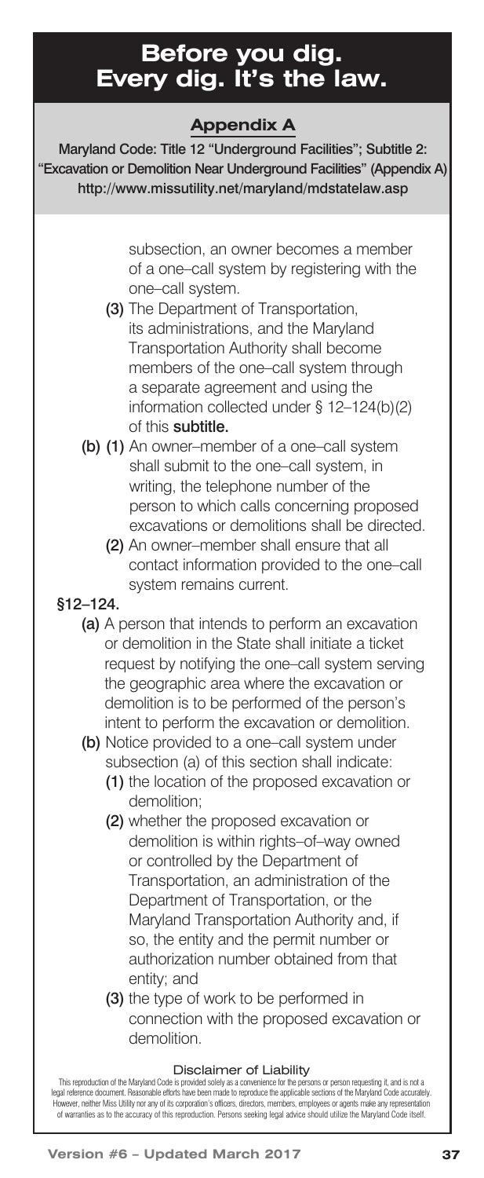# Before you dig. Every dig. It's the law.

## Appendix A

**Maryland Code: Title 12 "Underground Facilities"; Subtitle 2: "Excavation or Demolition Near Underground Facilities" (Appendix A)**
**http://www.missutility.net/maryland/mdstatelaw.asp**

subsection, an owner becomes a member of a one–call system by registering with the one–call system.

**(3)** The Department of Transportation, its administrations, and the Maryland Transportation Authority shall become members of the one–call system through a separate agreement and using the information collected under § 12–124(b)(2) of this **subtitle.**

**(b) (1)** An owner–member of a one–call system shall submit to the one–call system, in writing, the telephone number of the person to which calls concerning proposed excavations or demolitions shall be directed.

**(2)** An owner–member shall ensure that all contact information provided to the one–call system remains current.

**§12–124.**

**(a)** A person that intends to perform an excavation or demolition in the State shall initiate a ticket request by notifying the one–call system serving the geographic area where the excavation or demolition is to be performed of the person's intent to perform the excavation or demolition.

**(b)** Notice provided to a one–call system under subsection (a) of this section shall indicate:

**(1)** the location of the proposed excavation or demolition;

**(2)** whether the proposed excavation or demolition is within rights–of–way owned or controlled by the Department of Transportation, an administration of the Department of Transportation, or the Maryland Transportation Authority and, if so, the entity and the permit number or authorization number obtained from that entity; and

**(3)** the type of work to be performed in connection with the proposed excavation or demolition.

**Disclaimer of Liability**

This reproduction of the Maryland Code is provided solely as a convenience for the persons or person requesting it, and is not a legal reference document. Reasonable efforts have been made to reproduce the applicable sections of the Maryland Code accurately. However, neither Miss Utility nor any of its corporation's officers, directors, members, employees or agents make any representation of warranties as to the accuracy of this reproduction. Persons seeking legal advice should utilize the Maryland Code itself.

Version #6 – Updated March 2017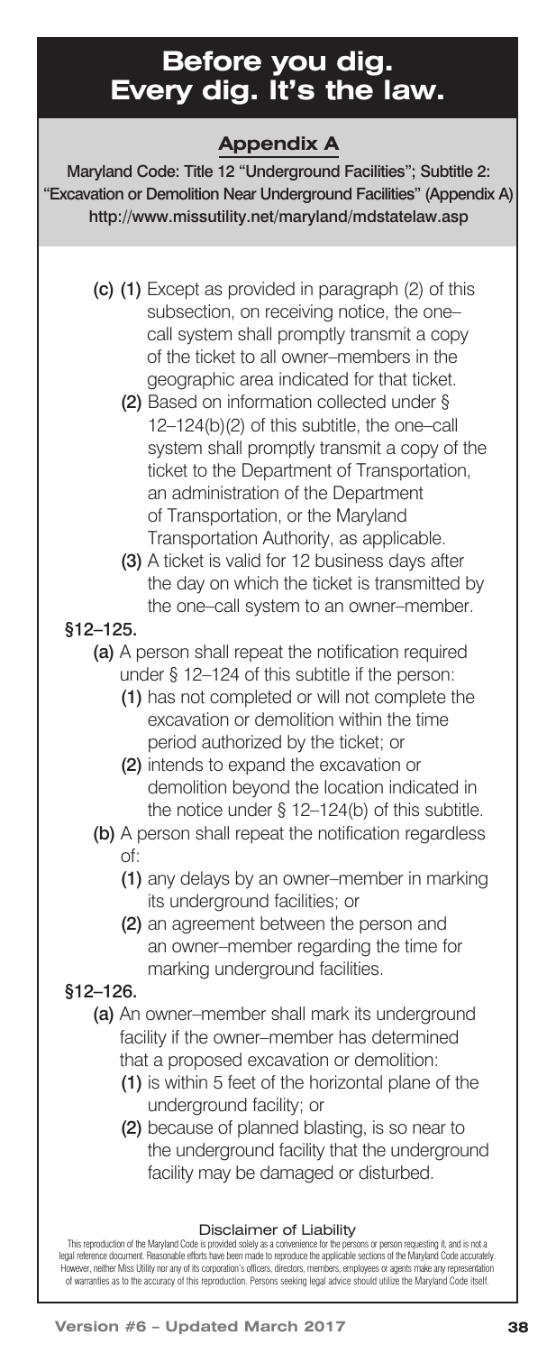# Before you dig. Every dig. It's the law.

## Appendix A

**Maryland Code: Title 12 "Underground Facilities"; Subtitle 2: "Excavation or Demolition Near Underground Facilities" (Appendix A)**
**http://www.missutility.net/maryland/mdstatelaw.asp**

- **(c) (1)** Except as provided in paragraph (2) of this subsection, on receiving notice, the one–call system shall promptly transmit a copy of the ticket to all owner–members in the geographic area indicated for that ticket.
  - **(2)** Based on information collected under § 12–124(b)(2) of this subtitle, the one–call system shall promptly transmit a copy of the ticket to the Department of Transportation, an administration of the Department of Transportation, or the Maryland Transportation Authority, as applicable.
  - **(3)** A ticket is valid for 12 business days after the day on which the ticket is transmitted by the one–call system to an owner–member.

**§12–125.**

- **(a)** A person shall repeat the notification required under § 12–124 of this subtitle if the person:
  - **(1)** has not completed or will not complete the excavation or demolition within the time period authorized by the ticket; or
  - **(2)** intends to expand the excavation or demolition beyond the location indicated in the notice under § 12–124(b) of this subtitle.
- **(b)** A person shall repeat the notification regardless of:
  - **(1)** any delays by an owner–member in marking its underground facilities; or
  - **(2)** an agreement between the person and an owner–member regarding the time for marking underground facilities.

**§12–126.**

- **(a)** An owner–member shall mark its underground facility if the owner–member has determined that a proposed excavation or demolition:
  - **(1)** is within 5 feet of the horizontal plane of the underground facility; or
  - **(2)** because of planned blasting, is so near to the underground facility that the underground facility may be damaged or disturbed.

**Disclaimer of Liability**

This reproduction of the Maryland Code is provided solely as a convenience for the persons or person requesting it, and is not a legal reference document. Reasonable efforts have been made to reproduce the applicable sections of the Maryland Code accurately. However, neither Miss Utility nor any of its corporation's officers, directors, members, employees or agents make any representation of warranties as to the accuracy of this reproduction. Persons seeking legal advice should utilize the Maryland Code itself.

**Version #6 – Updated March 2017**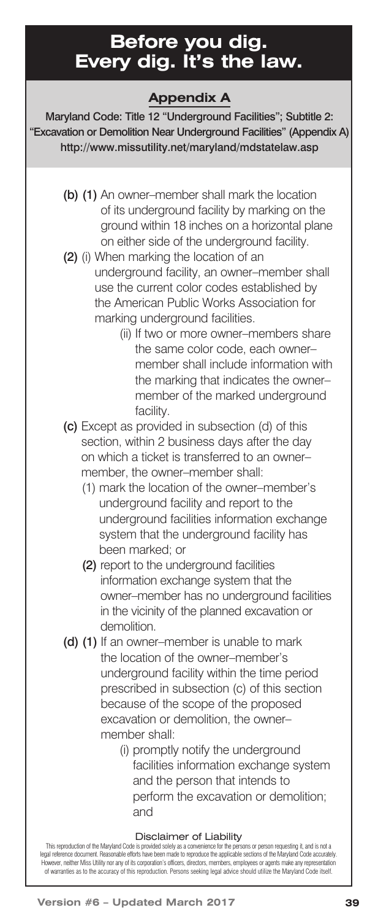# Before you dig. Every dig. It's the law.

## Appendix A

**Maryland Code: Title 12 "Underground Facilities"; Subtitle 2: "Excavation or Demolition Near Underground Facilities" (Appendix A)**
**http://www.missutility.net/maryland/mdstatelaw.asp**

**(b) (1)** An owner–member shall mark the location of its underground facility by marking on the ground within 18 inches on a horizontal plane on either side of the underground facility.

**(2)** (i) When marking the location of an underground facility, an owner–member shall use the current color codes established by the American Public Works Association for marking underground facilities.

(ii) If two or more owner–members share the same color code, each owner–member shall include information with the marking that indicates the owner–member of the marked underground facility.

**(c)** Except as provided in subsection (d) of this section, within 2 business days after the day on which a ticket is transferred to an owner–member, the owner–member shall:

(1) mark the location of the owner–member's underground facility and report to the underground facilities information exchange system that the underground facility has been marked; or

**(2)** report to the underground facilities information exchange system that the owner–member has no underground facilities in the vicinity of the planned excavation or demolition.

**(d) (1)** If an owner–member is unable to mark the location of the owner–member's underground facility within the time period prescribed in subsection (c) of this section because of the scope of the proposed excavation or demolition, the owner–member shall:

(i) promptly notify the underground facilities information exchange system and the person that intends to perform the excavation or demolition; and

#### Disclaimer of Liability

This reproduction of the Maryland Code is provided solely as a convenience for the persons or person requesting it, and is not a legal reference document. Reasonable efforts have been made to reproduce the applicable sections of the Maryland Code accurately. However, neither Miss Utility nor any of its corporation's officers, directors, members, employees or agents make any representation of warranties as to the accuracy of this reproduction. Persons seeking legal advice should utilize the Maryland Code itself.

Version #6 – Updated March 2017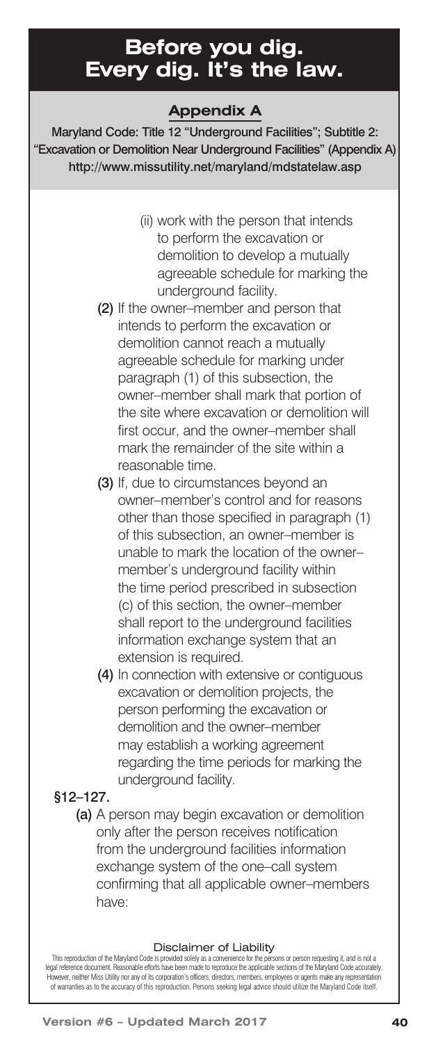# Before you dig. Every dig. It's the law.

## Appendix A

**Maryland Code: Title 12 "Underground Facilities"; Subtitle 2: "Excavation or Demolition Near Underground Facilities" (Appendix A)**
**http://www.missutility.net/maryland/mdstatelaw.asp**

(ii) work with the person that intends to perform the excavation or demolition to develop a mutually agreeable schedule for marking the underground facility.

**(2)** If the owner–member and person that intends to perform the excavation or demolition cannot reach a mutually agreeable schedule for marking under paragraph (1) of this subsection, the owner–member shall mark that portion of the site where excavation or demolition will first occur, and the owner–member shall mark the remainder of the site within a reasonable time.

**(3)** If, due to circumstances beyond an owner–member's control and for reasons other than those specified in paragraph (1) of this subsection, an owner–member is unable to mark the location of the owner–member's underground facility within the time period prescribed in subsection (c) of this section, the owner–member shall report to the underground facilities information exchange system that an extension is required.

**(4)** In connection with extensive or contiguous excavation or demolition projects, the person performing the excavation or demolition and the owner–member may establish a working agreement regarding the time periods for marking the underground facility.

**§12–127.**

**(a)** A person may begin excavation or demolition only after the person receives notification from the underground facilities information exchange system of the one–call system confirming that all applicable owner–members have:

**Disclaimer of Liability**

This reproduction of the Maryland Code is provided solely as a convenience for the persons or person requesting it, and is not a legal reference document. Reasonable efforts have been made to reproduce the applicable sections of the Maryland Code accurately. However, neither Miss Utility nor any of its corporation's officers, directors, members, employees or agents make any representation of warranties as to the accuracy of this reproduction. Persons seeking legal advice should utilize the Maryland Code itself.

**Version #6 – Updated March 2017**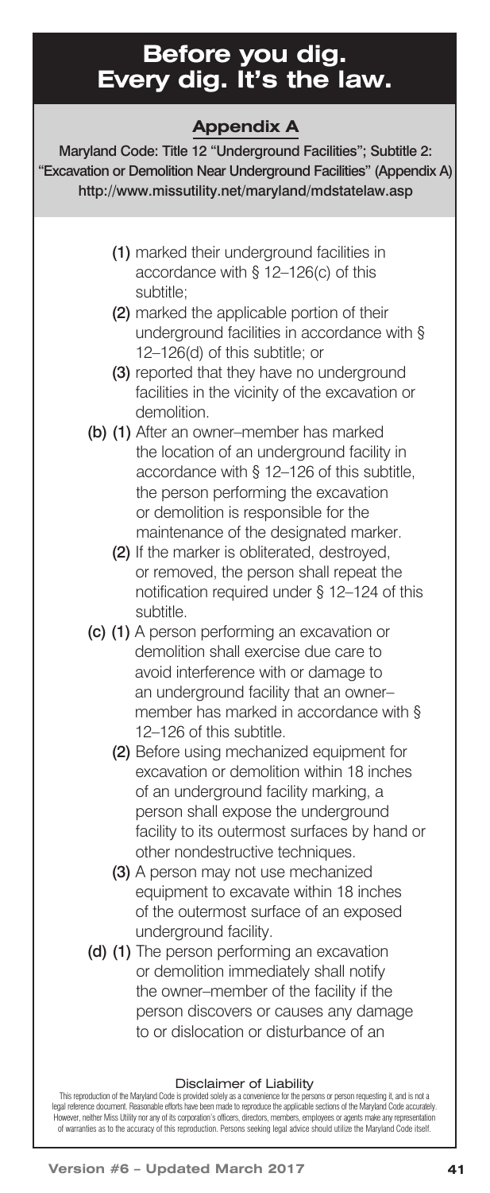# Before you dig. Every dig. It's the law.

## Appendix A

**Maryland Code: Title 12 "Underground Facilities"; Subtitle 2: "Excavation or Demolition Near Underground Facilities" (Appendix A)**
**http://www.missutility.net/maryland/mdstatelaw.asp**

- **(1)** marked their underground facilities in accordance with § 12–126(c) of this subtitle;
- **(2)** marked the applicable portion of their underground facilities in accordance with § 12–126(d) of this subtitle; or
- **(3)** reported that they have no underground facilities in the vicinity of the excavation or demolition.

**(b) (1)** After an owner–member has marked the location of an underground facility in accordance with § 12–126 of this subtitle, the person performing the excavation or demolition is responsible for the maintenance of the designated marker.

- **(2)** If the marker is obliterated, destroyed, or removed, the person shall repeat the notification required under § 12–124 of this subtitle.

**(c) (1)** A person performing an excavation or demolition shall exercise due care to avoid interference with or damage to an underground facility that an owner–member has marked in accordance with § 12–126 of this subtitle.

- **(2)** Before using mechanized equipment for excavation or demolition within 18 inches of an underground facility marking, a person shall expose the underground facility to its outermost surfaces by hand or other nondestructive techniques.
- **(3)** A person may not use mechanized equipment to excavate within 18 inches of the outermost surface of an exposed underground facility.

**(d) (1)** The person performing an excavation or demolition immediately shall notify the owner–member of the facility if the person discovers or causes any damage to or dislocation or disturbance of an

**Disclaimer of Liability**

This reproduction of the Maryland Code is provided solely as a convenience for the persons or person requesting it, and is not a legal reference document. Reasonable efforts have been made to reproduce the applicable sections of the Maryland Code accurately. However, neither Miss Utility nor any of its corporation's officers, directors, members, employees or agents make any representation of warranties as to the accuracy of this reproduction. Persons seeking legal advice should utilize the Maryland Code itself.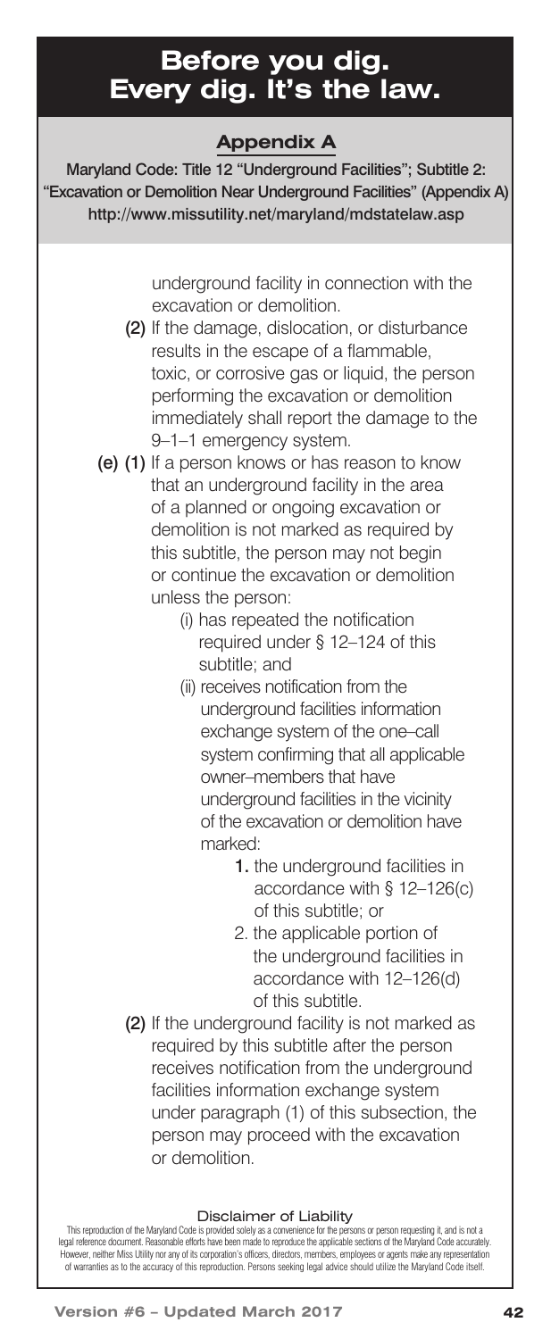# Before you dig. Every dig. It's the law.

## Appendix A

**Maryland Code: Title 12 "Underground Facilities"; Subtitle 2: "Excavation or Demolition Near Underground Facilities" (Appendix A)**
**http://www.missutility.net/maryland/mdstatelaw.asp**

underground facility in connection with the excavation or demolition.

**(2)** If the damage, dislocation, or disturbance results in the escape of a flammable, toxic, or corrosive gas or liquid, the person performing the excavation or demolition immediately shall report the damage to the 9–1–1 emergency system.

**(e)** **(1)** If a person knows or has reason to know that an underground facility in the area of a planned or ongoing excavation or demolition is not marked as required by this subtitle, the person may not begin or continue the excavation or demolition unless the person:

- (i) has repeated the notification required under § 12–124 of this subtitle; and
- (ii) receives notification from the underground facilities information exchange system of the one–call system confirming that all applicable owner–members that have underground facilities in the vicinity of the excavation or demolition have marked:
  - **1.** the underground facilities in accordance with § 12–126(c) of this subtitle; or
  - 2. the applicable portion of the underground facilities in accordance with 12–126(d) of this subtitle.

**(2)** If the underground facility is not marked as required by this subtitle after the person receives notification from the underground facilities information exchange system under paragraph (1) of this subsection, the person may proceed with the excavation or demolition.

**Disclaimer of Liability**

This reproduction of the Maryland Code is provided solely as a convenience for the persons or person requesting it, and is not a legal reference document. Reasonable efforts have been made to reproduce the applicable sections of the Maryland Code accurately. However, neither Miss Utility nor any of its corporation's officers, directors, members, employees or agents make any representation of warranties as to the accuracy of this reproduction. Persons seeking legal advice should utilize the Maryland Code itself.

**Version #6 – Updated March 2017**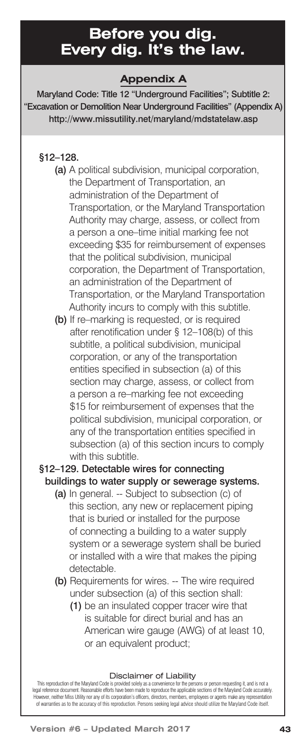# Before you dig. Every dig. It's the law.

## Appendix A

**Maryland Code: Title 12 "Underground Facilities"; Subtitle 2: "Excavation or Demolition Near Underground Facilities" (Appendix A)**
**http://www.missutility.net/maryland/mdstatelaw.asp**

### §12–128.

**(a)** A political subdivision, municipal corporation, the Department of Transportation, an administration of the Department of Transportation, or the Maryland Transportation Authority may charge, assess, or collect from a person a one–time initial marking fee not exceeding $35 for reimbursement of expenses that the political subdivision, municipal corporation, the Department of Transportation, an administration of the Department of Transportation, or the Maryland Transportation Authority incurs to comply with this subtitle.

**(b)** If re–marking is requested, or is required after renotification under § 12–108(b) of this subtitle, a political subdivision, municipal corporation, or any of the transportation entities specified in subsection (a) of this section may charge, assess, or collect from a person a re–marking fee not exceeding $15 for reimbursement of expenses that the political subdivision, municipal corporation, or any of the transportation entities specified in subsection (a) of this section incurs to comply with this subtitle.

### §12–129. Detectable wires for connecting buildings to water supply or sewerage systems.

**(a)** In general. -- Subject to subsection (c) of this section, any new or replacement piping that is buried or installed for the purpose of connecting a building to a water supply system or a sewerage system shall be buried or installed with a wire that makes the piping detectable.

**(b)** Requirements for wires. -- The wire required under subsection (a) of this section shall:

**(1)** be an insulated copper tracer wire that is suitable for direct burial and has an American wire gauge (AWG) of at least 10, or an equivalent product;

**Disclaimer of Liability**

This reproduction of the Maryland Code is provided solely as a convenience for the persons or person requesting it, and is not a legal reference document. Reasonable efforts have been made to reproduce the applicable sections of the Maryland Code accurately. However, neither Miss Utility nor any of its corporation's officers, directors, members, employees or agents make any representation of warranties as to the accuracy of this reproduction. Persons seeking legal advice should utilize the Maryland Code itself.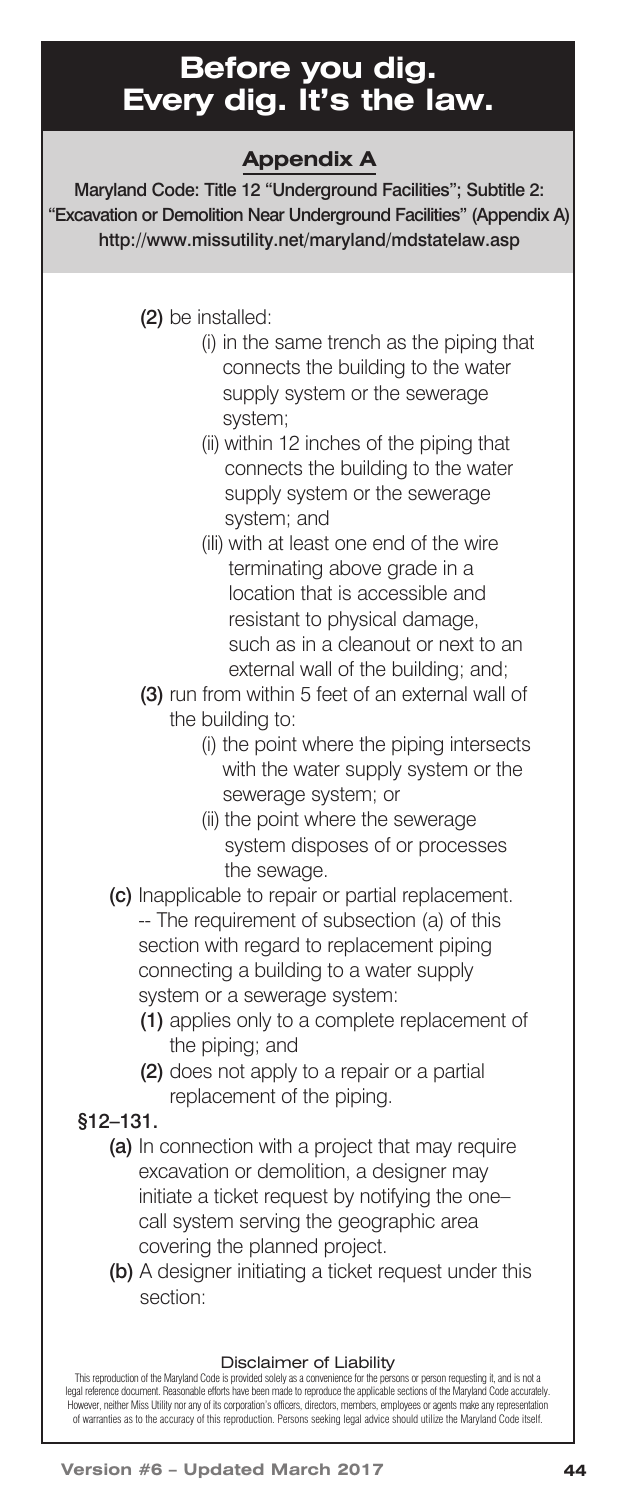# Before you dig. Every dig. It's the law.

## Appendix A

**Maryland Code: Title 12 "Underground Facilities"; Subtitle 2: "Excavation or Demolition Near Underground Facilities" (Appendix A)**
**http://www.missutility.net/maryland/mdstatelaw.asp**

- **(2)** be installed:
  - (i) in the same trench as the piping that connects the building to the water supply system or the sewerage system;
  - (ii) within 12 inches of the piping that connects the building to the water supply system or the sewerage system; and
  - (iii) with at least one end of the wire terminating above grade in a location that is accessible and resistant to physical damage, such as in a cleanout or next to an external wall of the building; and;
- **(3)** run from within 5 feet of an external wall of the building to:
  - (i) the point where the piping intersects with the water supply system or the sewerage system; or
  - (ii) the point where the sewerage system disposes of or processes the sewage.

**(c)** Inapplicable to repair or partial replacement. -- The requirement of subsection (a) of this section with regard to replacement piping connecting a building to a water supply system or a sewerage system:

- **(1)** applies only to a complete replacement of the piping; and
- **(2)** does not apply to a repair or a partial replacement of the piping.

**§12–131.**

**(a)** In connection with a project that may require excavation or demolition, a designer may initiate a ticket request by notifying the one–call system serving the geographic area covering the planned project.

**(b)** A designer initiating a ticket request under this section:

**Disclaimer of Liability**

This reproduction of the Maryland Code is provided solely as a convenience for the persons or person requesting it, and is not a legal reference document. Reasonable efforts have been made to reproduce the applicable sections of the Maryland Code accurately. However, neither Miss Utility nor any of its corporation's officers, directors, members, employees or agents make any representation of warranties as to the accuracy of this reproduction. Persons seeking legal advice should utilize the Maryland Code itself.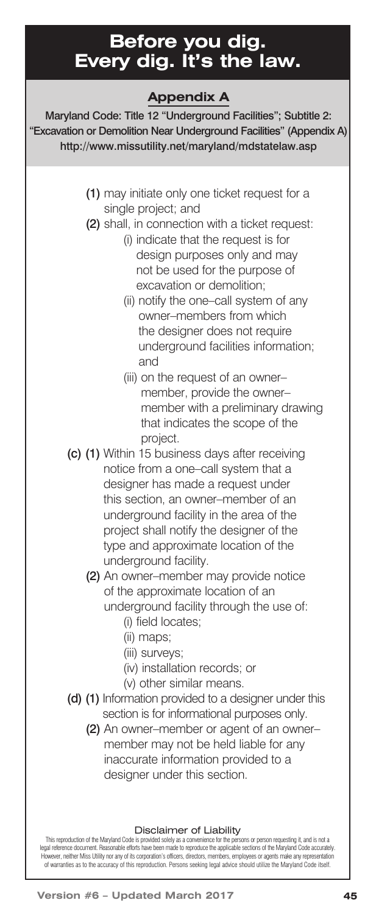# Before you dig. Every dig. It's the law.

## Appendix A

**Maryland Code: Title 12 "Underground Facilities"; Subtitle 2: "Excavation or Demolition Near Underground Facilities" (Appendix A)**
**http://www.missutility.net/maryland/mdstatelaw.asp**

- **(1)** may initiate only one ticket request for a single project; and
- **(2)** shall, in connection with a ticket request:
  - (i) indicate that the request is for design purposes only and may not be used for the purpose of excavation or demolition;
  - (ii) notify the one–call system of any owner–members from which the designer does not require underground facilities information; and
  - (iii) on the request of an owner–member, provide the owner–member with a preliminary drawing that indicates the scope of the project.

**(c) (1)** Within 15 business days after receiving notice from a one–call system that a designer has made a request under this section, an owner–member of an underground facility in the area of the project shall notify the designer of the type and approximate location of the underground facility.

- **(2)** An owner–member may provide notice of the approximate location of an underground facility through the use of:
  - (i) field locates;
  - (ii) maps;
  - (iii) surveys;
  - (iv) installation records; or
  - (v) other similar means.

**(d) (1)** Information provided to a designer under this section is for informational purposes only.

- **(2)** An owner–member or agent of an owner–member may not be held liable for any inaccurate information provided to a designer under this section.

**Disclaimer of Liability**

This reproduction of the Maryland Code is provided solely as a convenience for the persons or person requesting it, and is not a legal reference document. Reasonable efforts have been made to reproduce the applicable sections of the Maryland Code accurately. However, neither Miss Utility nor any of its corporation's officers, directors, members, employees or agents make any representation of warranties as to the accuracy of this reproduction. Persons seeking legal advice should utilize the Maryland Code itself.

**Version #6 – Updated March 2017**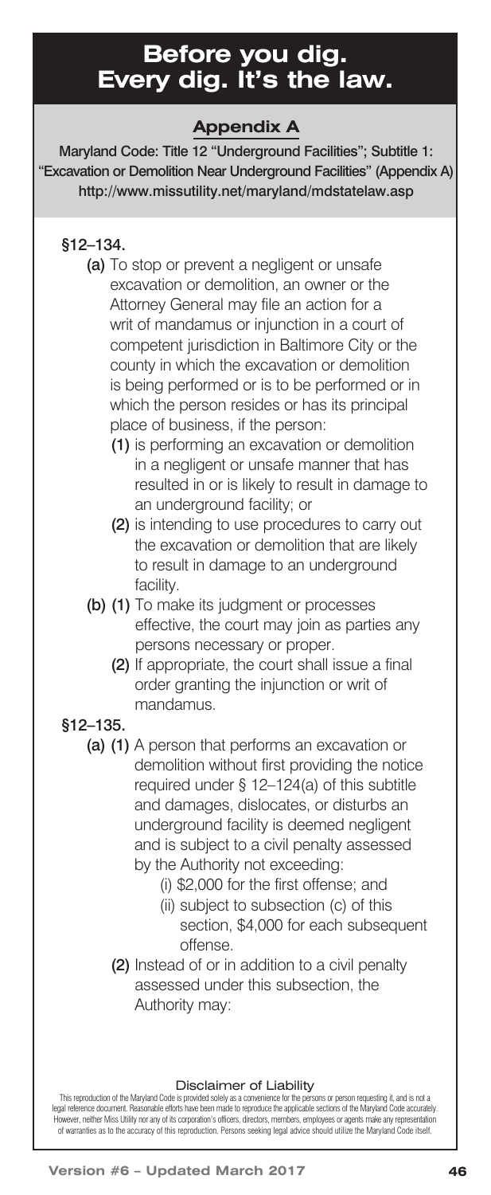# Before you dig. Every dig. It's the law.

## Appendix A

**Maryland Code: Title 12 "Underground Facilities"; Subtitle 1: "Excavation or Demolition Near Underground Facilities" (Appendix A)**
**http://www.missutility.net/maryland/mdstatelaw.asp**

**§12–134.**

**(a)** To stop or prevent a negligent or unsafe excavation or demolition, an owner or the Attorney General may file an action for a writ of mandamus or injunction in a court of competent jurisdiction in Baltimore City or the county in which the excavation or demolition is being performed or is to be performed or in which the person resides or has its principal place of business, if the person:

- **(1)** is performing an excavation or demolition in a negligent or unsafe manner that has resulted in or is likely to result in damage to an underground facility; or
- **(2)** is intending to use procedures to carry out the excavation or demolition that are likely to result in damage to an underground facility.

**(b) (1)** To make its judgment or processes effective, the court may join as parties any persons necessary or proper.

**(2)** If appropriate, the court shall issue a final order granting the injunction or writ of mandamus.

**§12–135.**

**(a) (1)** A person that performs an excavation or demolition without first providing the notice required under § 12–124(a) of this subtitle and damages, dislocates, or disturbs an underground facility is deemed negligent and is subject to a civil penalty assessed by the Authority not exceeding:

- (i) $2,000 for the first offense; and
- (ii) subject to subsection (c) of this section, $4,000 for each subsequent offense.

**(2)** Instead of or in addition to a civil penalty assessed under this subsection, the Authority may:

Disclaimer of Liability

This reproduction of the Maryland Code is provided solely as a convenience for the persons or person requesting it, and is not a legal reference document. Reasonable efforts have been made to reproduce the applicable sections of the Maryland Code accurately. However, neither Miss Utility nor any of its corporation's officers, directors, members, employees or agents make any representation of warranties as to the accuracy of this reproduction. Persons seeking legal advice should utilize the Maryland Code itself.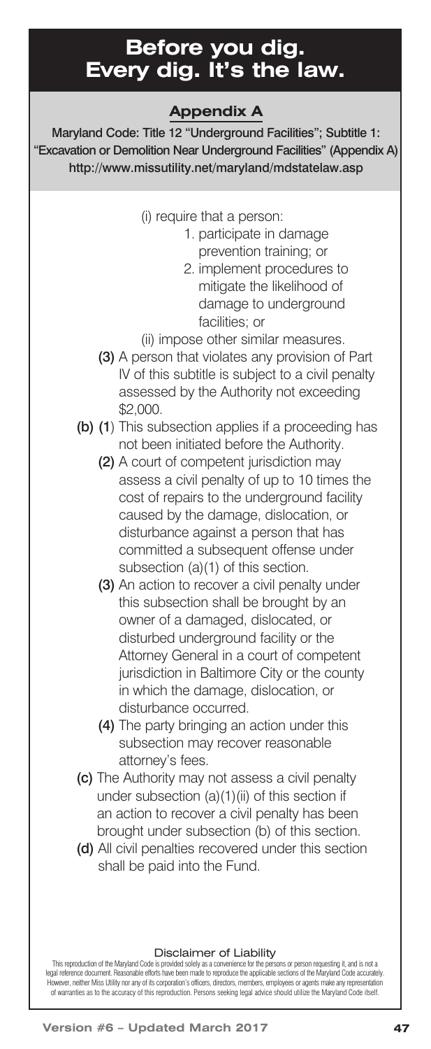# Before you dig. Every dig. It's the law.

## Appendix A

**Maryland Code: Title 12 "Underground Facilities"; Subtitle 1: "Excavation or Demolition Near Underground Facilities" (Appendix A)**
**http://www.missutility.net/maryland/mdstatelaw.asp**

(i) require that a person:

1. participate in damage prevention training; or
2. implement procedures to mitigate the likelihood of damage to underground facilities; or

(ii) impose other similar measures.

**(3)** A person that violates any provision of Part IV of this subtitle is subject to a civil penalty assessed by the Authority not exceeding $2,000.

**(b) (1)** This subsection applies if a proceeding has not been initiated before the Authority.

**(2)** A court of competent jurisdiction may assess a civil penalty of up to 10 times the cost of repairs to the underground facility caused by the damage, dislocation, or disturbance against a person that has committed a subsequent offense under subsection (a)(1) of this section.

**(3)** An action to recover a civil penalty under this subsection shall be brought by an owner of a damaged, dislocated, or disturbed underground facility or the Attorney General in a court of competent jurisdiction in Baltimore City or the county in which the damage, dislocation, or disturbance occurred.

**(4)** The party bringing an action under this subsection may recover reasonable attorney's fees.

**(c)** The Authority may not assess a civil penalty under subsection (a)(1)(ii) of this section if an action to recover a civil penalty has been brought under subsection (b) of this section.

**(d)** All civil penalties recovered under this section shall be paid into the Fund.

**Disclaimer of Liability**

This reproduction of the Maryland Code is provided solely as a convenience for the persons or person requesting it, and is not a legal reference document. Reasonable efforts have been made to reproduce the applicable sections of the Maryland Code accurately. However, neither Miss Utility nor any of its corporation's officers, directors, members, employees or agents make any representation of warranties as to the accuracy of this reproduction. Persons seeking legal advice should utilize the Maryland Code itself.

Version #6 – Updated March 2017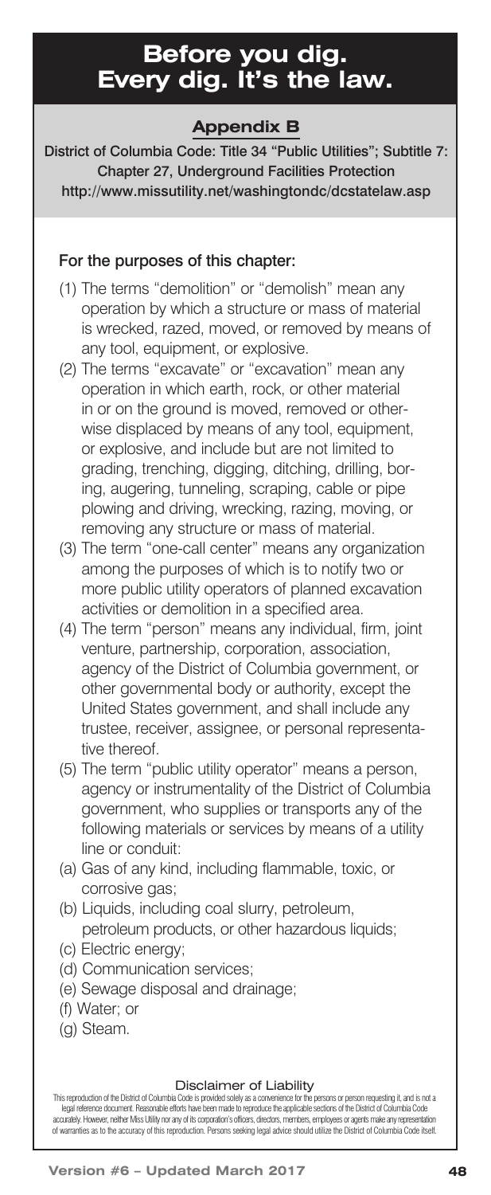# Before you dig. Every dig. It's the law.

## Appendix B

**District of Columbia Code: Title 34 "Public Utilities"; Subtitle 7: Chapter 27, Underground Facilities Protection**
**http://www.missutility.net/washingtondc/dcstatelaw.asp**

**For the purposes of this chapter:**

(1) The terms "demolition" or "demolish" mean any operation by which a structure or mass of material is wrecked, razed, moved, or removed by means of any tool, equipment, or explosive.

(2) The terms "excavate" or "excavation" mean any operation in which earth, rock, or other material in or on the ground is moved, removed or otherwise displaced by means of any tool, equipment, or explosive, and include but are not limited to grading, trenching, digging, ditching, drilling, boring, augering, tunneling, scraping, cable or pipe plowing and driving, wrecking, razing, moving, or removing any structure or mass of material.

(3) The term "one-call center" means any organization among the purposes of which is to notify two or more public utility operators of planned excavation activities or demolition in a specified area.

(4) The term "person" means any individual, firm, joint venture, partnership, corporation, association, agency of the District of Columbia government, or other governmental body or authority, except the United States government, and shall include any trustee, receiver, assignee, or personal representative thereof.

(5) The term "public utility operator" means a person, agency or instrumentality of the District of Columbia government, who supplies or transports any of the following materials or services by means of a utility line or conduit:

(a) Gas of any kind, including flammable, toxic, or corrosive gas;

(b) Liquids, including coal slurry, petroleum, petroleum products, or other hazardous liquids;

(c) Electric energy;

(d) Communication services;

(e) Sewage disposal and drainage;

(f) Water; or

(g) Steam.

**Disclaimer of Liability**

This reproduction of the District of Columbia Code is provided solely as a convenience for the persons or person requesting it, and is not a legal reference document. Reasonable efforts have been made to reproduce the applicable sections of the District of Columbia Code accurately. However, neither Miss Utility nor any of its corporation's officers, directors, members, employees or agents make any representation of warranties as to the accuracy of this reproduction. Persons seeking legal advice should utilize the District of Columbia Code itself.

Version #6 – Updated March 2017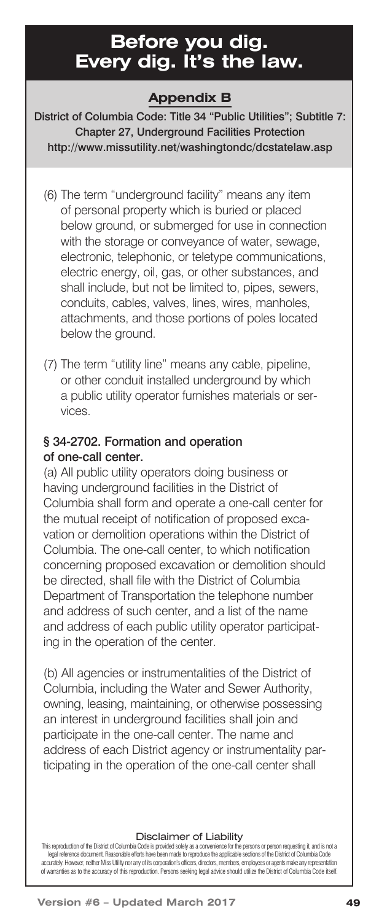# Before you dig. Every dig. It's the law.

## Appendix B

**District of Columbia Code: Title 34 "Public Utilities"; Subtitle 7: Chapter 27, Underground Facilities Protection**
**http://www.missutility.net/washingtondc/dcstatelaw.asp**

(6) The term "underground facility" means any item of personal property which is buried or placed below ground, or submerged for use in connection with the storage or conveyance of water, sewage, electronic, telephonic, or teletype communications, electric energy, oil, gas, or other substances, and shall include, but not be limited to, pipes, sewers, conduits, cables, valves, lines, wires, manholes, attachments, and those portions of poles located below the ground.

(7) The term "utility line" means any cable, pipeline, or other conduit installed underground by which a public utility operator furnishes materials or services.

### § 34-2702. Formation and operation of one-call center.

(a) All public utility operators doing business or having underground facilities in the District of Columbia shall form and operate a one-call center for the mutual receipt of notification of proposed excavation or demolition operations within the District of Columbia. The one-call center, to which notification concerning proposed excavation or demolition should be directed, shall file with the District of Columbia Department of Transportation the telephone number and address of such center, and a list of the name and address of each public utility operator participating in the operation of the center.

(b) All agencies or instrumentalities of the District of Columbia, including the Water and Sewer Authority, owning, leasing, maintaining, or otherwise possessing an interest in underground facilities shall join and participate in the one-call center. The name and address of each District agency or instrumentality participating in the operation of the one-call center shall

**Disclaimer of Liability**

This reproduction of the District of Columbia Code is provided solely as a convenience for the persons or person requesting it, and is not a legal reference document. Reasonable efforts have been made to reproduce the applicable sections of the District of Columbia Code accurately. However, neither Miss Utility nor any of its corporation's officers, directors, members, employees or agents make any representation of warranties as to the accuracy of this reproduction. Persons seeking legal advice should utilize the District of Columbia Code itself.

Version #6 – Updated March 2017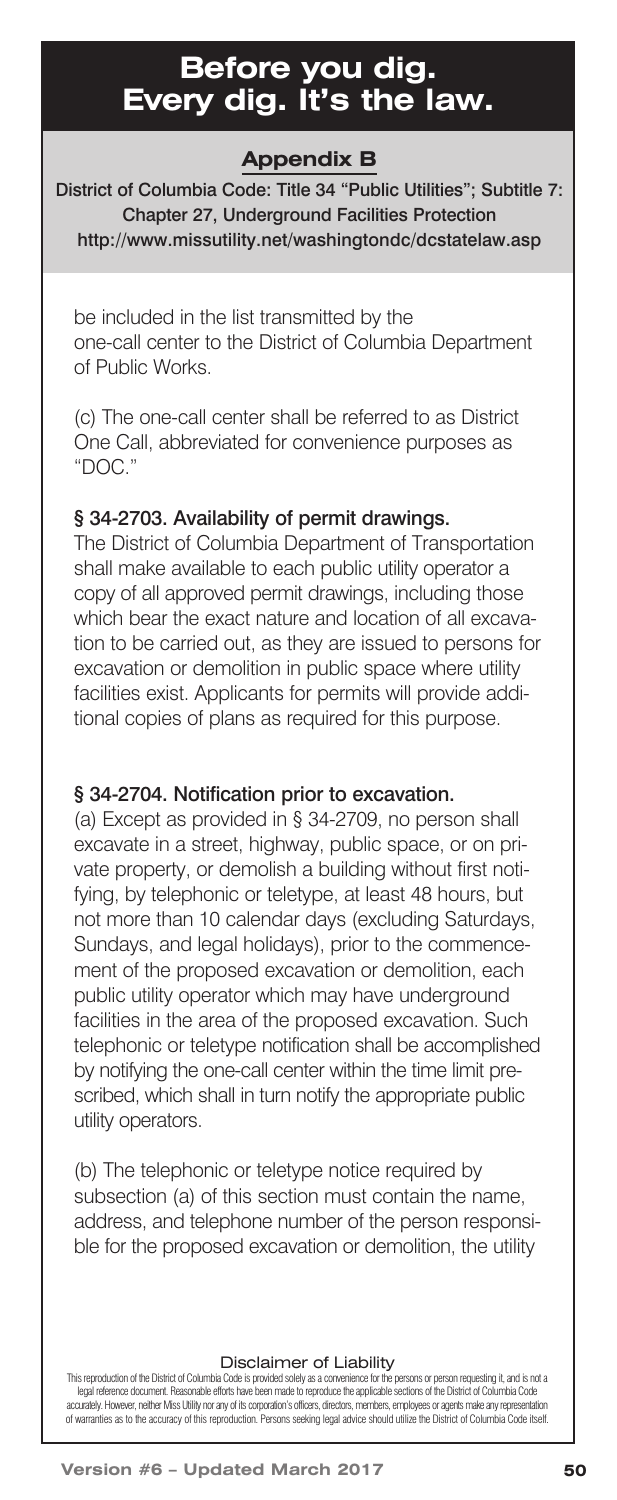# Before you dig. Every dig. It's the law.

## Appendix B

**District of Columbia Code: Title 34 "Public Utilities"; Subtitle 7: Chapter 27, Underground Facilities Protection**
**http://www.missutility.net/washingtondc/dcstatelaw.asp**

be included in the list transmitted by the one-call center to the District of Columbia Department of Public Works.

(c) The one-call center shall be referred to as District One Call, abbreviated for convenience purposes as "DOC."

### § 34-2703. Availability of permit drawings.

The District of Columbia Department of Transportation shall make available to each public utility operator a copy of all approved permit drawings, including those which bear the exact nature and location of all excavation to be carried out, as they are issued to persons for excavation or demolition in public space where utility facilities exist. Applicants for permits will provide additional copies of plans as required for this purpose.

### § 34-2704. Notification prior to excavation.

(a) Except as provided in § 34-2709, no person shall excavate in a street, highway, public space, or on private property, or demolish a building without first notifying, by telephonic or teletype, at least 48 hours, but not more than 10 calendar days (excluding Saturdays, Sundays, and legal holidays), prior to the commencement of the proposed excavation or demolition, each public utility operator which may have underground facilities in the area of the proposed excavation. Such telephonic or teletype notification shall be accomplished by notifying the one-call center within the time limit prescribed, which shall in turn notify the appropriate public utility operators.

(b) The telephonic or teletype notice required by subsection (a) of this section must contain the name, address, and telephone number of the person responsible for the proposed excavation or demolition, the utility

**Disclaimer of Liability**

This reproduction of the District of Columbia Code is provided solely as a convenience for the persons or person requesting it, and is not a legal reference document. Reasonable efforts have been made to reproduce the applicable sections of the District of Columbia Code accurately. However, neither Miss Utility nor any of its corporation's officers, directors, members, employees or agents make any representation of warranties as to the accuracy of this reproduction. Persons seeking legal advice should utilize the District of Columbia Code itself.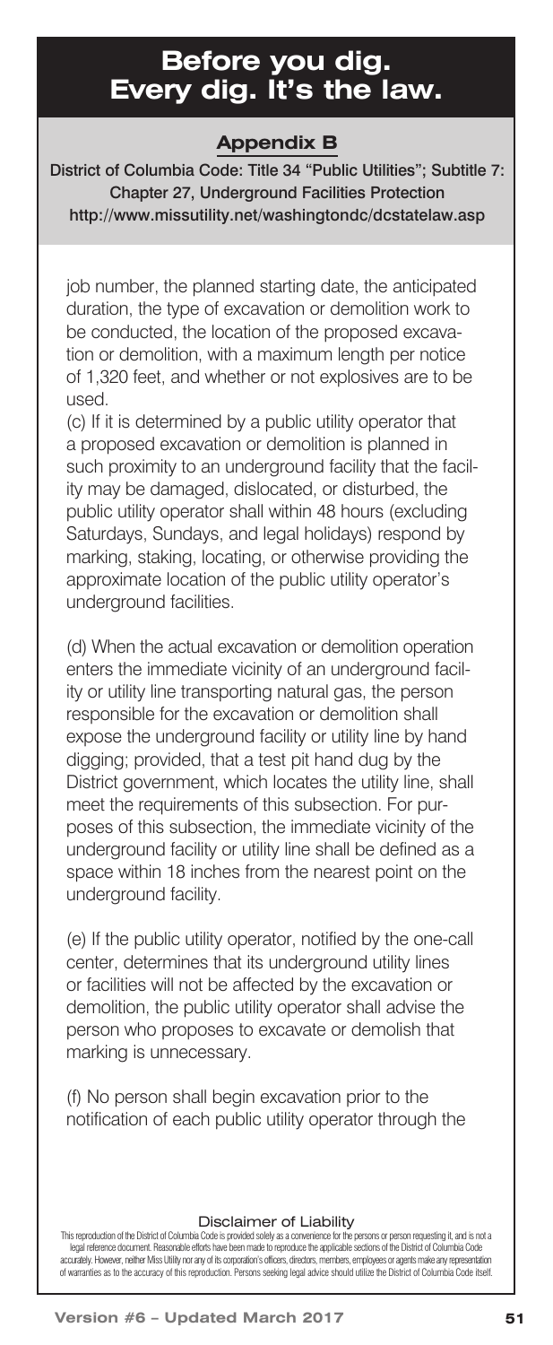# Before you dig. Every dig. It's the law.

## Appendix B

**District of Columbia Code: Title 34 "Public Utilities"; Subtitle 7: Chapter 27, Underground Facilities Protection**
**http://www.missutility.net/washingtondc/dcstatelaw.asp**

job number, the planned starting date, the anticipated duration, the type of excavation or demolition work to be conducted, the location of the proposed excavation or demolition, with a maximum length per notice of 1,320 feet, and whether or not explosives are to be used.

(c) If it is determined by a public utility operator that a proposed excavation or demolition is planned in such proximity to an underground facility that the facility may be damaged, dislocated, or disturbed, the public utility operator shall within 48 hours (excluding Saturdays, Sundays, and legal holidays) respond by marking, staking, locating, or otherwise providing the approximate location of the public utility operator's underground facilities.

(d) When the actual excavation or demolition operation enters the immediate vicinity of an underground facility or utility line transporting natural gas, the person responsible for the excavation or demolition shall expose the underground facility or utility line by hand digging; provided, that a test pit hand dug by the District government, which locates the utility line, shall meet the requirements of this subsection. For purposes of this subsection, the immediate vicinity of the underground facility or utility line shall be defined as a space within 18 inches from the nearest point on the underground facility.

(e) If the public utility operator, notified by the one-call center, determines that its underground utility lines or facilities will not be affected by the excavation or demolition, the public utility operator shall advise the person who proposes to excavate or demolish that marking is unnecessary.

(f) No person shall begin excavation prior to the notification of each public utility operator through the

**Disclaimer of Liability**

This reproduction of the District of Columbia Code is provided solely as a convenience for the persons or person requesting it, and is not a legal reference document. Reasonable efforts have been made to reproduce the applicable sections of the District of Columbia Code accurately. However, neither Miss Utility nor any of its corporation's officers, directors, members, employees or agents make any representation of warranties as to the accuracy of this reproduction. Persons seeking legal advice should utilize the District of Columbia Code itself.

Version #6 – Updated March 2017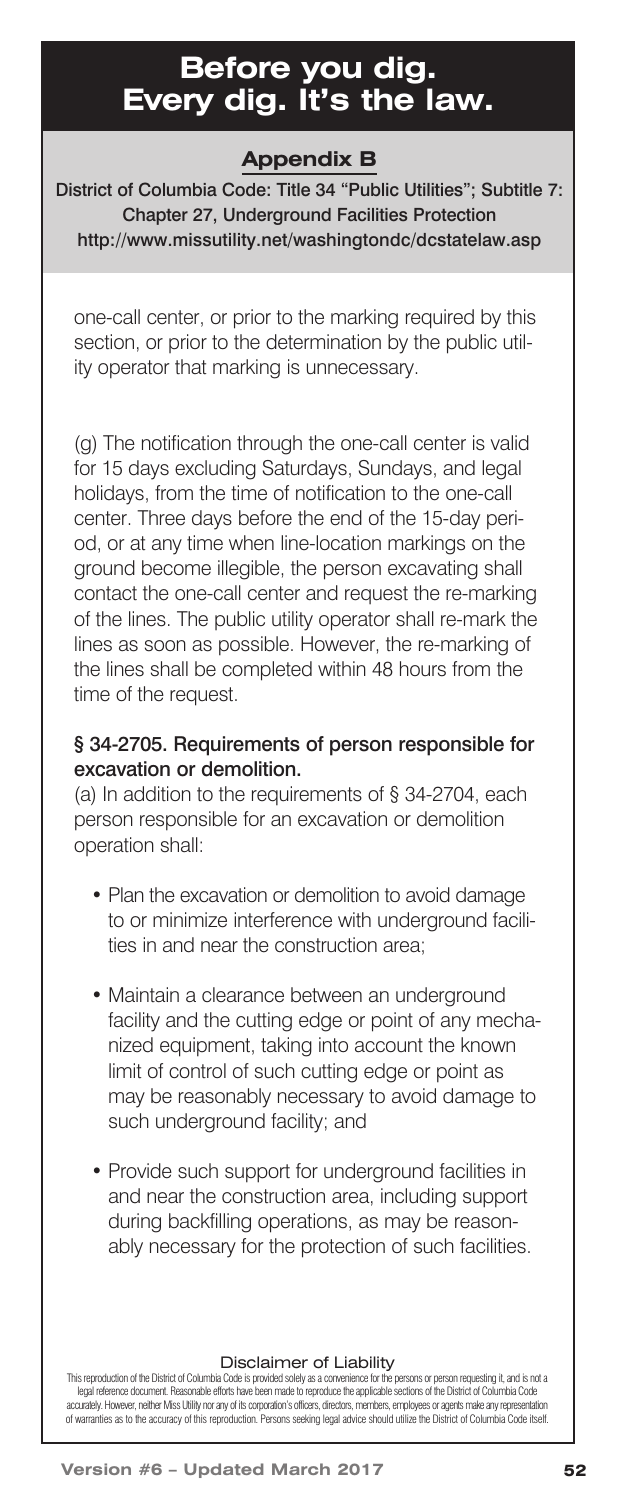# Before you dig. Every dig. It's the law.

## Appendix B

**District of Columbia Code: Title 34 "Public Utilities"; Subtitle 7: Chapter 27, Underground Facilities Protection**
**http://www.missutility.net/washingtondc/dcstatelaw.asp**

one-call center, or prior to the marking required by this section, or prior to the determination by the public utility operator that marking is unnecessary.

(g) The notification through the one-call center is valid for 15 days excluding Saturdays, Sundays, and legal holidays, from the time of notification to the one-call center. Three days before the end of the 15-day period, or at any time when line-location markings on the ground become illegible, the person excavating shall contact the one-call center and request the re-marking of the lines. The public utility operator shall re-mark the lines as soon as possible. However, the re-marking of the lines shall be completed within 48 hours from the time of the request.

**§ 34-2705. Requirements of person responsible for excavation or demolition.**

(a) In addition to the requirements of § 34-2704, each person responsible for an excavation or demolition operation shall:

- Plan the excavation or demolition to avoid damage to or minimize interference with underground facilities in and near the construction area;
- Maintain a clearance between an underground facility and the cutting edge or point of any mechanized equipment, taking into account the known limit of control of such cutting edge or point as may be reasonably necessary to avoid damage to such underground facility; and
- Provide such support for underground facilities in and near the construction area, including support during backfilling operations, as may be reasonably necessary for the protection of such facilities.

Disclaimer of Liability

This reproduction of the District of Columbia Code is provided solely as a convenience for the persons or person requesting it, and is not a legal reference document. Reasonable efforts have been made to reproduce the applicable sections of the District of Columbia Code accurately. However, neither Miss Utility nor any of its corporation's officers, directors, members, employees or agents make any representation of warranties as to the accuracy of this reproduction. Persons seeking legal advice should utilize the District of Columbia Code itself.

Version #6 – Updated March 2017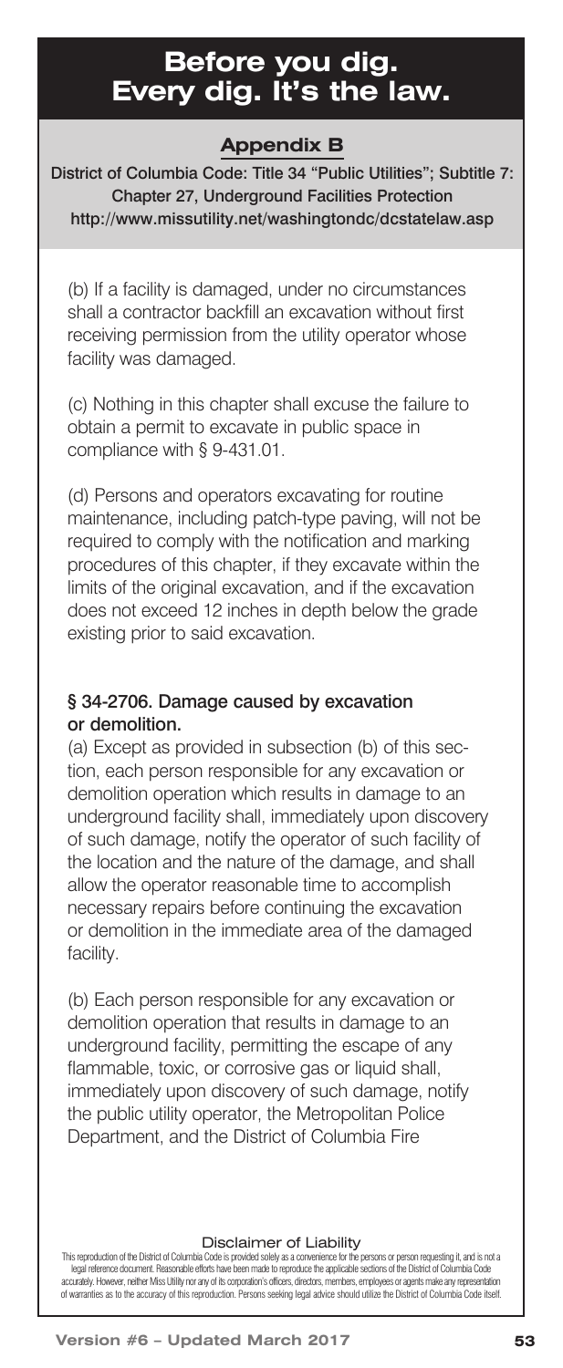# Before you dig. Every dig. It's the law.

## Appendix B

**District of Columbia Code: Title 34 "Public Utilities"; Subtitle 7: Chapter 27, Underground Facilities Protection**
**http://www.missutility.net/washingtondc/dcstatelaw.asp**

(b) If a facility is damaged, under no circumstances shall a contractor backfill an excavation without first receiving permission from the utility operator whose facility was damaged.

(c) Nothing in this chapter shall excuse the failure to obtain a permit to excavate in public space in compliance with § 9-431.01.

(d) Persons and operators excavating for routine maintenance, including patch-type paving, will not be required to comply with the notification and marking procedures of this chapter, if they excavate within the limits of the original excavation, and if the excavation does not exceed 12 inches in depth below the grade existing prior to said excavation.

### § 34-2706. Damage caused by excavation or demolition.

(a) Except as provided in subsection (b) of this section, each person responsible for any excavation or demolition operation which results in damage to an underground facility shall, immediately upon discovery of such damage, notify the operator of such facility of the location and the nature of the damage, and shall allow the operator reasonable time to accomplish necessary repairs before continuing the excavation or demolition in the immediate area of the damaged facility.

(b) Each person responsible for any excavation or demolition operation that results in damage to an underground facility, permitting the escape of any flammable, toxic, or corrosive gas or liquid shall, immediately upon discovery of such damage, notify the public utility operator, the Metropolitan Police Department, and the District of Columbia Fire

**Disclaimer of Liability**

This reproduction of the District of Columbia Code is provided solely as a convenience for the persons or person requesting it, and is not a legal reference document. Reasonable efforts have been made to reproduce the applicable sections of the District of Columbia Code accurately. However, neither Miss Utility nor any of its corporation's officers, directors, members, employees or agents make any representation of warranties as to the accuracy of this reproduction. Persons seeking legal advice should utilize the District of Columbia Code itself.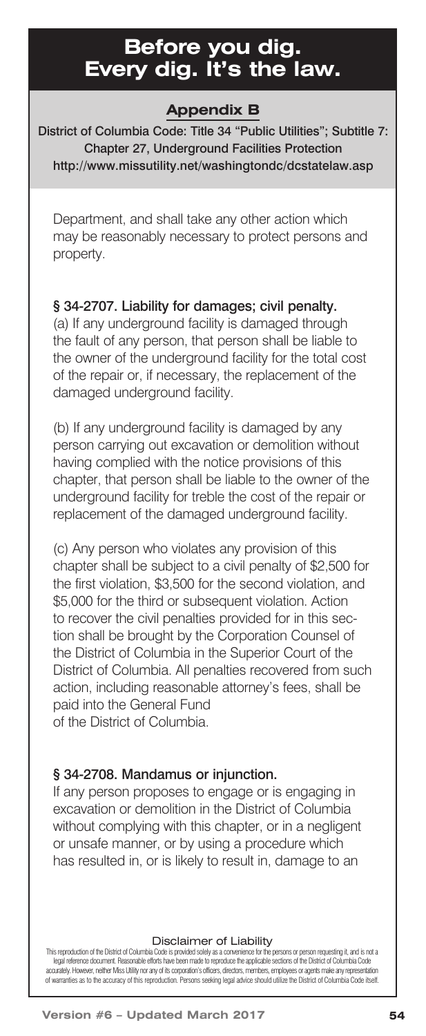Department, and shall take any other action which may be reasonably necessary to protect persons and property.

**§ 34-2707. Liability for damages; civil penalty.**

(a) If any underground facility is damaged through the fault of any person, that person shall be liable to the owner of the underground facility for the total cost of the repair or, if necessary, the replacement of the damaged underground facility.

(b) If any underground facility is damaged by any person carrying out excavation or demolition without having complied with the notice provisions of this chapter, that person shall be liable to the owner of the underground facility for treble the cost of the repair or replacement of the damaged underground facility.

(c) Any person who violates any provision of this chapter shall be subject to a civil penalty of $2,500 for the first violation, $3,500 for the second violation, and $5,000 for the third or subsequent violation. Action to recover the civil penalties provided for in this section shall be brought by the Corporation Counsel of the District of Columbia in the Superior Court of the District of Columbia. All penalties recovered from such action, including reasonable attorney's fees, shall be paid into the General Fund of the District of Columbia.

**§ 34-2708. Mandamus or injunction.**

If any person proposes to engage or is engaging in excavation or demolition in the District of Columbia without complying with this chapter, or in a negligent or unsafe manner, or by using a procedure which has resulted in, or is likely to result in, damage to an

**Disclaimer of Liability**

This reproduction of the District of Columbia Code is provided solely as a convenience for the persons or person requesting it, and is not a legal reference document. Reasonable efforts have been made to reproduce the applicable sections of the District of Columbia Code accurately. However, neither Miss Utility nor any of its corporation's officers, directors, members, employees or agents make any representation of warranties as to the accuracy of this reproduction. Persons seeking legal advice should utilize the District of Columbia Code itself.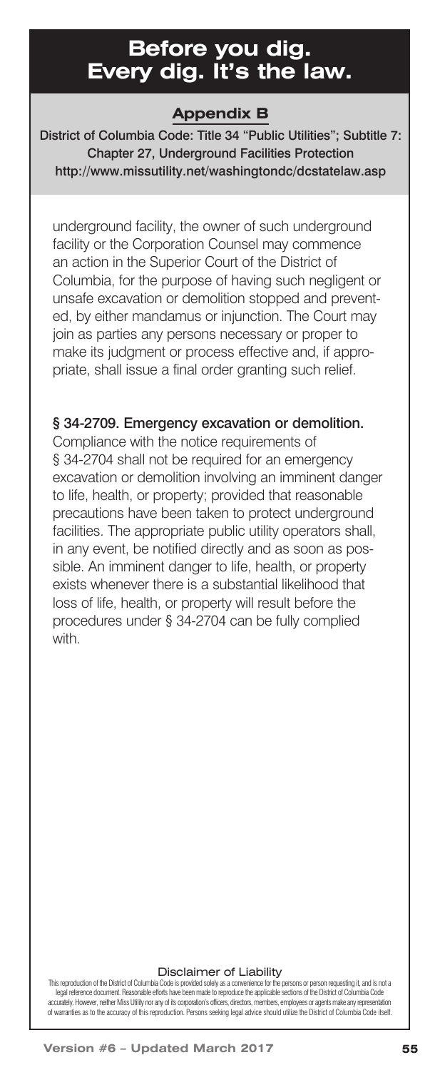# Before you dig. Every dig. It's the law.

## Appendix B

**District of Columbia Code: Title 34 "Public Utilities"; Subtitle 7: Chapter 27, Underground Facilities Protection**
**http://www.missutility.net/washingtondc/dcstatelaw.asp**

underground facility, the owner of such underground facility or the Corporation Counsel may commence an action in the Superior Court of the District of Columbia, for the purpose of having such negligent or unsafe excavation or demolition stopped and prevented, by either mandamus or injunction. The Court may join as parties any persons necessary or proper to make its judgment or process effective and, if appropriate, shall issue a final order granting such relief.

**§ 34-2709. Emergency excavation or demolition.**
Compliance with the notice requirements of § 34-2704 shall not be required for an emergency excavation or demolition involving an imminent danger to life, health, or property; provided that reasonable precautions have been taken to protect underground facilities. The appropriate public utility operators shall, in any event, be notified directly and as soon as possible. An imminent danger to life, health, or property exists whenever there is a substantial likelihood that loss of life, health, or property will result before the procedures under § 34-2704 can be fully complied with.

**Disclaimer of Liability**

This reproduction of the District of Columbia Code is provided solely as a convenience for the persons or person requesting it, and is not a legal reference document. Reasonable efforts have been made to reproduce the applicable sections of the District of Columbia Code accurately. However, neither Miss Utility nor any of its corporation's officers, directors, members, employees or agents make any representation of warranties as to the accuracy of this reproduction. Persons seeking legal advice should utilize the District of Columbia Code itself.

Version #6 – Updated March 2017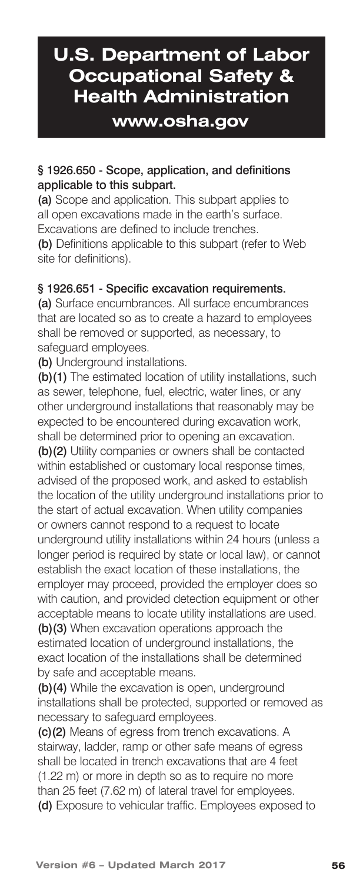# U.S. Department of Labor Occupational Safety & Health Administration

## www.osha.gov

**§ 1926.650 - Scope, application, and definitions applicable to this subpart.**

**(a)** Scope and application. This subpart applies to all open excavations made in the earth's surface. Excavations are defined to include trenches.

**(b)** Definitions applicable to this subpart (refer to Web site for definitions).

**§ 1926.651 - Specific excavation requirements.**

**(a)** Surface encumbrances. All surface encumbrances that are located so as to create a hazard to employees shall be removed or supported, as necessary, to safeguard employees.

**(b)** Underground installations.

**(b)(1)** The estimated location of utility installations, such as sewer, telephone, fuel, electric, water lines, or any other underground installations that reasonably may be expected to be encountered during excavation work, shall be determined prior to opening an excavation.

**(b)(2)** Utility companies or owners shall be contacted within established or customary local response times, advised of the proposed work, and asked to establish the location of the utility underground installations prior to the start of actual excavation. When utility companies or owners cannot respond to a request to locate underground utility installations within 24 hours (unless a longer period is required by state or local law), or cannot establish the exact location of these installations, the employer may proceed, provided the employer does so with caution, and provided detection equipment or other acceptable means to locate utility installations are used.

**(b)(3)** When excavation operations approach the estimated location of underground installations, the exact location of the installations shall be determined by safe and acceptable means.

**(b)(4)** While the excavation is open, underground installations shall be protected, supported or removed as necessary to safeguard employees.

**(c)(2)** Means of egress from trench excavations. A stairway, ladder, ramp or other safe means of egress shall be located in trench excavations that are 4 feet (1.22 m) or more in depth so as to require no more than 25 feet (7.62 m) of lateral travel for employees.

**(d)** Exposure to vehicular traffic. Employees exposed to

Version #6 – Updated March 2017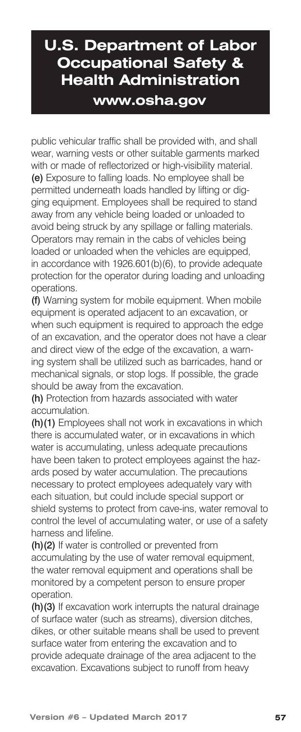public vehicular traffic shall be provided with, and shall wear, warning vests or other suitable garments marked with or made of reflectorized or high-visibility material.

**(e)** Exposure to falling loads. No employee shall be permitted underneath loads handled by lifting or digging equipment. Employees shall be required to stand away from any vehicle being loaded or unloaded to avoid being struck by any spillage or falling materials. Operators may remain in the cabs of vehicles being loaded or unloaded when the vehicles are equipped, in accordance with 1926.601(b)(6), to provide adequate protection for the operator during loading and unloading operations.

**(f)** Warning system for mobile equipment. When mobile equipment is operated adjacent to an excavation, or when such equipment is required to approach the edge of an excavation, and the operator does not have a clear and direct view of the edge of the excavation, a warning system shall be utilized such as barricades, hand or mechanical signals, or stop logs. If possible, the grade should be away from the excavation.

**(h)** Protection from hazards associated with water accumulation.

**(h)(1)** Employees shall not work in excavations in which there is accumulated water, or in excavations in which water is accumulating, unless adequate precautions have been taken to protect employees against the hazards posed by water accumulation. The precautions necessary to protect employees adequately vary with each situation, but could include special support or shield systems to protect from cave-ins, water removal to control the level of accumulating water, or use of a safety harness and lifeline.

**(h)(2)** If water is controlled or prevented from accumulating by the use of water removal equipment, the water removal equipment and operations shall be monitored by a competent person to ensure proper operation.

**(h)(3)** If excavation work interrupts the natural drainage of surface water (such as streams), diversion ditches, dikes, or other suitable means shall be used to prevent surface water from entering the excavation and to provide adequate drainage of the area adjacent to the excavation. Excavations subject to runoff from heavy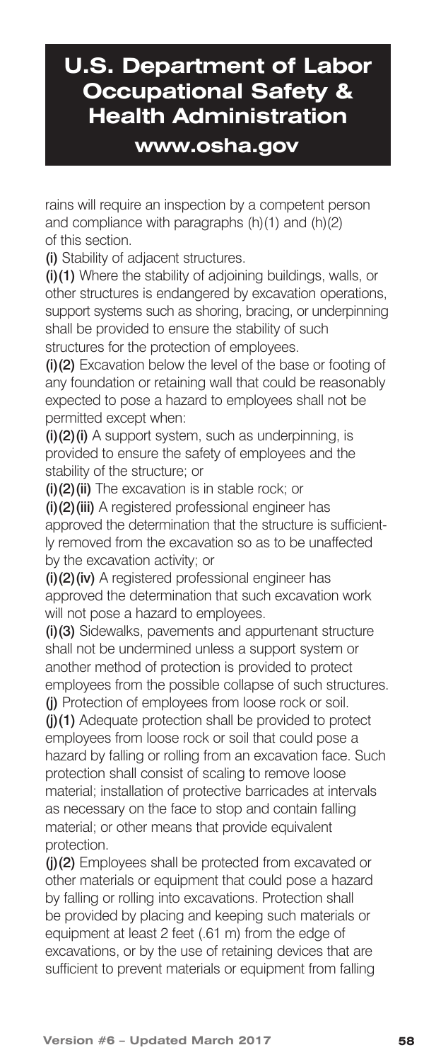rains will require an inspection by a competent person and compliance with paragraphs (h)(1) and (h)(2) of this section.

**(i)** Stability of adjacent structures.

**(i)(1)** Where the stability of adjoining buildings, walls, or other structures is endangered by excavation operations, support systems such as shoring, bracing, or underpinning shall be provided to ensure the stability of such structures for the protection of employees.

**(i)(2)** Excavation below the level of the base or footing of any foundation or retaining wall that could be reasonably expected to pose a hazard to employees shall not be permitted except when:

**(i)(2)(i)** A support system, such as underpinning, is provided to ensure the safety of employees and the stability of the structure; or

**(i)(2)(ii)** The excavation is in stable rock; or

**(i)(2)(iii)** A registered professional engineer has approved the determination that the structure is sufficiently removed from the excavation so as to be unaffected by the excavation activity; or

**(i)(2)(iv)** A registered professional engineer has approved the determination that such excavation work will not pose a hazard to employees.

**(i)(3)** Sidewalks, pavements and appurtenant structure shall not be undermined unless a support system or another method of protection is provided to protect employees from the possible collapse of such structures.

**(j)** Protection of employees from loose rock or soil.

**(j)(1)** Adequate protection shall be provided to protect employees from loose rock or soil that could pose a hazard by falling or rolling from an excavation face. Such protection shall consist of scaling to remove loose material; installation of protective barricades at intervals as necessary on the face to stop and contain falling material; or other means that provide equivalent protection.

**(j)(2)** Employees shall be protected from excavated or other materials or equipment that could pose a hazard by falling or rolling into excavations. Protection shall be provided by placing and keeping such materials or equipment at least 2 feet (.61 m) from the edge of excavations, or by the use of retaining devices that are sufficient to prevent materials or equipment from falling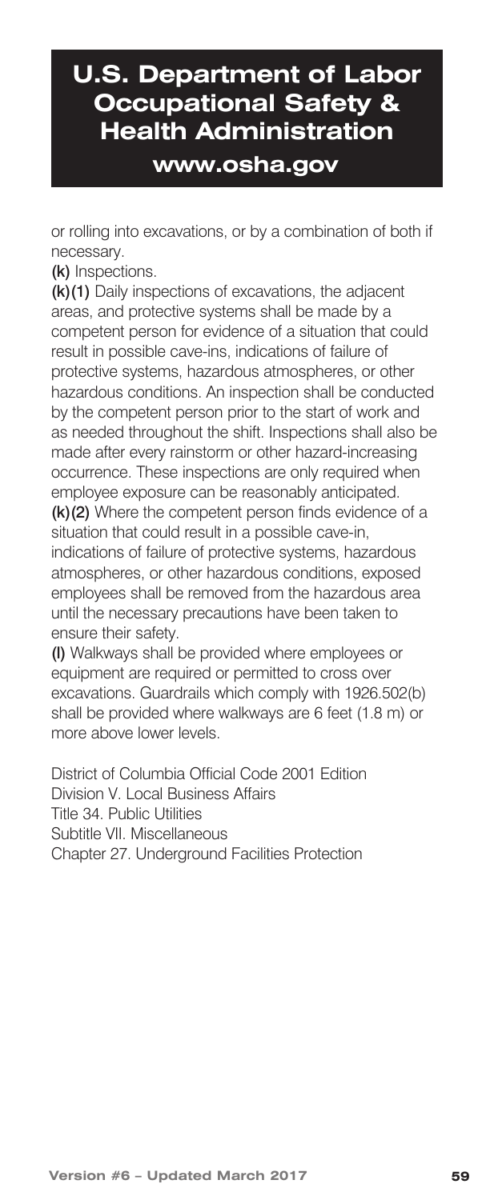or rolling into excavations, or by a combination of both if necessary.

**(k)** Inspections.

**(k)(1)** Daily inspections of excavations, the adjacent areas, and protective systems shall be made by a competent person for evidence of a situation that could result in possible cave-ins, indications of failure of protective systems, hazardous atmospheres, or other hazardous conditions. An inspection shall be conducted by the competent person prior to the start of work and as needed throughout the shift. Inspections shall also be made after every rainstorm or other hazard-increasing occurrence. These inspections are only required when employee exposure can be reasonably anticipated.

**(k)(2)** Where the competent person finds evidence of a situation that could result in a possible cave-in, indications of failure of protective systems, hazardous atmospheres, or other hazardous conditions, exposed employees shall be removed from the hazardous area until the necessary precautions have been taken to ensure their safety.

**(l)** Walkways shall be provided where employees or equipment are required or permitted to cross over excavations. Guardrails which comply with 1926.502(b) shall be provided where walkways are 6 feet (1.8 m) or more above lower levels.

District of Columbia Official Code 2001 Edition
Division V. Local Business Affairs
Title 34. Public Utilities
Subtitle VII. Miscellaneous
Chapter 27. Underground Facilities Protection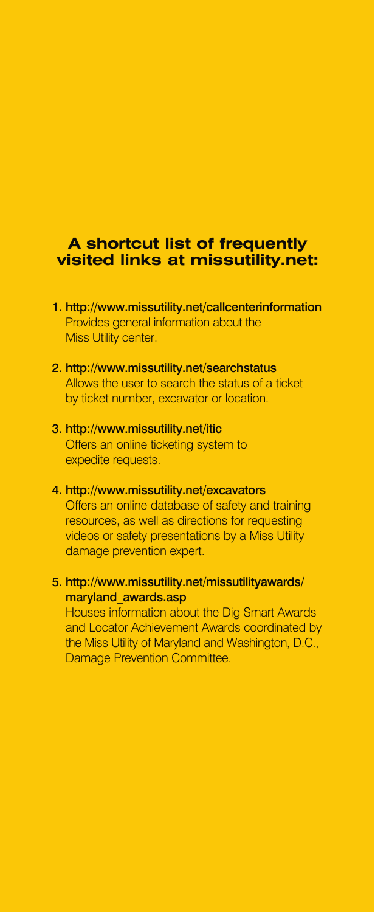## A shortcut list of frequently visited links at missutility.net:

1. **http://www.missutility.net/callcenterinformation**
   Provides general information about the Miss Utility center.

2. **http://www.missutility.net/searchstatus**
   Allows the user to search the status of a ticket by ticket number, excavator or location.

3. **http://www.missutility.net/itic**
   Offers an online ticketing system to expedite requests.

4. **http://www.missutility.net/excavators**
   Offers an online database of safety and training resources, as well as directions for requesting videos or safety presentations by a Miss Utility damage prevention expert.

5. **http://www.missutility.net/missutilityawards/maryland_awards.asp**
   Houses information about the Dig Smart Awards and Locator Achievement Awards coordinated by the Miss Utility of Maryland and Washington, D.C., Damage Prevention Committee.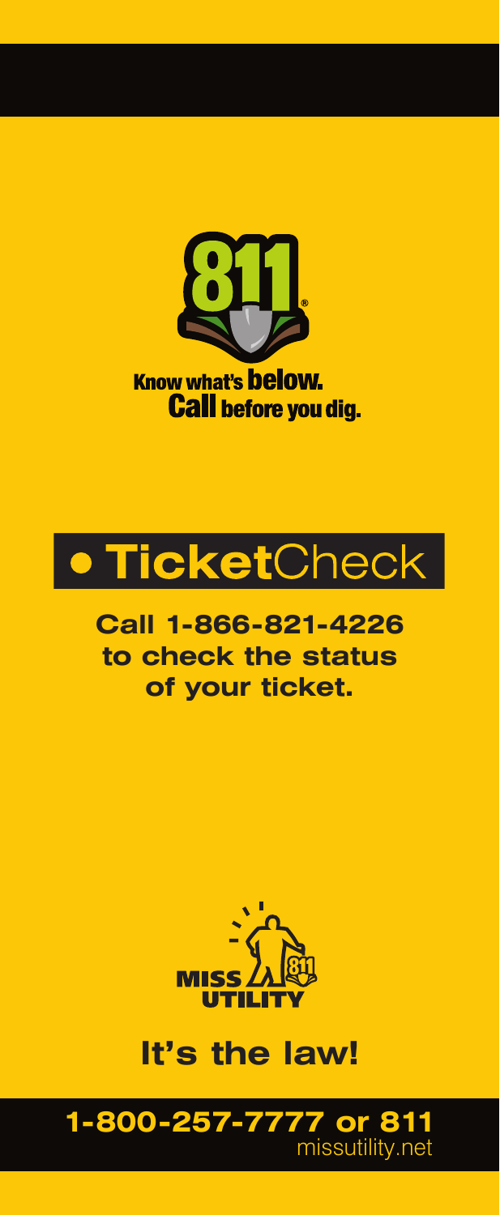811®

Know what's **below.**
**Call** before you dig.

# • **Ticket**Check

**Call 1-866-821-4226 to check the status of your ticket.**

MISS UTILITY 811

## It's the law!

**1-800-257-7777 or 811**
missutility.net